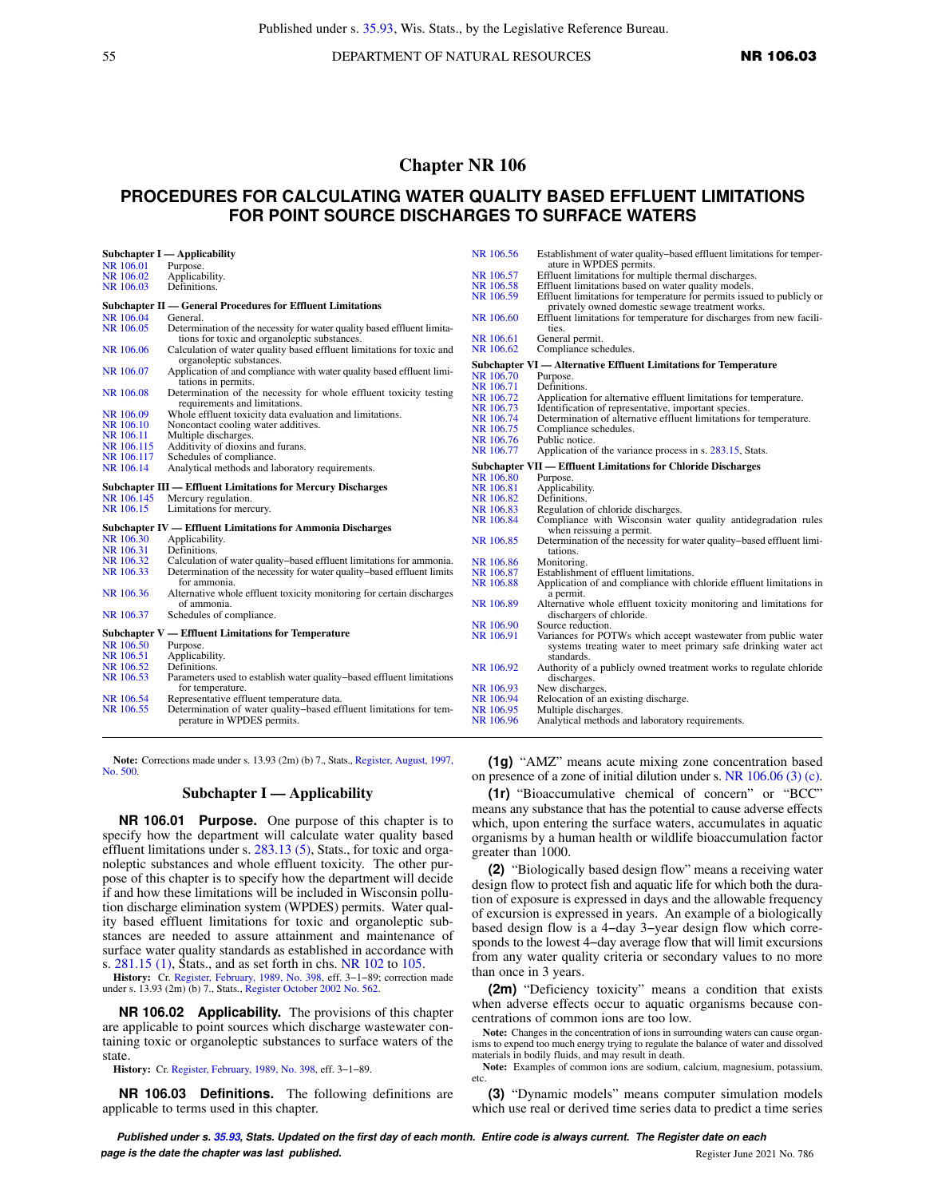# Chapter NR 106

## PROCEDURES FOR CALCULATING WATER QUALITY BASED EFFLUENT LIMITATIONS FOR POINT SOURCE DISCHARGES TO SURFACE WATERS

**Subchapter I — Applicability**

NR 106.01 Purpose.
NR 106.02 Applicability.
NR 106.03 Definitions.

**Subchapter II — General Procedures for Effluent Limitations**

NR 106.04 General.
NR 106.05 Determination of the necessity for water quality based effluent limitations for toxic and organoleptic substances.
NR 106.06 Calculation of water quality based effluent limitations for toxic and organoleptic substances.
NR 106.07 Application of and compliance with water quality based effluent limitations in permits.
NR 106.08 Determination of the necessity for whole effluent toxicity testing requirements and limitations.
NR 106.09 Whole effluent toxicity data evaluation and limitations.
NR 106.10 Noncontact cooling water additives.
NR 106.11 Multiple discharges.
NR 106.115 Additivity of dioxins and furans.
NR 106.117 Schedules of compliance.
NR 106.14 Analytical methods and laboratory requirements.

**Subchapter III — Effluent Limitations for Mercury Discharges**

NR 106.145 Mercury regulation.
NR 106.15 Limitations for mercury.

**Subchapter IV — Effluent Limitations for Ammonia Discharges**

NR 106.30 Applicability.
NR 106.31 Definitions.
NR 106.32 Calculation of water quality–based effluent limitations for ammonia.
NR 106.33 Determination of the necessity for water quality–based effluent limits for ammonia.
NR 106.36 Alternative whole effluent toxicity monitoring for certain discharges of ammonia.
NR 106.37 Schedules of compliance.

**Subchapter V — Effluent Limitations for Temperature**

NR 106.50 Purpose.
NR 106.51 Applicability.
NR 106.52 Definitions.
NR 106.53 Parameters used to establish water quality–based effluent limitations for temperature.
NR 106.54 Representative effluent temperature data.
NR 106.55 Determination of water quality–based effluent limitations for temperature in WPDES permits.
NR 106.56 Establishment of water quality–based effluent limitations for temperature in WPDES permits.
NR 106.57 Effluent limitations for multiple thermal discharges.
NR 106.58 Effluent limitations based on water quality models.
NR 106.59 Effluent limitations for temperature for permits issued to publicly or privately owned domestic sewage treatment works.
NR 106.60 Effluent limitations for temperature for discharges from new facilities.
NR 106.61 General permit.
NR 106.62 Compliance schedules.

**Subchapter VI — Alternative Effluent Limitations for Temperature**

NR 106.70 Purpose.
NR 106.71 Definitions.
NR 106.72 Application for alternative effluent limitations for temperature.
NR 106.73 Identification of representative, important species.
NR 106.74 Determination of alternative effluent limitations for temperature.
NR 106.75 Compliance schedules.
NR 106.76 Public notice.
NR 106.77 Application of the variance process in s. 283.15, Stats.

**Subchapter VII — Effluent Limitations for Chloride Discharges**

NR 106.80 Purpose.
NR 106.81 Applicability.
NR 106.82 Definitions.
NR 106.83 Regulation of chloride discharges.
NR 106.84 Compliance with Wisconsin water quality antidegradation rules when reissuing a permit.
NR 106.85 Determination of the necessity for water quality–based effluent limitations.
NR 106.86 Monitoring.
NR 106.87 Establishment of effluent limitations.
NR 106.88 Application of and compliance with chloride effluent limitations in a permit.
NR 106.89 Alternative whole effluent toxicity monitoring and limitations for dischargers of chloride.
NR 106.90 Source reduction.
NR 106.91 Variances for POTWs which accept wastewater from public water systems treating water to meet primary safe drinking water act standards.
NR 106.92 Authority of a publicly owned treatment works to regulate chloride discharges.
NR 106.93 New discharges.
NR 106.94 Relocation of an existing discharge.
NR 106.95 Multiple discharges.
NR 106.96 Analytical methods and laboratory requirements.

**Note:** Corrections made under s. 13.93 (2m) (b) 7., Stats., Register, August, 1997, No. 500.

### Subchapter I — Applicability

**NR 106.01 Purpose.** One purpose of this chapter is to specify how the department will calculate water quality based effluent limitations under s. 283.13 (5), Stats., for toxic and organoleptic substances and whole effluent toxicity. The other purpose of this chapter is to specify how the department will decide if and how these limitations will be included in Wisconsin pollution discharge elimination system (WPDES) permits. Water quality based effluent limitations for toxic and organoleptic substances are needed to assure attainment and maintenance of surface water quality standards as established in accordance with s. 281.15 (1), Stats., and as set forth in chs. NR 102 to 105.

**History:** Cr. Register, February, 1989, No. 398, eff. 3–1–89; correction made under s. 13.93 (2m) (b) 7., Stats., Register October 2002 No. 562.

**NR 106.02 Applicability.** The provisions of this chapter are applicable to point sources which discharge wastewater containing toxic or organoleptic substances to surface waters of the state.

**History:** Cr. Register, February, 1989, No. 398, eff. 3–1–89.

**NR 106.03 Definitions.** The following definitions are applicable to terms used in this chapter.

**(1g)** "AMZ" means acute mixing zone concentration based on presence of a zone of initial dilution under s. NR 106.06 (3) (c).

**(1r)** "Bioaccumulative chemical of concern" or "BCC" means any substance that has the potential to cause adverse effects which, upon entering the surface waters, accumulates in aquatic organisms by a human health or wildlife bioaccumulation factor greater than 1000.

**(2)** "Biologically based design flow" means a receiving water design flow to protect fish and aquatic life for which both the duration of exposure is expressed in days and the allowable frequency of excursion is expressed in years. An example of a biologically based design flow is a 4–day 3–year design flow which corresponds to the lowest 4–day average flow that will limit excursions from any water quality criteria or secondary values to no more than once in 3 years.

**(2m)** "Deficiency toxicity" means a condition that exists when adverse effects occur to aquatic organisms because concentrations of common ions are too low.

**Note:** Changes in the concentration of ions in surrounding waters can cause organisms to expend too much energy trying to regulate the balance of water and dissolved materials in bodily fluids, and may result in death.

**Note:** Examples of common ions are sodium, calcium, magnesium, potassium, etc.

**(3)** "Dynamic models" means computer simulation models which use real or derived time series data to predict a time series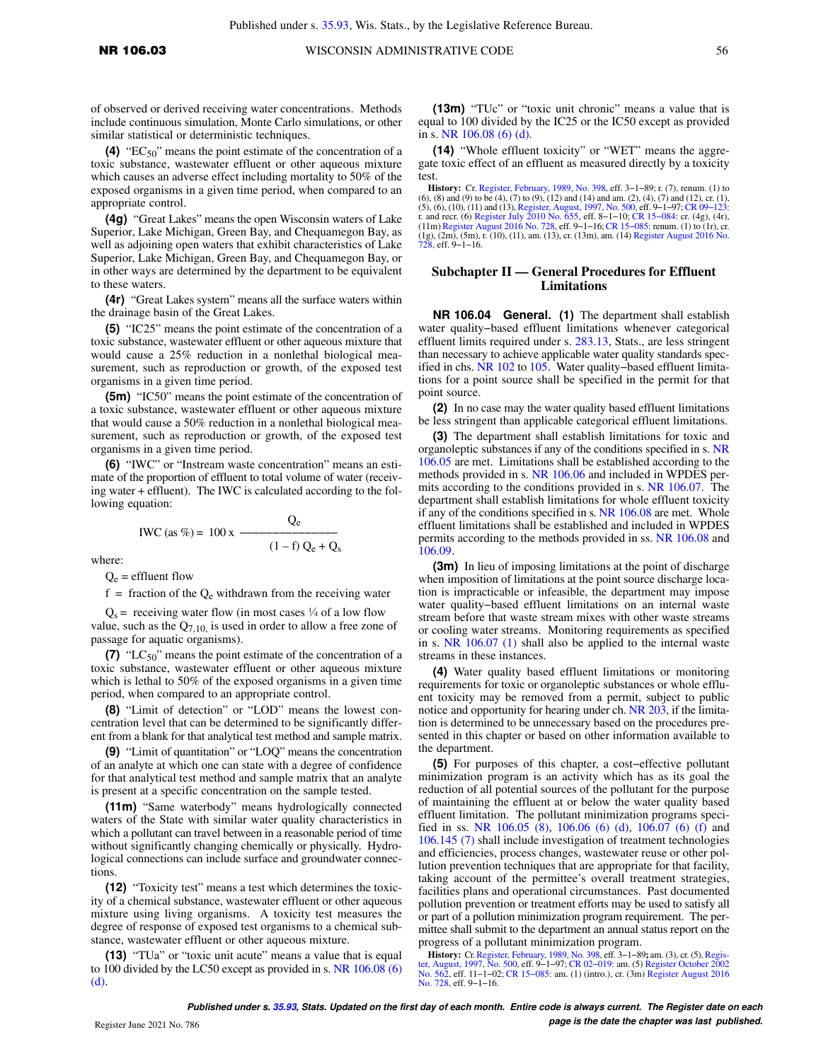of observed or derived receiving water concentrations. Methods include continuous simulation, Monte Carlo simulations, or other similar statistical or deterministic techniques.

**(4)** "$EC_{50}$" means the point estimate of the concentration of a toxic substance, wastewater effluent or other aqueous mixture which causes an adverse effect including mortality to 50% of the exposed organisms in a given time period, when compared to an appropriate control.

**(4g)** "Great Lakes" means the open Wisconsin waters of Lake Superior, Lake Michigan, Green Bay, and Chequamegon Bay, as well as adjoining open waters that exhibit characteristics of Lake Superior, Lake Michigan, Green Bay, and Chequamegon Bay, or in other ways are determined by the department to be equivalent to these waters.

**(4r)** "Great Lakes system" means all the surface waters within the drainage basin of the Great Lakes.

**(5)** "IC25" means the point estimate of the concentration of a toxic substance, wastewater effluent or other aqueous mixture that would cause a 25% reduction in a nonlethal biological measurement, such as reproduction or growth, of the exposed test organisms in a given time period.

**(5m)** "IC50" means the point estimate of the concentration of a toxic substance, wastewater effluent or other aqueous mixture that would cause a 50% reduction in a nonlethal biological measurement, such as reproduction or growth, of the exposed test organisms in a given time period.

**(6)** "IWC" or "Instream waste concentration" means an estimate of the proportion of effluent to total volume of water (receiving water + effluent). The IWC is calculated according to the following equation:

$$\text{IWC (as \%)} = 100 \times \frac{Q_e}{(1 - f)\, Q_e + Q_s}$$

where:

$Q_e$ = effluent flow

f = fraction of the $Q_e$ withdrawn from the receiving water

$Q_s$ = receiving water flow (in most cases ¼ of a low flow value, such as the $Q_{7,10}$, is used in order to allow a free zone of passage for aquatic organisms).

**(7)** "$LC_{50}$" means the point estimate of the concentration of a toxic substance, wastewater effluent or other aqueous mixture which is lethal to 50% of the exposed organisms in a given time period, when compared to an appropriate control.

**(8)** "Limit of detection" or "LOD" means the lowest concentration level that can be determined to be significantly different from a blank for that analytical test method and sample matrix.

**(9)** "Limit of quantitation" or "LOQ" means the concentration of an analyte at which one can state with a degree of confidence for that analytical test method and sample matrix that an analyte is present at a specific concentration on the sample tested.

**(11m)** "Same waterbody" means hydrologically connected waters of the State with similar water quality characteristics in which a pollutant can travel between in a reasonable period of time without significantly changing chemically or physically. Hydrological connections can include surface and groundwater connections.

**(12)** "Toxicity test" means a test which determines the toxicity of a chemical substance, wastewater effluent or other aqueous mixture using living organisms. A toxicity test measures the degree of response of exposed test organisms to a chemical substance, wastewater effluent or other aqueous mixture.

**(13)** "TUa" or "toxic unit acute" means a value that is equal to 100 divided by the LC50 except as provided in s. NR 106.08 (6) (d).

**(13m)** "TUc" or "toxic unit chronic" means a value that is equal to 100 divided by the IC25 or the IC50 except as provided in s. NR 106.08 (6) (d).

**(14)** "Whole effluent toxicity" or "WET" means the aggregate toxic effect of an effluent as measured directly by a toxicity test.

**History:** Cr. Register, February, 1989, No. 398, eff. 3–1–89; r. (7), renum. (1) to (6), (8) and (9) to be (4), (7) to (9), (12) and (14) and am. (2), (4), (7) and (12), cr. (1), (5), (6), (10), (11) and (13), Register, August, 1997, No. 500, eff. 9–1–97; CR 09–123: r. and recr. (6) Register July 2010 No. 655, eff. 8–1–10; CR 15–084: cr. (4g), (4r), (11m) Register August 2016 No. 728, eff. 9–1–16; CR 15–085: renum. (1) to (1r), cr. (1g), (2m), (5m), r. (10), (11), am. (13), cr. (13m), am. (14) Register August 2016 No. 728, eff. 9–1–16.

## Subchapter II — General Procedures for Effluent Limitations

**NR 106.04 General. (1)** The department shall establish water quality–based effluent limitations whenever categorical effluent limits required under s. 283.13, Stats., are less stringent than necessary to achieve applicable water quality standards specified in chs. NR 102 to 105. Water quality–based effluent limitations for a point source shall be specified in the permit for that point source.

**(2)** In no case may the water quality based effluent limitations be less stringent than applicable categorical effluent limitations.

**(3)** The department shall establish limitations for toxic and organoleptic substances if any of the conditions specified in s. NR 106.05 are met. Limitations shall be established according to the methods provided in s. NR 106.06 and included in WPDES permits according to the conditions provided in s. NR 106.07. The department shall establish limitations for whole effluent toxicity if any of the conditions specified in s. NR 106.08 are met. Whole effluent limitations shall be established and included in WPDES permits according to the methods provided in ss. NR 106.08 and 106.09.

**(3m)** In lieu of imposing limitations at the point of discharge when imposition of limitations at the point source discharge location is impracticable or infeasible, the department may impose water quality–based effluent limitations on an internal waste stream before that waste stream mixes with other waste streams or cooling water streams. Monitoring requirements as specified in s. NR 106.07 (1) shall also be applied to the internal waste streams in these instances.

**(4)** Water quality based effluent limitations or monitoring requirements for toxic or organoleptic substances or whole effluent toxicity may be removed from a permit, subject to public notice and opportunity for hearing under ch. NR 203, if the limitation is determined to be unnecessary based on the procedures presented in this chapter or based on other information available to the department.

**(5)** For purposes of this chapter, a cost–effective pollutant minimization program is an activity which has as its goal the reduction of all potential sources of the pollutant for the purpose of maintaining the effluent at or below the water quality based effluent limitation. The pollutant minimization programs specified in ss. NR 106.05 (8), 106.06 (6) (d), 106.07 (6) (f) and 106.145 (7) shall include investigation of treatment technologies and efficiencies, process changes, wastewater reuse or other pollution prevention techniques that are appropriate for that facility, taking account of the permittee's overall treatment strategies, facilities plans and operational circumstances. Past documented pollution prevention or treatment efforts may be used to satisfy all or part of a pollution minimization program requirement. The permittee shall submit to the department an annual status report on the progress of a pollutant minimization program.

**History:** Cr. Register, February, 1989, No. 398, eff. 3–1–89; am. (3), cr. (5), Register, August, 1997, No. 500, eff. 9–1–97; CR 02–019: am. (5) Register October 2002 No. 562, eff. 11–1–02; CR 15–085: am. (1) (intro.), cr. (3m) Register August 2016 No. 728, eff. 9–1–16.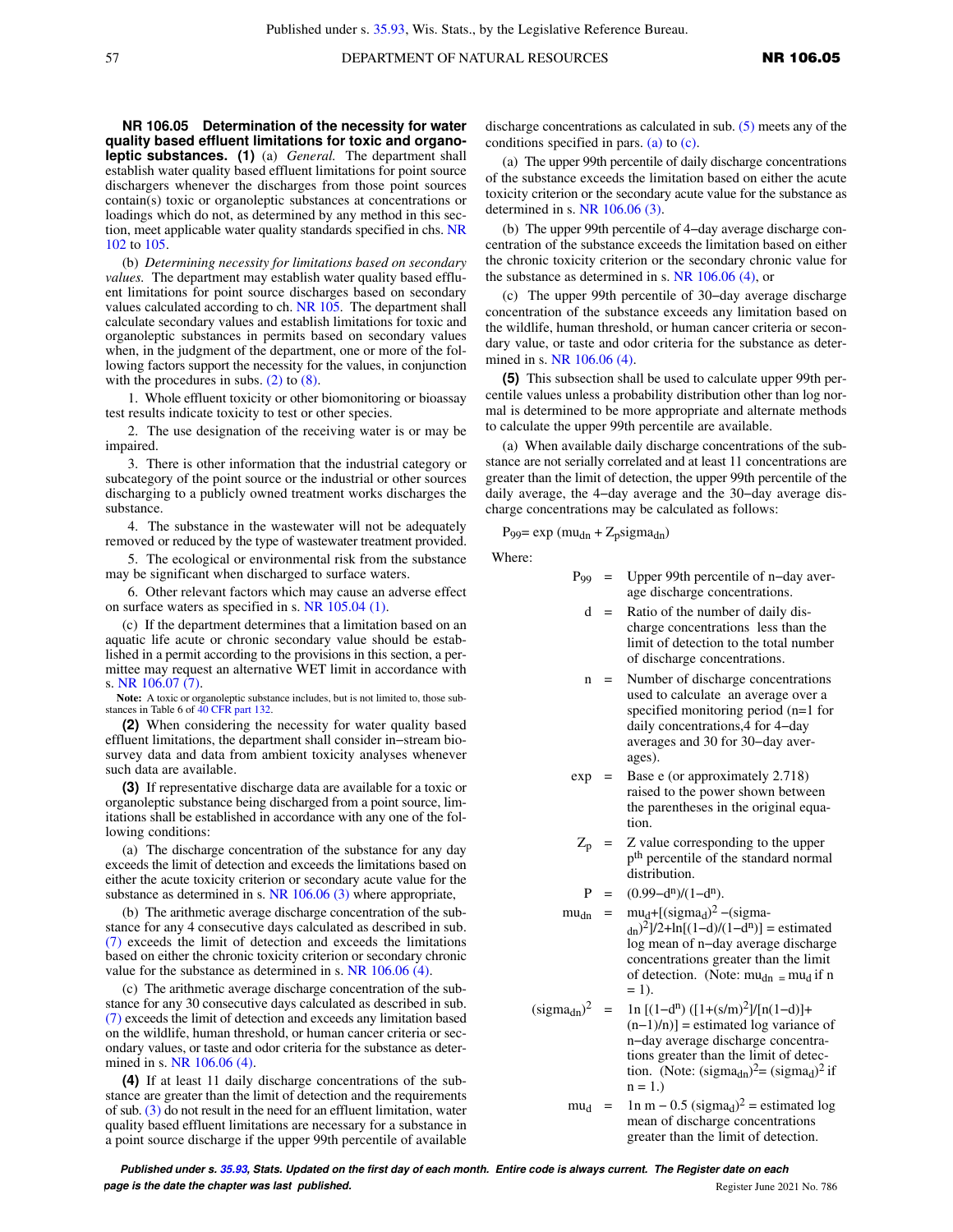**NR 106.05 Determination of the necessity for water quality based effluent limitations for toxic and organoleptic substances. (1)** (a) *General.* The department shall establish water quality based effluent limitations for point source dischargers whenever the discharges from those point sources contain(s) toxic or organoleptic substances at concentrations or loadings which do not, as determined by any method in this section, meet applicable water quality standards specified in chs. NR 102 to 105.

(b) *Determining necessity for limitations based on secondary values.* The department may establish water quality based effluent limitations for point source discharges based on secondary values calculated according to ch. NR 105. The department shall calculate secondary values and establish limitations for toxic and organoleptic substances in permits based on secondary values when, in the judgment of the department, one or more of the following factors support the necessity for the values, in conjunction with the procedures in subs. (2) to (8).

1. Whole effluent toxicity or other biomonitoring or bioassay test results indicate toxicity to test or other species.

2. The use designation of the receiving water is or may be impaired.

3. There is other information that the industrial category or subcategory of the point source or the industrial or other sources discharging to a publicly owned treatment works discharges the substance.

4. The substance in the wastewater will not be adequately removed or reduced by the type of wastewater treatment provided.

5. The ecological or environmental risk from the substance may be significant when discharged to surface waters.

6. Other relevant factors which may cause an adverse effect on surface waters as specified in s. NR 105.04 (1).

(c) If the department determines that a limitation based on an aquatic life acute or chronic secondary value should be established in a permit according to the provisions in this section, a permittee may request an alternative WET limit in accordance with s. NR 106.07 (7).

**Note:** A toxic or organoleptic substance includes, but is not limited to, those substances in Table 6 of 40 CFR part 132.

**(2)** When considering the necessity for water quality based effluent limitations, the department shall consider in−stream biosurvey data and data from ambient toxicity analyses whenever such data are available.

**(3)** If representative discharge data are available for a toxic or organoleptic substance being discharged from a point source, limitations shall be established in accordance with any one of the following conditions:

(a) The discharge concentration of the substance for any day exceeds the limit of detection and exceeds the limitations based on either the acute toxicity criterion or secondary acute value for the substance as determined in s. NR 106.06 (3) where appropriate,

(b) The arithmetic average discharge concentration of the substance for any 4 consecutive days calculated as described in sub. (7) exceeds the limit of detection and exceeds the limitations based on either the chronic toxicity criterion or secondary chronic value for the substance as determined in s. NR 106.06 (4).

(c) The arithmetic average discharge concentration of the substance for any 30 consecutive days calculated as described in sub. (7) exceeds the limit of detection and exceeds any limitation based on the wildlife, human threshold, or human cancer criteria or secondary values, or taste and odor criteria for the substance as determined in s. NR 106.06 (4).

**(4)** If at least 11 daily discharge concentrations of the substance are greater than the limit of detection and the requirements of sub. (3) do not result in the need for an effluent limitation, water quality based effluent limitations are necessary for a substance in a point source discharge if the upper 99th percentile of available discharge concentrations as calculated in sub. (5) meets any of the conditions specified in pars. (a) to (c).

(a) The upper 99th percentile of daily discharge concentrations of the substance exceeds the limitation based on either the acute toxicity criterion or the secondary acute value for the substance as determined in s. NR 106.06 (3).

(b) The upper 99th percentile of 4−day average discharge concentration of the substance exceeds the limitation based on either the chronic toxicity criterion or the secondary chronic value for the substance as determined in s. NR 106.06 (4), or

(c) The upper 99th percentile of 30−day average discharge concentration of the substance exceeds any limitation based on the wildlife, human threshold, or human cancer criteria, or secondary value, or taste and odor criteria for the substance as determined in s. NR 106.06 (4).

**(5)** This subsection shall be used to calculate upper 99th percentile values unless a probability distribution other than log normal is determined to be more appropriate and alternate methods to calculate the upper 99th percentile are available.

(a) When available daily discharge concentrations of the substance are not serially correlated and at least 11 concentrations are greater than the limit of detection, the upper 99th percentile of the daily average, the 4−day average and the 30−day average discharge concentrations may be calculated as follows:

$$P_{99} = \exp(mu_{dn} + Z_p sigma_{dn})$$

Where:

$P_{99}$ = Upper 99th percentile of n−day average discharge concentrations.

d = Ratio of the number of daily discharge concentrations less than the limit of detection to the total number of discharge concentrations.

n = Number of discharge concentrations used to calculate an average over a specified monitoring period (n=1 for daily concentrations, 4 for 4−day averages and 30 for 30−day averages).

exp = Base e (or approximately 2.718) raised to the power shown between the parentheses in the original equation.

$Z_p$ = Z value corresponding to the upper $p^{th}$ percentile of the standard normal distribution.

P = $(0.99 - d^n)/(1 - d^n)$.

$mu_{dn}$ = $mu_d + [(sigma_d)^2 - (sigma_{dn})^2]/2 + \ln[(1-d)/(1-d^n)]$ = estimated log mean of n−day average discharge concentrations greater than the limit of detection. (Note: $mu_{dn} = mu_d$ if n = 1).

$(sigma_{dn})^2$ = $\ln[(1-d^n)([1+(s/m)^2]/[n(1-d)] + (n-1)/n)]$ = estimated log variance of n−day average discharge concentrations greater than the limit of detection. (Note: $(sigma_{dn})^2 = (sigma_d)^2$ if n = 1.)

$mu_d$ = $\ln m - 0.5\,(sigma_d)^2$ = estimated log mean of discharge concentrations greater than the limit of detection.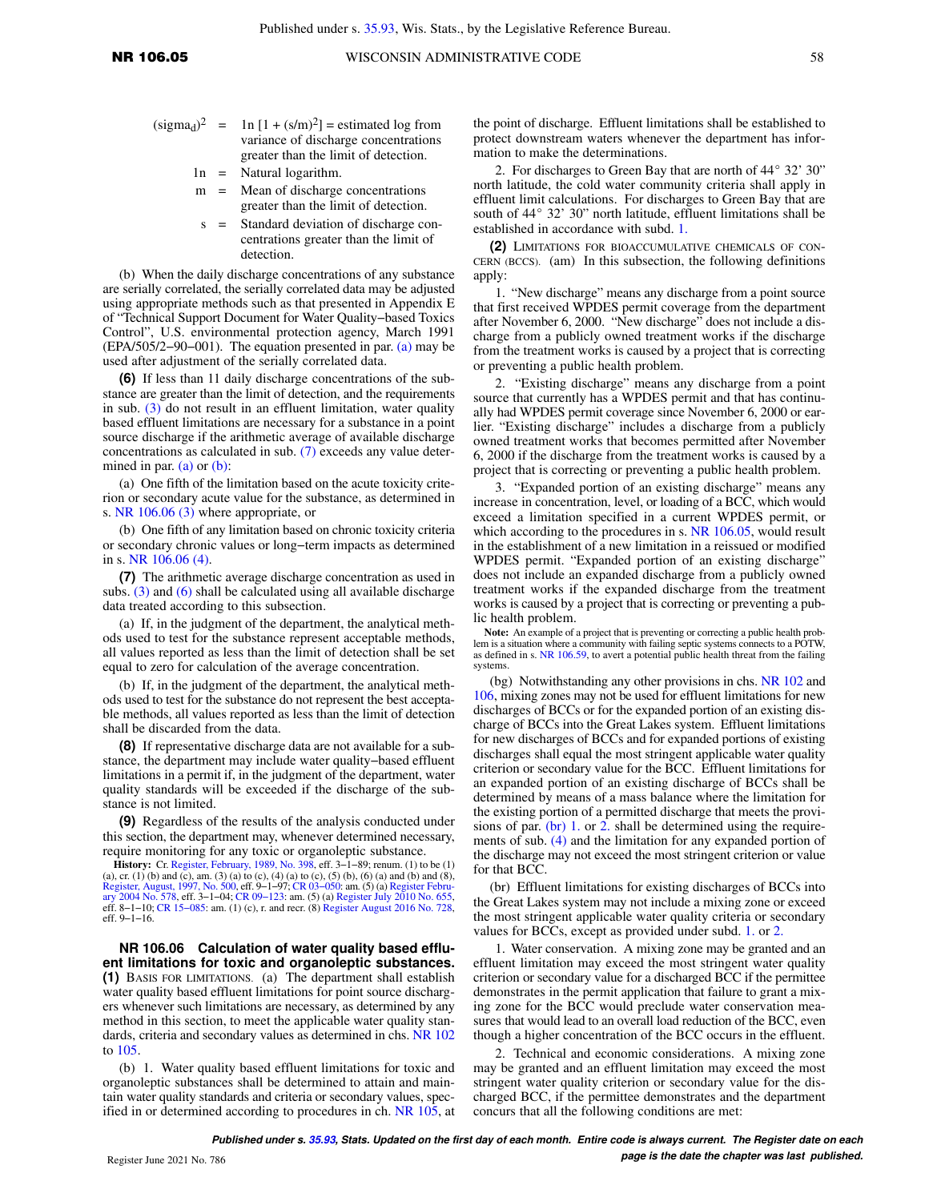$(sigma_d)^2$ = $\ln [1 + (s/m)^2]$ = estimated log from variance of discharge concentrations greater than the limit of detection.

ln = Natural logarithm.

m = Mean of discharge concentrations greater than the limit of detection.

s = Standard deviation of discharge concentrations greater than the limit of detection.

(b) When the daily discharge concentrations of any substance are serially correlated, the serially correlated data may be adjusted using appropriate methods such as that presented in Appendix E of "Technical Support Document for Water Quality−based Toxics Control", U.S. environmental protection agency, March 1991 (EPA/505/2−90−001). The equation presented in par. (a) may be used after adjustment of the serially correlated data.

**(6)** If less than 11 daily discharge concentrations of the substance are greater than the limit of detection, and the requirements in sub. (3) do not result in an effluent limitation, water quality based effluent limitations are necessary for a substance in a point source discharge if the arithmetic average of available discharge concentrations as calculated in sub. (7) exceeds any value determined in par. (a) or (b):

(a) One fifth of the limitation based on the acute toxicity criterion or secondary acute value for the substance, as determined in s. NR 106.06 (3) where appropriate, or

(b) One fifth of any limitation based on chronic toxicity criteria or secondary chronic values or long−term impacts as determined in s. NR 106.06 (4).

**(7)** The arithmetic average discharge concentration as used in subs. (3) and (6) shall be calculated using all available discharge data treated according to this subsection.

(a) If, in the judgment of the department, the analytical methods used to test for the substance represent acceptable methods, all values reported as less than the limit of detection shall be set equal to zero for calculation of the average concentration.

(b) If, in the judgment of the department, the analytical methods used to test for the substance do not represent the best acceptable methods, all values reported as less than the limit of detection shall be discarded from the data.

**(8)** If representative discharge data are not available for a substance, the department may include water quality−based effluent limitations in a permit if, in the judgment of the department, water quality standards will be exceeded if the discharge of the substance is not limited.

**(9)** Regardless of the results of the analysis conducted under this section, the department may, whenever determined necessary, require monitoring for any toxic or organoleptic substance.

**History:** Cr. Register, February, 1989, No. 398, eff. 3−1−89; renum. (1) to be (1) (a), cr. (1) (b) and (c), am. (3) (a) to (c), (4) (a) to (c), (5) (b), (6) (a) and (b) and (8), Register, August, 1997, No. 500, eff. 9−1−97; CR 03−050: am. (5) (a) Register February 2004 No. 578, eff. 3−1−04; CR 09−123: am. (5) (a) Register July 2010 No. 655, eff. 8−1−10; CR 15−085: am. (1) (c), r. and recr. (8) Register August 2016 No. 728, eff. 9−1−16.

## NR 106.06 Calculation of water quality based effluent limitations for toxic and organoleptic substances.

**(1)** Basis for limitations. (a) The department shall establish water quality based effluent limitations for point source dischargers whenever such limitations are necessary, as determined by any method in this section, to meet the applicable water quality standards, criteria and secondary values as determined in chs. NR 102 to 105.

(b) 1. Water quality based effluent limitations for toxic and organoleptic substances shall be determined to attain and maintain water quality standards and criteria or secondary values, specified in or determined according to procedures in ch. NR 105, at the point of discharge. Effluent limitations shall be established to protect downstream waters whenever the department has information to make the determinations.

2. For discharges to Green Bay that are north of 44° 32' 30" north latitude, the cold water community criteria shall apply in effluent limit calculations. For discharges to Green Bay that are south of 44° 32' 30" north latitude, effluent limitations shall be established in accordance with subd. 1.

**(2)** Limitations for bioaccumulative chemicals of concern (BCCs). (am) In this subsection, the following definitions apply:

1. "New discharge" means any discharge from a point source that first received WPDES permit coverage from the department after November 6, 2000. "New discharge" does not include a discharge from a publicly owned treatment works if the discharge from the treatment works is caused by a project that is correcting or preventing a public health problem.

2. "Existing discharge" means any discharge from a point source that currently has a WPDES permit and that has continually had WPDES permit coverage since November 6, 2000 or earlier. "Existing discharge" includes a discharge from a publicly owned treatment works that becomes permitted after November 6, 2000 if the discharge from the treatment works is caused by a project that is correcting or preventing a public health problem.

3. "Expanded portion of an existing discharge" means any increase in concentration, level, or loading of a BCC, which would exceed a limitation specified in a current WPDES permit, or which according to the procedures in s. NR 106.05, would result in the establishment of a new limitation in a reissued or modified WPDES permit. "Expanded portion of an existing discharge" does not include an expanded discharge from a publicly owned treatment works if the expanded discharge from the treatment works is caused by a project that is correcting or preventing a public health problem.

**Note:** An example of a project that is preventing or correcting a public health problem is a situation where a community with failing septic systems connects to a POTW, as defined in s. NR 106.59, to avert a potential public health threat from the failing systems.

(bg) Notwithstanding any other provisions in chs. NR 102 and 106, mixing zones may not be used for effluent limitations for new discharges of BCCs or for the expanded portion of an existing discharge of BCCs into the Great Lakes system. Effluent limitations for new discharges of BCCs and for expanded portions of existing discharges shall equal the most stringent applicable water quality criterion or secondary value for the BCC. Effluent limitations for an expanded portion of an existing discharge of BCCs shall be determined by means of a mass balance where the limitation for the existing portion of a permitted discharge that meets the provisions of par. (br) 1. or 2. shall be determined using the requirements of sub. (4) and the limitation for any expanded portion of the discharge may not exceed the most stringent criterion or value for that BCC.

(br) Effluent limitations for existing discharges of BCCs into the Great Lakes system may not include a mixing zone or exceed the most stringent applicable water quality criteria or secondary values for BCCs, except as provided under subd. 1. or 2.

1. Water conservation. A mixing zone may be granted and an effluent limitation may exceed the most stringent water quality criterion or secondary value for a discharged BCC if the permittee demonstrates in the permit application that failure to grant a mixing zone for the BCC would preclude water conservation measures that would lead to an overall load reduction of the BCC, even though a higher concentration of the BCC occurs in the effluent.

2. Technical and economic considerations. A mixing zone may be granted and an effluent limitation may exceed the most stringent water quality criterion or secondary value for the discharged BCC, if the permittee demonstrates and the department concurs that all the following conditions are met: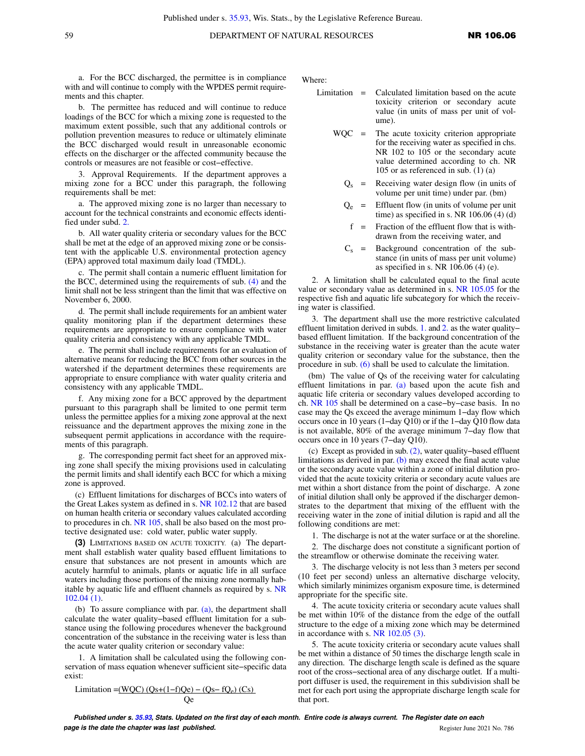a. For the BCC discharged, the permittee is in compliance with and will continue to comply with the WPDES permit requirements and this chapter.

b. The permittee has reduced and will continue to reduce loadings of the BCC for which a mixing zone is requested to the maximum extent possible, such that any additional controls or pollution prevention measures to reduce or ultimately eliminate the BCC discharged would result in unreasonable economic effects on the discharger or the affected community because the controls or measures are not feasible or cost−effective.

3. Approval Requirements. If the department approves a mixing zone for a BCC under this paragraph, the following requirements shall be met:

a. The approved mixing zone is no larger than necessary to account for the technical constraints and economic effects identified under subd. 2.

b. All water quality criteria or secondary values for the BCC shall be met at the edge of an approved mixing zone or be consistent with the applicable U.S. environmental protection agency (EPA) approved total maximum daily load (TMDL).

c. The permit shall contain a numeric effluent limitation for the BCC, determined using the requirements of sub. (4) and the limit shall not be less stringent than the limit that was effective on November 6, 2000.

d. The permit shall include requirements for an ambient water quality monitoring plan if the department determines these requirements are appropriate to ensure compliance with water quality criteria and consistency with any applicable TMDL.

e. The permit shall include requirements for an evaluation of alternative means for reducing the BCC from other sources in the watershed if the department determines these requirements are appropriate to ensure compliance with water quality criteria and consistency with any applicable TMDL.

f. Any mixing zone for a BCC approved by the department pursuant to this paragraph shall be limited to one permit term unless the permittee applies for a mixing zone approval at the next reissuance and the department approves the mixing zone in the subsequent permit applications in accordance with the requirements of this paragraph.

g. The corresponding permit fact sheet for an approved mixing zone shall specify the mixing provisions used in calculating the permit limits and shall identify each BCC for which a mixing zone is approved.

(c) Effluent limitations for discharges of BCCs into waters of the Great Lakes system as defined in s. NR 102.12 that are based on human health criteria or secondary values calculated according to procedures in ch. NR 105, shall be also based on the most protective designated use: cold water, public water supply.

**(3)** LIMITATIONS BASED ON ACUTE TOXICITY. (a) The department shall establish water quality based effluent limitations to ensure that substances are not present in amounts which are acutely harmful to animals, plants or aquatic life in all surface waters including those portions of the mixing zone normally habitable by aquatic life and effluent channels as required by s. NR 102.04 (1).

(b) To assure compliance with par. (a), the department shall calculate the water quality−based effluent limitation for a substance using the following procedures whenever the background concentration of the substance in the receiving water is less than the acute water quality criterion or secondary value:

1. A limitation shall be calculated using the following conservation of mass equation whenever sufficient site−specific data exist:

$$\text{Limitation} = \frac{(WQC)\,(Qs+(1-f)Qe) - (Qs - fQ_e)\,(Cs)}{Qe}$$

Where:

Limitation = Calculated limitation based on the acute toxicity criterion or secondary acute value (in units of mass per unit of volume).

WQC = The acute toxicity criterion appropriate for the receiving water as specified in chs. NR 102 to 105 or the secondary acute value determined according to ch. NR 105 or as referenced in sub. (1) (a)

$Q_s$ = Receiving water design flow (in units of volume per unit time) under par. (bm)

$Q_e$ = Effluent flow (in units of volume per unit time) as specified in s. NR 106.06 (4) (d)

f = Fraction of the effluent flow that is withdrawn from the receiving water, and

$C_s$ = Background concentration of the substance (in units of mass per unit volume) as specified in s. NR 106.06 (4) (e).

2. A limitation shall be calculated equal to the final acute value or secondary value as determined in s. NR 105.05 for the respective fish and aquatic life subcategory for which the receiving water is classified.

3. The department shall use the more restrictive calculated effluent limitation derived in subds. 1. and 2. as the water quality−based effluent limitation. If the background concentration of the substance in the receiving water is greater than the acute water quality criterion or secondary value for the substance, then the procedure in sub. (6) shall be used to calculate the limitation.

(bm) The value of Qs of the receiving water for calculating effluent limitations in par. (a) based upon the acute fish and aquatic life criteria or secondary values developed according to ch. NR 105 shall be determined on a case−by−case basis. In no case may the Qs exceed the average minimum 1−day flow which occurs once in 10 years (1−day Q10) or if the 1−day Q10 flow data is not available, 80% of the average minimum 7−day flow that occurs once in 10 years (7−day Q10).

(c) Except as provided in sub. (2), water quality−based effluent limitations as derived in par. (b) may exceed the final acute value or the secondary acute value within a zone of initial dilution provided that the acute toxicity criteria or secondary acute values are met within a short distance from the point of discharge. A zone of initial dilution shall only be approved if the discharger demonstrates to the department that mixing of the effluent with the receiving water in the zone of initial dilution is rapid and all the following conditions are met:

1. The discharge is not at the water surface or at the shoreline.

2. The discharge does not constitute a significant portion of the streamflow or otherwise dominate the receiving water.

3. The discharge velocity is not less than 3 meters per second (10 feet per second) unless an alternative discharge velocity, which similarly minimizes organism exposure time, is determined appropriate for the specific site.

4. The acute toxicity criteria or secondary acute values shall be met within 10% of the distance from the edge of the outfall structure to the edge of a mixing zone which may be determined in accordance with s. NR 102.05 (3).

5. The acute toxicity criteria or secondary acute values shall be met within a distance of 50 times the discharge length scale in any direction. The discharge length scale is defined as the square root of the cross−sectional area of any discharge outlet. If a multiport diffuser is used, the requirement in this subdivision shall be met for each port using the appropriate discharge length scale for that port.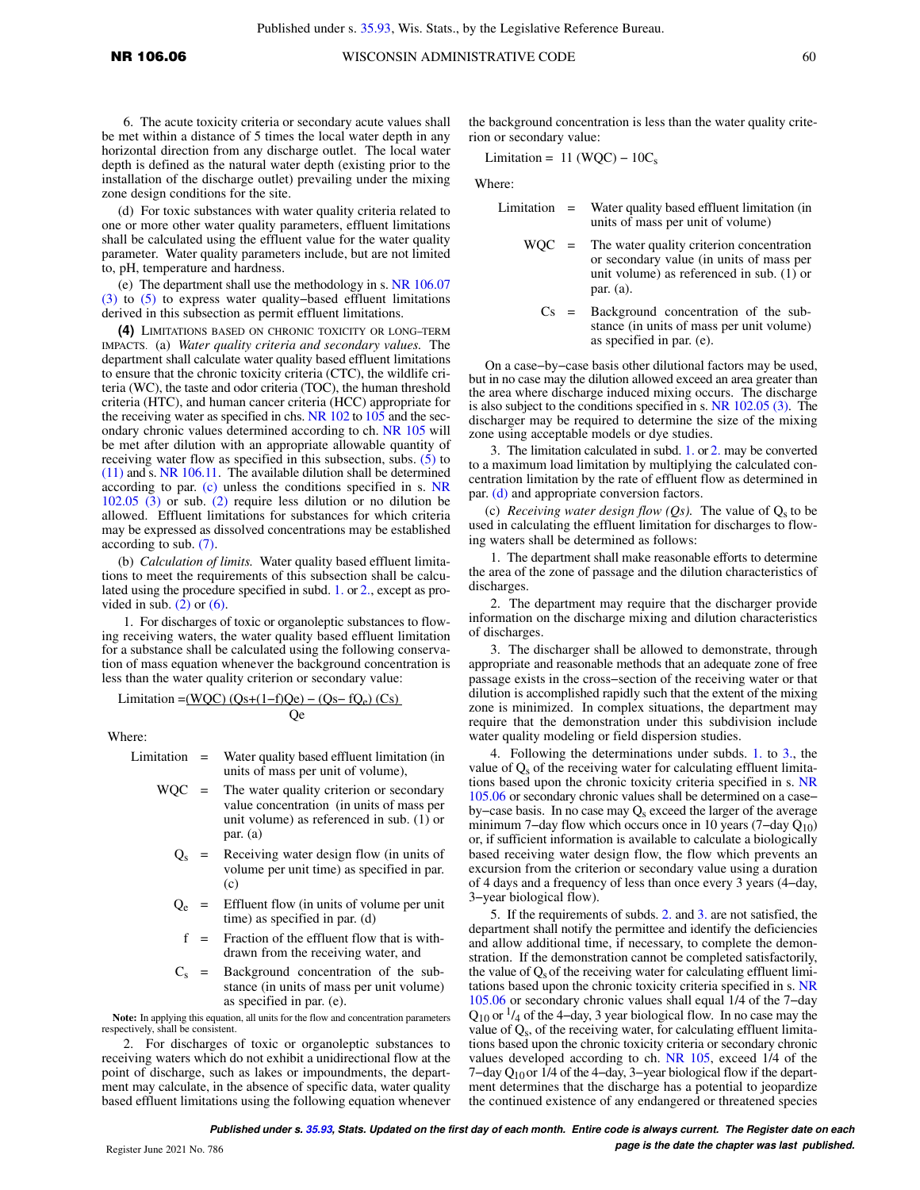6. The acute toxicity criteria or secondary acute values shall be met within a distance of 5 times the local water depth in any horizontal direction from any discharge outlet. The local water depth is defined as the natural water depth (existing prior to the installation of the discharge outlet) prevailing under the mixing zone design conditions for the site.

(d) For toxic substances with water quality criteria related to one or more other water quality parameters, effluent limitations shall be calculated using the effluent value for the water quality parameter. Water quality parameters include, but are not limited to, pH, temperature and hardness.

(e) The department shall use the methodology in s. NR 106.07 (3) to (5) to express water quality–based effluent limitations derived in this subsection as permit effluent limitations.

**(4)** LIMITATIONS BASED ON CHRONIC TOXICITY OR LONG–TERM IMPACTS. (a) *Water quality criteria and secondary values.* The department shall calculate water quality based effluent limitations to ensure that the chronic toxicity criteria (CTC), the wildlife criteria (WC), the taste and odor criteria (TOC), the human threshold criteria (HTC), and human cancer criteria (HCC) appropriate for the receiving water as specified in chs. NR 102 to 105 and the secondary chronic values determined according to ch. NR 105 will be met after dilution with an appropriate allowable quantity of receiving water flow as specified in this subsection, subs. (5) to (11) and s. NR 106.11. The available dilution shall be determined according to par. (c) unless the conditions specified in s. NR 102.05 (3) or sub. (2) require less dilution or no dilution be allowed. Effluent limitations for substances for which criteria may be expressed as dissolved concentrations may be established according to sub. (7).

(b) *Calculation of limits.* Water quality based effluent limitations to meet the requirements of this subsection shall be calculated using the procedure specified in subd. 1. or 2., except as provided in sub. (2) or (6).

1. For discharges of toxic or organoleptic substances to flowing receiving waters, the water quality based effluent limitation for a substance shall be calculated using the following conservation of mass equation whenever the background concentration is less than the water quality criterion or secondary value:

$$\text{Limitation} = \frac{(WQC)\,(Q_s + (1-f)Q_e) - (Q_s - fQ_e)\,(C_s)}{Q_e}$$

Where:

| | | |
|---|---|---|
| Limitation | = | Water quality based effluent limitation (in units of mass per unit of volume), |
| WQC | = | The water quality criterion or secondary value concentration (in units of mass per unit volume) as referenced in sub. (1) or par. (a) |
| $Q_s$ | = | Receiving water design flow (in units of volume per unit time) as specified in par. (c) |
| $Q_e$ | = | Effluent flow (in units of volume per unit time) as specified in par. (d) |
| f | = | Fraction of the effluent flow that is withdrawn from the receiving water, and |
| $C_s$ | = | Background concentration of the substance (in units of mass per unit volume) as specified in par. (e). |

**Note:** In applying this equation, all units for the flow and concentration parameters respectively, shall be consistent.

2. For discharges of toxic or organoleptic substances to receiving waters which do not exhibit a unidirectional flow at the point of discharge, such as lakes or impoundments, the department may calculate, in the absence of specific data, water quality based effluent limitations using the following equation whenever the background concentration is less than the water quality criterion or secondary value:

$$\text{Limitation} = 11\,(WQC) - 10C_s$$

Where:

| | | |
|---|---|---|
| Limitation | = | Water quality based effluent limitation (in units of mass per unit of volume) |
| WQC | = | The water quality criterion concentration or secondary value (in units of mass per unit volume) as referenced in sub. (1) or par. (a). |
| Cs | = | Background concentration of the substance (in units of mass per unit volume) as specified in par. (e). |

On a case–by–case basis other dilutional factors may be used, but in no case may the dilution allowed exceed an area greater than the area where discharge induced mixing occurs. The discharge is also subject to the conditions specified in s. NR 102.05 (3). The discharger may be required to determine the size of the mixing zone using acceptable models or dye studies.

3. The limitation calculated in subd. 1. or 2. may be converted to a maximum load limitation by multiplying the calculated concentration limitation by the rate of effluent flow as determined in par. (d) and appropriate conversion factors.

(c) *Receiving water design flow (Qs).* The value of $Q_s$ to be used in calculating the effluent limitation for discharges to flowing waters shall be determined as follows:

1. The department shall make reasonable efforts to determine the area of the zone of passage and the dilution characteristics of discharges.

2. The department may require that the discharger provide information on the discharge mixing and dilution characteristics of discharges.

3. The discharger shall be allowed to demonstrate, through appropriate and reasonable methods that an adequate zone of free passage exists in the cross–section of the receiving water or that dilution is accomplished rapidly such that the extent of the mixing zone is minimized. In complex situations, the department may require that the demonstration under this subdivision include water quality modeling or field dispersion studies.

4. Following the determinations under subds. 1. to 3., the value of $Q_s$ of the receiving water for calculating effluent limitations based upon the chronic toxicity criteria specified in s. NR 105.06 or secondary chronic values shall be determined on a case–by–case basis. In no case may $Q_s$ exceed the larger of the average minimum 7–day flow which occurs once in 10 years (7–day $Q_{10}$) or, if sufficient information is available to calculate a biologically based receiving water design flow, the flow which prevents an excursion from the criterion or secondary value using a duration of 4 days and a frequency of less than once every 3 years (4–day, 3–year biological flow).

5. If the requirements of subds. 2. and 3. are not satisfied, the department shall notify the permittee and identify the deficiencies and allow additional time, if necessary, to complete the demonstration. If the demonstration cannot be completed satisfactorily, the value of $Q_s$ of the receiving water for calculating effluent limitations based upon the chronic toxicity criteria specified in s. NR 105.06 or secondary chronic values shall equal 1/4 of the 7–day $Q_{10}$ or $^1/_4$ of the 4–day, 3 year biological flow. In no case may the value of $Q_s$, of the receiving water, for calculating effluent limitations based upon the chronic toxicity criteria or secondary chronic values developed according to ch. NR 105, exceed 1/4 of the 7–day $Q_{10}$ or 1/4 of the 4–day, 3–year biological flow if the department determines that the discharge has a potential to jeopardize the continued existence of any endangered or threatened species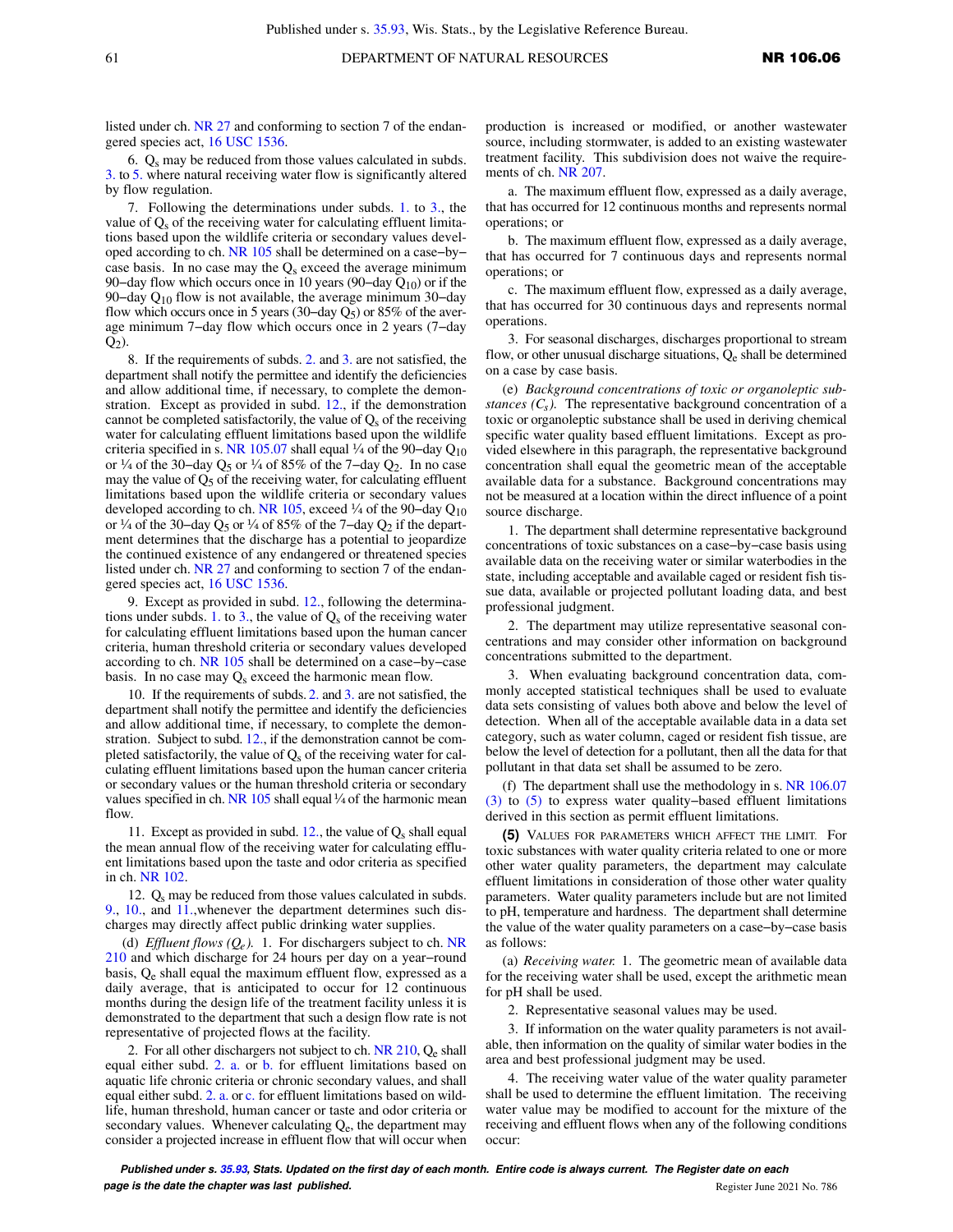listed under ch. NR 27 and conforming to section 7 of the endangered species act, 16 USC 1536.

6. $Q_s$ may be reduced from those values calculated in subds. 3. to 5. where natural receiving water flow is significantly altered by flow regulation.

7. Following the determinations under subds. 1. to 3., the value of $Q_s$ of the receiving water for calculating effluent limitations based upon the wildlife criteria or secondary values developed according to ch. NR 105 shall be determined on a case−by−case basis. In no case may the $Q_s$ exceed the average minimum 90−day flow which occurs once in 10 years (90−day $Q_{10}$) or if the 90−day $Q_{10}$ flow is not available, the average minimum 30−day flow which occurs once in 5 years (30−day $Q_5$) or 85% of the average minimum 7−day flow which occurs once in 2 years (7−day $Q_2$).

8. If the requirements of subds. 2. and 3. are not satisfied, the department shall notify the permittee and identify the deficiencies and allow additional time, if necessary, to complete the demonstration. Except as provided in subd. 12., if the demonstration cannot be completed satisfactorily, the value of $Q_s$ of the receiving water for calculating effluent limitations based upon the wildlife criteria specified in s. NR 105.07 shall equal ¼ of the 90−day $Q_{10}$ or ¼ of the 30−day $Q_5$ or ¼ of 85% of the 7−day $Q_2$. In no case may the value of $Q_5$ of the receiving water, for calculating effluent limitations based upon the wildlife criteria or secondary values developed according to ch. NR 105, exceed ¼ of the 90−day $Q_{10}$ or ¼ of the 30−day $Q_5$ or ¼ of 85% of the 7−day $Q_2$ if the department determines that the discharge has a potential to jeopardize the continued existence of any endangered or threatened species listed under ch. NR 27 and conforming to section 7 of the endangered species act, 16 USC 1536.

9. Except as provided in subd. 12., following the determinations under subds. 1. to 3., the value of $Q_s$ of the receiving water for calculating effluent limitations based upon the human cancer criteria, human threshold criteria or secondary values developed according to ch. NR 105 shall be determined on a case−by−case basis. In no case may $Q_s$ exceed the harmonic mean flow.

10. If the requirements of subds. 2. and 3. are not satisfied, the department shall notify the permittee and identify the deficiencies and allow additional time, if necessary, to complete the demonstration. Subject to subd. 12., if the demonstration cannot be completed satisfactorily, the value of $Q_s$ of the receiving water for calculating effluent limitations based upon the human cancer criteria or secondary values or the human threshold criteria or secondary values specified in ch. NR 105 shall equal ¼ of the harmonic mean flow.

11. Except as provided in subd. 12., the value of $Q_s$ shall equal the mean annual flow of the receiving water for calculating effluent limitations based upon the taste and odor criteria as specified in ch. NR 102.

12. $Q_s$ may be reduced from those values calculated in subds. 9., 10., and 11.,whenever the department determines such discharges may directly affect public drinking water supplies.

(d) *Effluent flows ($Q_e$).* 1. For dischargers subject to ch. NR 210 and which discharge for 24 hours per day on a year−round basis, $Q_e$ shall equal the maximum effluent flow, expressed as a daily average, that is anticipated to occur for 12 continuous months during the design life of the treatment facility unless it is demonstrated to the department that such a design flow rate is not representative of projected flows at the facility.

2. For all other dischargers not subject to ch. NR 210, $Q_e$ shall equal either subd. 2. a. or b. for effluent limitations based on aquatic life chronic criteria or chronic secondary values, and shall equal either subd. 2. a. or c. for effluent limitations based on wildlife, human threshold, human cancer or taste and odor criteria or secondary values. Whenever calculating $Q_e$, the department may consider a projected increase in effluent flow that will occur when production is increased or modified, or another wastewater source, including stormwater, is added to an existing wastewater treatment facility. This subdivision does not waive the requirements of ch. NR 207.

a. The maximum effluent flow, expressed as a daily average, that has occurred for 12 continuous months and represents normal operations; or

b. The maximum effluent flow, expressed as a daily average, that has occurred for 7 continuous days and represents normal operations; or

c. The maximum effluent flow, expressed as a daily average, that has occurred for 30 continuous days and represents normal operations.

3. For seasonal discharges, discharges proportional to stream flow, or other unusual discharge situations, $Q_e$ shall be determined on a case by case basis.

(e) *Background concentrations of toxic or organoleptic substances ($C_s$).* The representative background concentration of a toxic or organoleptic substance shall be used in deriving chemical specific water quality based effluent limitations. Except as provided elsewhere in this paragraph, the representative background concentration shall equal the geometric mean of the acceptable available data for a substance. Background concentrations may not be measured at a location within the direct influence of a point source discharge.

1. The department shall determine representative background concentrations of toxic substances on a case−by−case basis using available data on the receiving water or similar waterbodies in the state, including acceptable and available caged or resident fish tissue data, available or projected pollutant loading data, and best professional judgment.

2. The department may utilize representative seasonal concentrations and may consider other information on background concentrations submitted to the department.

3. When evaluating background concentration data, commonly accepted statistical techniques shall be used to evaluate data sets consisting of values both above and below the level of detection. When all of the acceptable available data in a data set category, such as water column, caged or resident fish tissue, are below the level of detection for a pollutant, then all the data for that pollutant in that data set shall be assumed to be zero.

(f) The department shall use the methodology in s. NR 106.07 (3) to (5) to express water quality−based effluent limitations derived in this section as permit effluent limitations.

**(5)** VALUES FOR PARAMETERS WHICH AFFECT THE LIMIT. For toxic substances with water quality criteria related to one or more other water quality parameters, the department may calculate effluent limitations in consideration of those other water quality parameters. Water quality parameters include but are not limited to pH, temperature and hardness. The department shall determine the value of the water quality parameters on a case−by−case basis as follows:

(a) *Receiving water.* 1. The geometric mean of available data for the receiving water shall be used, except the arithmetic mean for pH shall be used.

2. Representative seasonal values may be used.

3. If information on the water quality parameters is not available, then information on the quality of similar water bodies in the area and best professional judgment may be used.

4. The receiving water value of the water quality parameter shall be used to determine the effluent limitation. The receiving water value may be modified to account for the mixture of the receiving and effluent flows when any of the following conditions occur: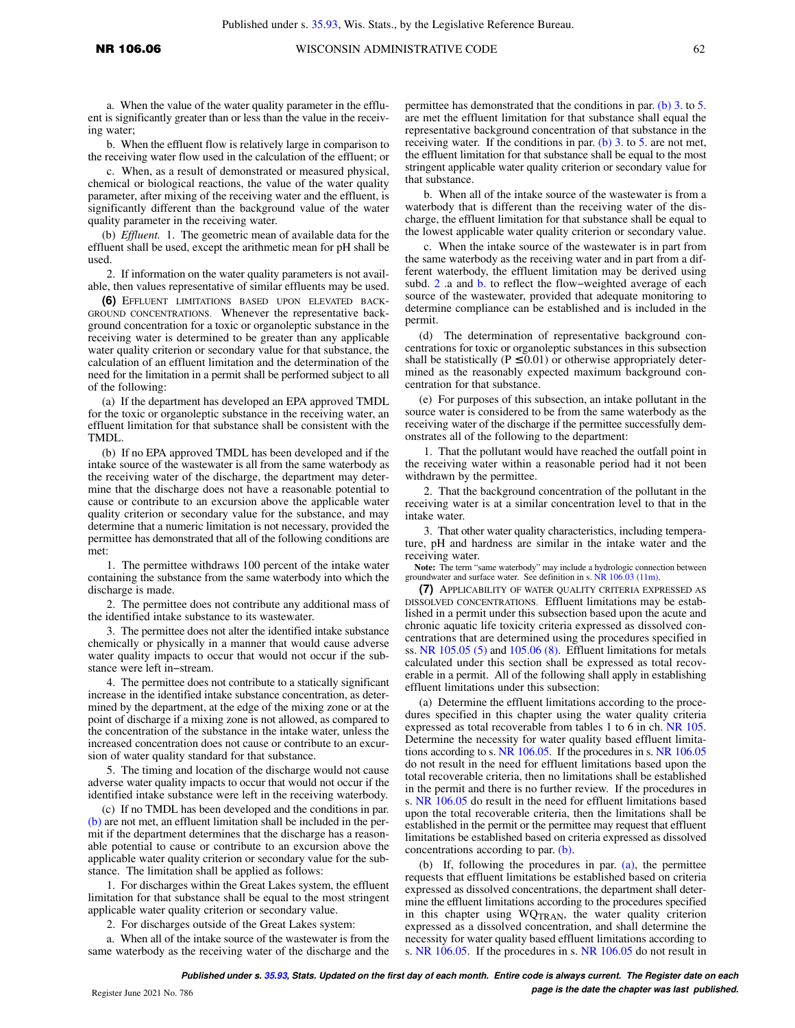a. When the value of the water quality parameter in the effluent is significantly greater than or less than the value in the receiving water;

b. When the effluent flow is relatively large in comparison to the receiving water flow used in the calculation of the effluent; or

c. When, as a result of demonstrated or measured physical, chemical or biological reactions, the value of the water quality parameter, after mixing of the receiving water and the effluent, is significantly different than the background value of the water quality parameter in the receiving water.

(b) *Effluent.* 1. The geometric mean of available data for the effluent shall be used, except the arithmetic mean for pH shall be used.

2. If information on the water quality parameters is not available, then values representative of similar effluents may be used.

**(6)** EFFLUENT LIMITATIONS BASED UPON ELEVATED BACKGROUND CONCENTRATIONS. Whenever the representative background concentration for a toxic or organoleptic substance in the receiving water is determined to be greater than any applicable water quality criterion or secondary value for that substance, the calculation of an effluent limitation and the determination of the need for the limitation in a permit shall be performed subject to all of the following:

(a) If the department has developed an EPA approved TMDL for the toxic or organoleptic substance in the receiving water, an effluent limitation for that substance shall be consistent with the TMDL.

(b) If no EPA approved TMDL has been developed and if the intake source of the wastewater is all from the same waterbody as the receiving water of the discharge, the department may determine that the discharge does not have a reasonable potential to cause or contribute to an excursion above the applicable water quality criterion or secondary value for the substance, and may determine that a numeric limitation is not necessary, provided the permittee has demonstrated that all of the following conditions are met:

1. The permittee withdraws 100 percent of the intake water containing the substance from the same waterbody into which the discharge is made.

2. The permittee does not contribute any additional mass of the identified intake substance to its wastewater.

3. The permittee does not alter the identified intake substance chemically or physically in a manner that would cause adverse water quality impacts to occur that would not occur if the substance were left in−stream.

4. The permittee does not contribute to a statically significant increase in the identified intake substance concentration, as determined by the department, at the edge of the mixing zone or at the point of discharge if a mixing zone is not allowed, as compared to the concentration of the substance in the intake water, unless the increased concentration does not cause or contribute to an excursion of water quality standard for that substance.

5. The timing and location of the discharge would not cause adverse water quality impacts to occur that would not occur if the identified intake substance were left in the receiving waterbody.

(c) If no TMDL has been developed and the conditions in par. (b) are not met, an effluent limitation shall be included in the permit if the department determines that the discharge has a reasonable potential to cause or contribute to an excursion above the applicable water quality criterion or secondary value for the substance. The limitation shall be applied as follows:

1. For discharges within the Great Lakes system, the effluent limitation for that substance shall be equal to the most stringent applicable water quality criterion or secondary value.

2. For discharges outside of the Great Lakes system:

a. When all of the intake source of the wastewater is from the same waterbody as the receiving water of the discharge and the permittee has demonstrated that the conditions in par. (b) 3. to 5. are met the effluent limitation for that substance shall equal the representative background concentration of that substance in the receiving water. If the conditions in par. (b) 3. to 5. are not met, the effluent limitation for that substance shall be equal to the most stringent applicable water quality criterion or secondary value for that substance.

b. When all of the intake source of the wastewater is from a waterbody that is different than the receiving water of the discharge, the effluent limitation for that substance shall be equal to the lowest applicable water quality criterion or secondary value.

c. When the intake source of the wastewater is in part from the same waterbody as the receiving water and in part from a different waterbody, the effluent limitation may be derived using subd. 2 .a and b. to reflect the flow−weighted average of each source of the wastewater, provided that adequate monitoring to determine compliance can be established and is included in the permit.

(d) The determination of representative background concentrations for toxic or organoleptic substances in this subsection shall be statistically ($P \leq 0.01$) or otherwise appropriately determined as the reasonably expected maximum background concentration for that substance.

(e) For purposes of this subsection, an intake pollutant in the source water is considered to be from the same waterbody as the receiving water of the discharge if the permittee successfully demonstrates all of the following to the department:

1. That the pollutant would have reached the outfall point in the receiving water within a reasonable period had it not been withdrawn by the permittee.

2. That the background concentration of the pollutant in the receiving water is at a similar concentration level to that in the intake water.

3. That other water quality characteristics, including temperature, pH and hardness are similar in the intake water and the receiving water.

**Note:** The term "same waterbody" may include a hydrologic connection between groundwater and surface water. See definition in s. NR 106.03 (11m).

**(7)** APPLICABILITY OF WATER QUALITY CRITERIA EXPRESSED AS DISSOLVED CONCENTRATIONS. Effluent limitations may be established in a permit under this subsection based upon the acute and chronic aquatic life toxicity criteria expressed as dissolved concentrations that are determined using the procedures specified in ss. NR 105.05 (5) and 105.06 (8). Effluent limitations for metals calculated under this section shall be expressed as total recoverable in a permit. All of the following shall apply in establishing effluent limitations under this subsection:

(a) Determine the effluent limitations according to the procedures specified in this chapter using the water quality criteria expressed as total recoverable from tables 1 to 6 in ch. NR 105. Determine the necessity for water quality based effluent limitations according to s. NR 106.05. If the procedures in s. NR 106.05 do not result in the need for effluent limitations based upon the total recoverable criteria, then no limitations shall be established in the permit and there is no further review. If the procedures in s. NR 106.05 do result in the need for effluent limitations based upon the total recoverable criteria, then the limitations shall be established in the permit or the permittee may request that effluent limitations be established based on criteria expressed as dissolved concentrations according to par. (b).

(b) If, following the procedures in par. (a), the permittee requests that effluent limitations be established based on criteria expressed as dissolved concentrations, the department shall determine the effluent limitations according to the procedures specified in this chapter using $WQ_{TRAN}$, the water quality criterion expressed as a dissolved concentration, and shall determine the necessity for water quality based effluent limitations according to s. NR 106.05. If the procedures in s. NR 106.05 do not result in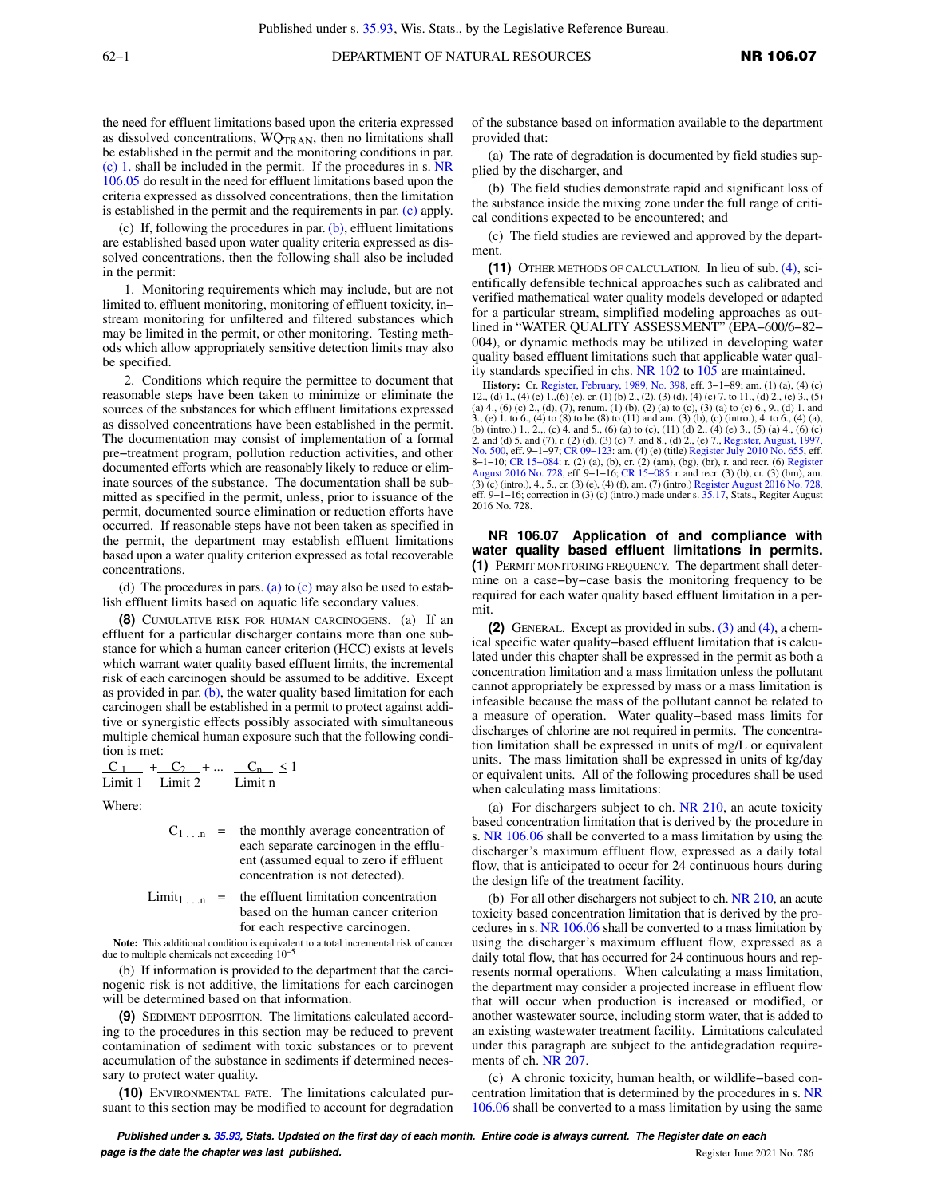the need for effluent limitations based upon the criteria expressed as dissolved concentrations, $WQ_{TRAN}$, then no limitations shall be established in the permit and the monitoring conditions in par. (c) 1. shall be included in the permit. If the procedures in s. NR 106.05 do result in the need for effluent limitations based upon the criteria expressed as dissolved concentrations, then the limitation is established in the permit and the requirements in par. (c) apply.

(c) If, following the procedures in par. (b), effluent limitations are established based upon water quality criteria expressed as dissolved concentrations, then the following shall also be included in the permit:

1. Monitoring requirements which may include, but are not limited to, effluent monitoring, monitoring of effluent toxicity, in–stream monitoring for unfiltered and filtered substances which may be limited in the permit, or other monitoring. Testing methods which allow appropriately sensitive detection limits may also be specified.

2. Conditions which require the permittee to document that reasonable steps have been taken to minimize or eliminate the sources of the substances for which effluent limitations expressed as dissolved concentrations have been established in the permit. The documentation may consist of implementation of a formal pre–treatment program, pollution reduction activities, and other documented efforts which are reasonably likely to reduce or eliminate sources of the substance. The documentation shall be submitted as specified in the permit, unless, prior to issuance of the permit, documented source elimination or reduction efforts have occurred. If reasonable steps have not been taken as specified in the permit, the department may establish effluent limitations based upon a water quality criterion expressed as total recoverable concentrations.

(d) The procedures in pars. (a) to (c) may also be used to establish effluent limits based on aquatic life secondary values.

**(8)** CUMULATIVE RISK FOR HUMAN CARCINOGENS. (a) If an effluent for a particular discharger contains more than one substance for which a human cancer criterion (HCC) exists at levels which warrant water quality based effluent limits, the incremental risk of each carcinogen should be assumed to be additive. Except as provided in par. (b), the water quality based limitation for each carcinogen shall be established in a permit to protect against additive or synergistic effects possibly associated with simultaneous multiple chemical human exposure such that the following condition is met:

$$\frac{C_1}{\text{Limit 1}} + \frac{C_2}{\text{Limit 2}} + \ldots \frac{C_n}{\text{Limit n}} \leq 1$$

Where:

$C_{1\ldots n}$ = the monthly average concentration of each separate carcinogen in the effluent (assumed equal to zero if effluent concentration is not detected).

$\text{Limit}_{1\ldots n}$ = the effluent limitation concentration based on the human cancer criterion for each respective carcinogen.

**Note:** This additional condition is equivalent to a total incremental risk of cancer due to multiple chemicals not exceeding $10^{-5}$.

(b) If information is provided to the department that the carcinogenic risk is not additive, the limitations for each carcinogen will be determined based on that information.

**(9)** SEDIMENT DEPOSITION. The limitations calculated according to the procedures in this section may be reduced to prevent contamination of sediment with toxic substances or to prevent accumulation of the substance in sediments if determined necessary to protect water quality.

**(10)** ENVIRONMENTAL FATE. The limitations calculated pursuant to this section may be modified to account for degradation of the substance based on information available to the department provided that:

(a) The rate of degradation is documented by field studies supplied by the discharger, and

(b) The field studies demonstrate rapid and significant loss of the substance inside the mixing zone under the full range of critical conditions expected to be encountered; and

(c) The field studies are reviewed and approved by the department.

**(11)** OTHER METHODS OF CALCULATION. In lieu of sub. (4), scientifically defensible technical approaches such as calibrated and verified mathematical water quality models developed or adapted for a particular stream, simplified modeling approaches as outlined in "WATER QUALITY ASSESSMENT" (EPA–600/6–82–004), or dynamic methods may be utilized in developing water quality based effluent limitations such that applicable water quality standards specified in chs. NR 102 to 105 are maintained.

**History:** Cr. Register, February, 1989, No. 398, eff. 3–1–89; am. (1) (a), (4) (c) 12., (d) 1., (4) (e) 1.,(6) (e), cr. (1) (b) 2., (2), (3) (d), (4) (c) 7. to 11., (d) 2., (e) 3., (5) (a) 4., (6) (c) 2., (d), (7), renum. (1) (b), (2) (a) to (c), (3) (a) to (c) 6., 9., (d) 1. and 3., (e) 1. to 6., (4) to (8) to be (8) to (11) and am. (3) (b), (c) (intro.), 4. to 6., (4) (a), (b) (intro.) 1., 2.,, (c) 4. and 5., (6) (a) to (c), (11) (d) 2., (4) (e) 3., (5) (a) 4., (6) (c) 2. and (d) 5. and (7), r. (2) (d), (3) (c) 7. and 8., (d) 2., (e) 7., Register, August, 1997, No. 500, eff. 9–1–97; CR 09–123: am. (4) (e) (title) Register July 2010 No. 655, eff. 8–1–10; CR 15–084: r. (2) (a), (b), cr. (2) (am), (bg), (br), r. and recr. (6) Register August 2016 No. 728, eff. 9–1–16; CR 15–085: r. and recr. (3) (b), cr. (3) (bm), am. (3) (c) (intro.), 4., 5., cr. (3) (e), (4) (f), am. (7) (intro.) Register August 2016 No. 728, eff. 9–1–16; correction in (3) (c) (intro.) made under s. 35.17, Stats., Register August 2016 No. 728.

## NR 106.07 Application of and compliance with water quality based effluent limitations in permits.

**(1)** PERMIT MONITORING FREQUENCY. The department shall determine on a case–by–case basis the monitoring frequency to be required for each water quality based effluent limitation in a permit.

**(2)** GENERAL. Except as provided in subs. (3) and (4), a chemical specific water quality–based effluent limitation that is calculated under this chapter shall be expressed in the permit as both a concentration limitation and a mass limitation unless the pollutant cannot appropriately be expressed by mass or a mass limitation is infeasible because the mass of the pollutant cannot be related to a measure of operation. Water quality–based mass limits for discharges of chlorine are not required in permits. The concentration limitation shall be expressed in units of mg/L or equivalent units. The mass limitation shall be expressed in units of kg/day or equivalent units. All of the following procedures shall be used when calculating mass limitations:

(a) For dischargers subject to ch. NR 210, an acute toxicity based concentration limitation that is derived by the procedure in s. NR 106.06 shall be converted to a mass limitation by using the discharger's maximum effluent flow, expressed as a daily total flow, that is anticipated to occur for 24 continuous hours during the design life of the treatment facility.

(b) For all other dischargers not subject to ch. NR 210, an acute toxicity based concentration limitation that is derived by the procedures in s. NR 106.06 shall be converted to a mass limitation by using the discharger's maximum effluent flow, expressed as a daily total flow, that has occurred for 24 continuous hours and represents normal operations. When calculating a mass limitation, the department may consider a projected increase in effluent flow that will occur when production is increased or modified, or another wastewater source, including storm water, that is added to an existing wastewater treatment facility. Limitations calculated under this paragraph are subject to the antidegradation requirements of ch. NR 207.

(c) A chronic toxicity, human health, or wildlife–based concentration limitation that is determined by the procedures in s. NR 106.06 shall be converted to a mass limitation by using the same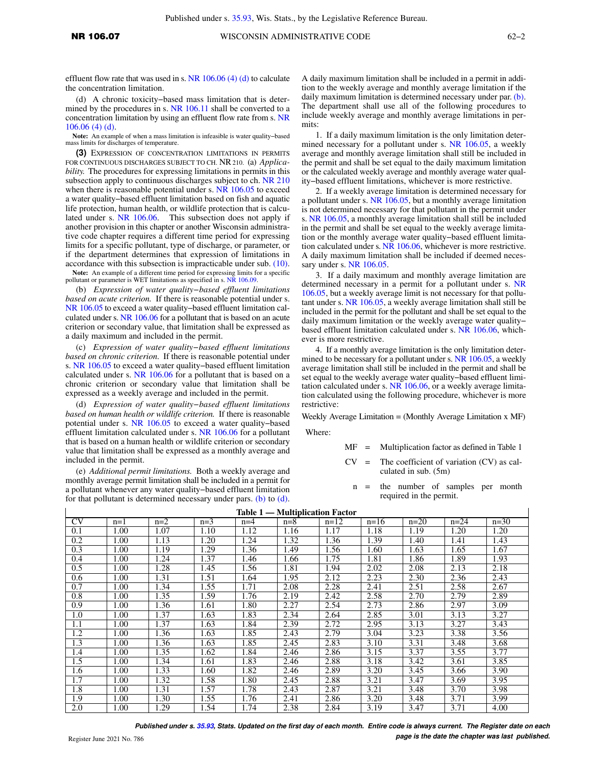effluent flow rate that was used in s. NR 106.06 (4) (d) to calculate the concentration limitation.

(d) A chronic toxicity–based mass limitation that is determined by the procedures in s. NR 106.11 shall be converted to a concentration limitation by using an effluent flow rate from s. NR 106.06 (4) (d).

**Note:** An example of when a mass limitation is infeasible is water quality–based mass limits for discharges of temperature.

**(3)** EXPRESSION OF CONCENTRATION LIMITATIONS IN PERMITS FOR CONTINUOUS DISCHARGES SUBJECT TO CH. NR 210. (a) *Applicability.* The procedures for expressing limitations in permits in this subsection apply to continuous discharges subject to ch. NR 210 when there is reasonable potential under s. NR 106.05 to exceed a water quality–based effluent limitation based on fish and aquatic life protection, human health, or wildlife protection that is calculated under s. NR 106.06. This subsection does not apply if another provision in this chapter or another Wisconsin administrative code chapter requires a different time period for expressing limits for a specific pollutant, type of discharge, or parameter, or if the department determines that expression of limitations in accordance with this subsection is impracticable under sub. (10).

**Note:** An example of a different time period for expressing limits for a specific pollutant or parameter is WET limitations as specified in s. NR 106.09.

(b) *Expression of water quality–based effluent limitations based on acute criterion.* If there is reasonable potential under s. NR 106.05 to exceed a water quality–based effluent limitation calculated under s. NR 106.06 for a pollutant that is based on an acute criterion or secondary value, that limitation shall be expressed as a daily maximum and included in the permit.

(c) *Expression of water quality–based effluent limitations based on chronic criterion.* If there is reasonable potential under s. NR 106.05 to exceed a water quality–based effluent limitation calculated under s. NR 106.06 for a pollutant that is based on a chronic criterion or secondary value that limitation shall be expressed as a weekly average and included in the permit.

(d) *Expression of water quality–based effluent limitations based on human health or wildlife criterion.* If there is reasonable potential under s. NR 106.05 to exceed a water quality–based effluent limitation calculated under s. NR 106.06 for a pollutant that is based on a human health or wildlife criterion or secondary value that limitation shall be expressed as a monthly average and included in the permit.

(e) *Additional permit limitations.* Both a weekly average and monthly average permit limitation shall be included in a permit for a pollutant whenever any water quality–based effluent limitation for that pollutant is determined necessary under pars. (b) to (d). A daily maximum limitation shall be included in a permit in addition to the weekly average and monthly average limitation if the daily maximum limitation is determined necessary under par. (b). The department shall use all of the following procedures to include weekly average and monthly average limitations in permits:

1. If a daily maximum limitation is the only limitation determined necessary for a pollutant under s. NR 106.05, a weekly average and monthly average limitation shall still be included in the permit and shall be set equal to the daily maximum limitation or the calculated weekly average and monthly average water quality–based effluent limitations, whichever is more restrictive.

2. If a weekly average limitation is determined necessary for a pollutant under s. NR 106.05, but a monthly average limitation is not determined necessary for that pollutant in the permit under s. NR 106.05, a monthly average limitation shall still be included in the permit and shall be set equal to the weekly average limitation or the monthly average water quality–based effluent limitation calculated under s. NR 106.06, whichever is more restrictive. A daily maximum limitation shall be included if deemed necessary under s. NR 106.05.

3. If a daily maximum and monthly average limitation are determined necessary in a permit for a pollutant under s. NR 106.05, but a weekly average limit is not necessary for that pollutant under s. NR 106.05, a weekly average limitation shall still be included in the permit for the pollutant and shall be set equal to the daily maximum limitation or the weekly average water quality–based effluent limitation calculated under s. NR 106.06, whichever is more restrictive.

4. If a monthly average limitation is the only limitation determined to be necessary for a pollutant under s. NR 106.05, a weekly average limitation shall still be included in the permit and shall be set equal to the weekly average water quality–based effluent limitation calculated under s. NR 106.06, or a weekly average limitation calculated using the following procedure, whichever is more restrictive:

Weekly Average Limitation = (Monthly Average Limitation x MF)

Where:

MF = Multiplication factor as defined in Table 1

CV = The coefficient of variation (CV) as calculated in sub. (5m)

n = the number of samples per month required in the permit.

**Table 1 — Multiplication Factor**

| CV | n=1 | n=2 | n=3 | n=4 | n=8 | n=12 | n=16 | n=20 | n=24 | n=30 |
|---|---|---|---|---|---|---|---|---|---|---|
| 0.1 | 1.00 | 1.07 | 1.10 | 1.12 | 1.16 | 1.17 | 1.18 | 1.19 | 1.20 | 1.20 |
| 0.2 | 1.00 | 1.13 | 1.20 | 1.24 | 1.32 | 1.36 | 1.39 | 1.40 | 1.41 | 1.43 |
| 0.3 | 1.00 | 1.19 | 1.29 | 1.36 | 1.49 | 1.56 | 1.60 | 1.63 | 1.65 | 1.67 |
| 0.4 | 1.00 | 1.24 | 1.37 | 1.46 | 1.66 | 1.75 | 1.81 | 1.86 | 1.89 | 1.93 |
| 0.5 | 1.00 | 1.28 | 1.45 | 1.56 | 1.81 | 1.94 | 2.02 | 2.08 | 2.13 | 2.18 |
| 0.6 | 1.00 | 1.31 | 1.51 | 1.64 | 1.95 | 2.12 | 2.23 | 2.30 | 2.36 | 2.43 |
| 0.7 | 1.00 | 1.34 | 1.55 | 1.71 | 2.08 | 2.28 | 2.41 | 2.51 | 2.58 | 2.67 |
| 0.8 | 1.00 | 1.35 | 1.59 | 1.76 | 2.19 | 2.42 | 2.58 | 2.70 | 2.79 | 2.89 |
| 0.9 | 1.00 | 1.36 | 1.61 | 1.80 | 2.27 | 2.54 | 2.73 | 2.86 | 2.97 | 3.09 |
| 1.0 | 1.00 | 1.37 | 1.63 | 1.83 | 2.34 | 2.64 | 2.85 | 3.01 | 3.13 | 3.27 |
| 1.1 | 1.00 | 1.37 | 1.63 | 1.84 | 2.39 | 2.72 | 2.95 | 3.13 | 3.27 | 3.43 |
| 1.2 | 1.00 | 1.36 | 1.63 | 1.85 | 2.43 | 2.79 | 3.04 | 3.23 | 3.38 | 3.56 |
| 1.3 | 1.00 | 1.36 | 1.63 | 1.85 | 2.45 | 2.83 | 3.10 | 3.31 | 3.48 | 3.68 |
| 1.4 | 1.00 | 1.35 | 1.62 | 1.84 | 2.46 | 2.86 | 3.15 | 3.37 | 3.55 | 3.77 |
| 1.5 | 1.00 | 1.34 | 1.61 | 1.83 | 2.46 | 2.88 | 3.18 | 3.42 | 3.61 | 3.85 |
| 1.6 | 1.00 | 1.33 | 1.60 | 1.82 | 2.46 | 2.89 | 3.20 | 3.45 | 3.66 | 3.90 |
| 1.7 | 1.00 | 1.32 | 1.58 | 1.80 | 2.45 | 2.88 | 3.21 | 3.47 | 3.69 | 3.95 |
| 1.8 | 1.00 | 1.31 | 1.57 | 1.78 | 2.43 | 2.87 | 3.21 | 3.48 | 3.70 | 3.98 |
| 1.9 | 1.00 | 1.30 | 1.55 | 1.76 | 2.41 | 2.86 | 3.20 | 3.48 | 3.71 | 3.99 |
| 2.0 | 1.00 | 1.29 | 1.54 | 1.74 | 2.38 | 2.84 | 3.19 | 3.47 | 3.71 | 4.00 |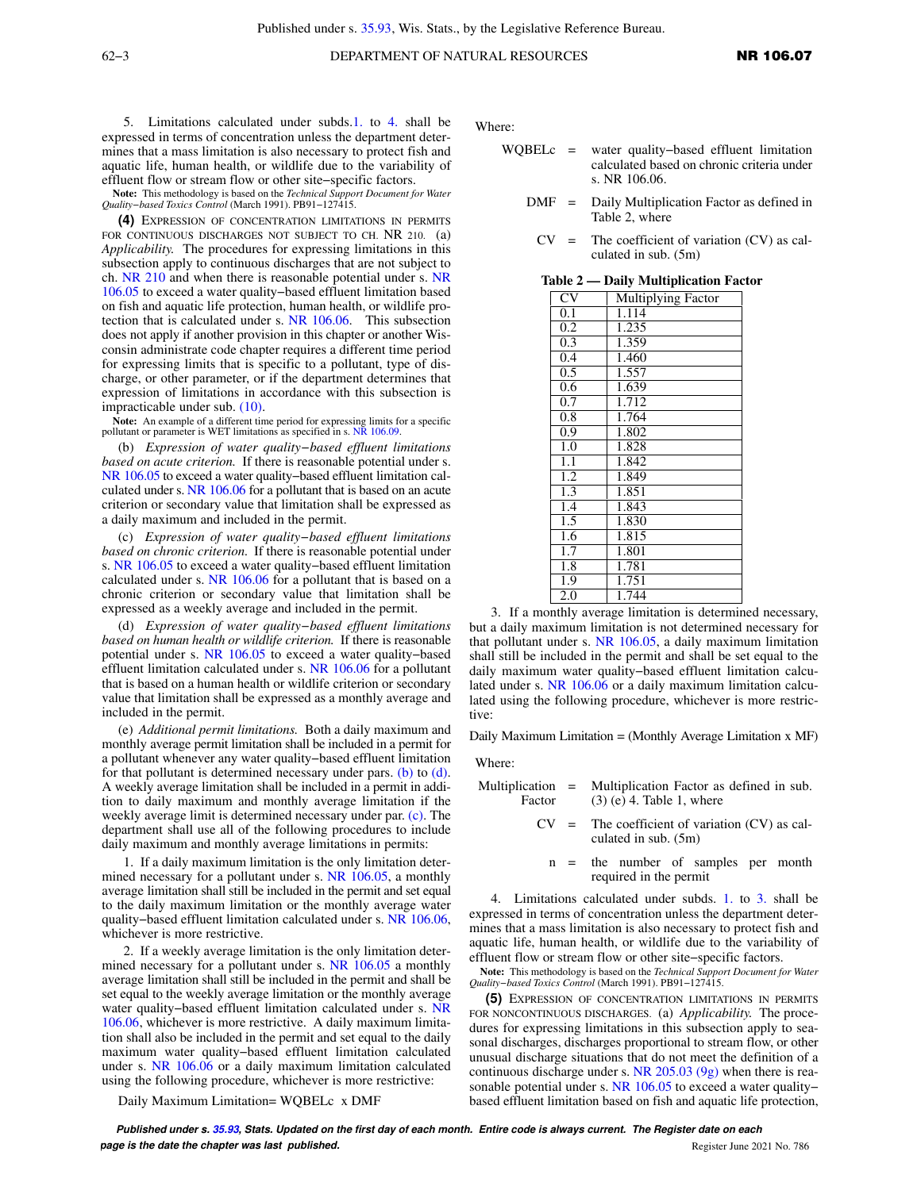5. Limitations calculated under subds. 1. to 4. shall be expressed in terms of concentration unless the department determines that a mass limitation is also necessary to protect fish and aquatic life, human health, or wildlife due to the variability of effluent flow or stream flow or other site−specific factors.

**Note:** This methodology is based on the *Technical Support Document for Water Quality−based Toxics Control* (March 1991). PB91−127415.

**(4)** EXPRESSION OF CONCENTRATION LIMITATIONS IN PERMITS FOR CONTINUOUS DISCHARGES NOT SUBJECT TO CH. NR 210. (a) *Applicability.* The procedures for expressing limitations in this subsection apply to continuous discharges that are not subject to ch. NR 210 and when there is reasonable potential under s. NR 106.05 to exceed a water quality−based effluent limitation based on fish and aquatic life protection, human health, or wildlife protection that is calculated under s. NR 106.06. This subsection does not apply if another provision in this chapter or another Wisconsin administrate code chapter requires a different time period for expressing limits that is specific to a pollutant, type of discharge, or other parameter, or if the department determines that expression of limitations in accordance with this subsection is impracticable under sub. (10).

**Note:** An example of a different time period for expressing limits for a specific pollutant or parameter is WET limitations as specified in s. NR 106.09.

(b) *Expression of water quality−based effluent limitations based on acute criterion.* If there is reasonable potential under s. NR 106.05 to exceed a water quality−based effluent limitation calculated under s. NR 106.06 for a pollutant that is based on an acute criterion or secondary value that limitation shall be expressed as a daily maximum and included in the permit.

(c) *Expression of water quality−based effluent limitations based on chronic criterion.* If there is reasonable potential under s. NR 106.05 to exceed a water quality−based effluent limitation calculated under s. NR 106.06 for a pollutant that is based on a chronic criterion or secondary value that limitation shall be expressed as a weekly average and included in the permit.

(d) *Expression of water quality−based effluent limitations based on human health or wildlife criterion.* If there is reasonable potential under s. NR 106.05 to exceed a water quality−based effluent limitation calculated under s. NR 106.06 for a pollutant that is based on a human health or wildlife criterion or secondary value that limitation shall be expressed as a monthly average and included in the permit.

(e) *Additional permit limitations.* Both a daily maximum and monthly average permit limitation shall be included in a permit for a pollutant whenever any water quality−based effluent limitation for that pollutant is determined necessary under pars. (b) to (d). A weekly average limitation shall be included in a permit in addition to daily maximum and monthly average limitation if the weekly average limit is determined necessary under par. (c). The department shall use all of the following procedures to include daily maximum and monthly average limitations in permits:

1. If a daily maximum limitation is the only limitation determined necessary for a pollutant under s. NR 106.05, a monthly average limitation shall still be included in the permit and set equal to the daily maximum limitation or the monthly average water quality−based effluent limitation calculated under s. NR 106.06, whichever is more restrictive.

2. If a weekly average limitation is the only limitation determined necessary for a pollutant under s. NR 106.05 a monthly average limitation shall still be included in the permit and shall be set equal to the weekly average limitation or the monthly average water quality−based effluent limitation calculated under s. NR 106.06, whichever is more restrictive. A daily maximum limitation shall also be included in the permit and set equal to the daily maximum water quality−based effluent limitation calculated under s. NR 106.06 or a daily maximum limitation calculated using the following procedure, whichever is more restrictive:

Daily Maximum Limitation= WQBELc x DMF

Where:

WQBELc = water quality−based effluent limitation calculated based on chronic criteria under s. NR 106.06.

DMF = Daily Multiplication Factor as defined in Table 2, where

CV = The coefficient of variation (CV) as calculated in sub. (5m)

**Table 2 — Daily Multiplication Factor**

| CV | Multiplying Factor |
|---|---|
| 0.1 | 1.114 |
| 0.2 | 1.235 |
| 0.3 | 1.359 |
| 0.4 | 1.460 |
| 0.5 | 1.557 |
| 0.6 | 1.639 |
| 0.7 | 1.712 |
| 0.8 | 1.764 |
| 0.9 | 1.802 |
| 1.0 | 1.828 |
| 1.1 | 1.842 |
| 1.2 | 1.849 |
| 1.3 | 1.851 |
| 1.4 | 1.843 |
| 1.5 | 1.830 |
| 1.6 | 1.815 |
| 1.7 | 1.801 |
| 1.8 | 1.781 |
| 1.9 | 1.751 |
| 2.0 | 1.744 |

3. If a monthly average limitation is determined necessary, but a daily maximum limitation is not determined necessary for that pollutant under s. NR 106.05, a daily maximum limitation shall still be included in the permit and shall be set equal to the daily maximum water quality−based effluent limitation calculated under s. NR 106.06 or a daily maximum limitation calculated using the following procedure, whichever is more restrictive:

Daily Maximum Limitation = (Monthly Average Limitation x MF)

Where:

Multiplication Factor = Multiplication Factor as defined in sub. (3) (e) 4. Table 1, where

CV = The coefficient of variation (CV) as calculated in sub. (5m)

n = the number of samples per month required in the permit

4. Limitations calculated under subds. 1. to 3. shall be expressed in terms of concentration unless the department determines that a mass limitation is also necessary to protect fish and aquatic life, human health, or wildlife due to the variability of effluent flow or stream flow or other site−specific factors.

**Note:** This methodology is based on the *Technical Support Document for Water Quality−based Toxics Control* (March 1991). PB91−127415.

**(5)** EXPRESSION OF CONCENTRATION LIMITATIONS IN PERMITS FOR NONCONTINUOUS DISCHARGES. (a) *Applicability.* The procedures for expressing limitations in this subsection apply to seasonal discharges, discharges proportional to stream flow, or other unusual discharge situations that do not meet the definition of a continuous discharge under s. NR 205.03 (9g) when there is reasonable potential under s. NR 106.05 to exceed a water quality−based effluent limitation based on fish and aquatic life protection,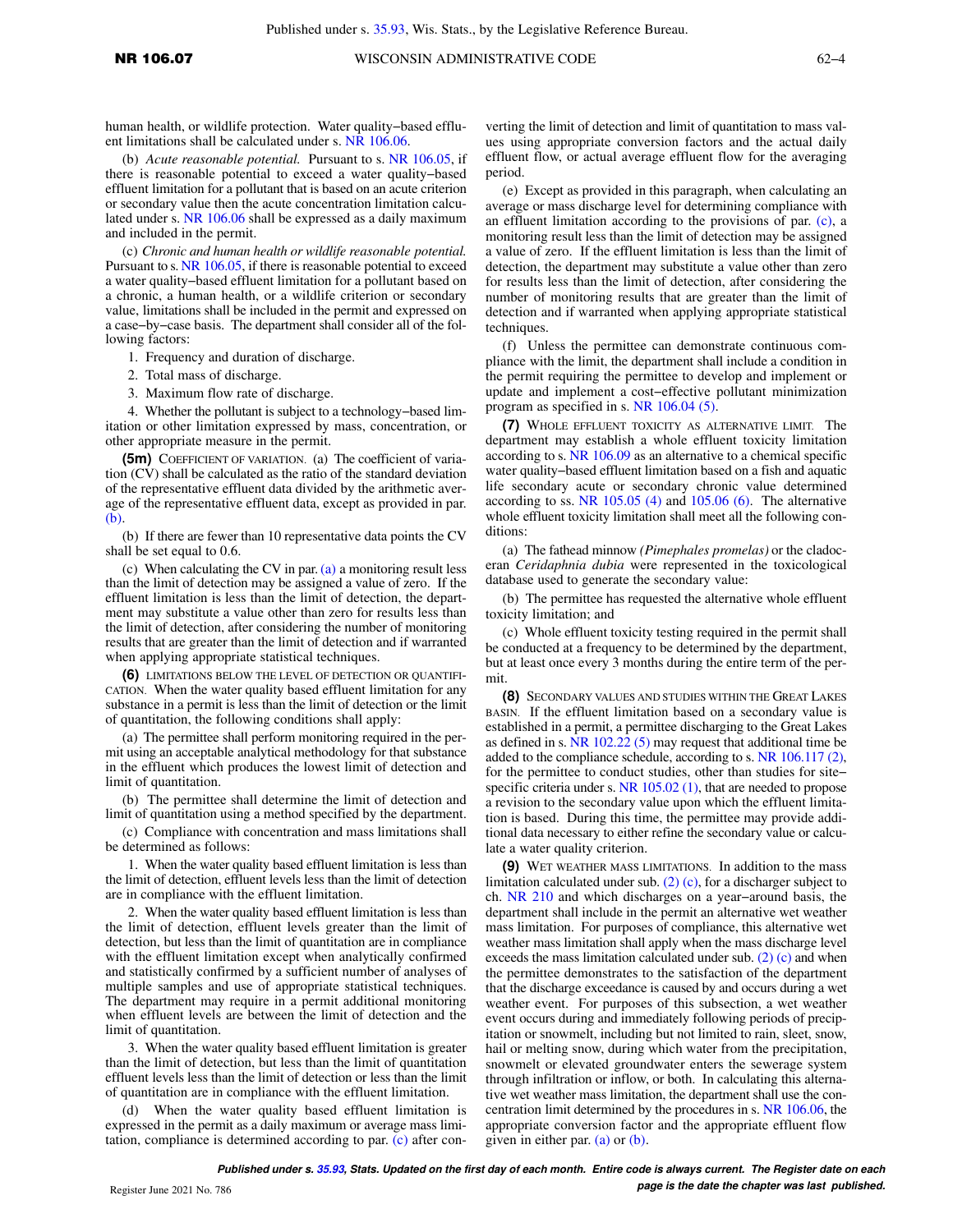human health, or wildlife protection. Water quality–based effluent limitations shall be calculated under s. NR 106.06.

(b) *Acute reasonable potential.* Pursuant to s. NR 106.05, if there is reasonable potential to exceed a water quality–based effluent limitation for a pollutant that is based on an acute criterion or secondary value then the acute concentration limitation calculated under s. NR 106.06 shall be expressed as a daily maximum and included in the permit.

(c) *Chronic and human health or wildlife reasonable potential.* Pursuant to s. NR 106.05, if there is reasonable potential to exceed a water quality–based effluent limitation for a pollutant based on a chronic, a human health, or a wildlife criterion or secondary value, limitations shall be included in the permit and expressed on a case–by–case basis. The department shall consider all of the following factors:

1. Frequency and duration of discharge.
2. Total mass of discharge.
3. Maximum flow rate of discharge.
4. Whether the pollutant is subject to a technology–based limitation or other limitation expressed by mass, concentration, or other appropriate measure in the permit.

**(5m)** COEFFICIENT OF VARIATION. (a) The coefficient of variation (CV) shall be calculated as the ratio of the standard deviation of the representative effluent data divided by the arithmetic average of the representative effluent data, except as provided in par. (b).

(b) If there are fewer than 10 representative data points the CV shall be set equal to 0.6.

(c) When calculating the CV in par. (a) a monitoring result less than the limit of detection may be assigned a value of zero. If the effluent limitation is less than the limit of detection, the department may substitute a value other than zero for results less than the limit of detection, after considering the number of monitoring results that are greater than the limit of detection and if warranted when applying appropriate statistical techniques.

**(6)** LIMITATIONS BELOW THE LEVEL OF DETECTION OR QUANTIFICATION. When the water quality based effluent limitation for any substance in a permit is less than the limit of detection or the limit of quantitation, the following conditions shall apply:

(a) The permittee shall perform monitoring required in the permit using an acceptable analytical methodology for that substance in the effluent which produces the lowest limit of detection and limit of quantitation.

(b) The permittee shall determine the limit of detection and limit of quantitation using a method specified by the department.

(c) Compliance with concentration and mass limitations shall be determined as follows:

1. When the water quality based effluent limitation is less than the limit of detection, effluent levels less than the limit of detection are in compliance with the effluent limitation.

2. When the water quality based effluent limitation is less than the limit of detection, effluent levels greater than the limit of detection, but less than the limit of quantitation are in compliance with the effluent limitation except when analytically confirmed and statistically confirmed by a sufficient number of analyses of multiple samples and use of appropriate statistical techniques. The department may require in a permit additional monitoring when effluent levels are between the limit of detection and the limit of quantitation.

3. When the water quality based effluent limitation is greater than the limit of detection, but less than the limit of quantitation effluent levels less than the limit of detection or less than the limit of quantitation are in compliance with the effluent limitation.

(d) When the water quality based effluent limitation is expressed in the permit as a daily maximum or average mass limitation, compliance is determined according to par. (c) after converting the limit of detection and limit of quantitation to mass values using appropriate conversion factors and the actual daily effluent flow, or actual average effluent flow for the averaging period.

(e) Except as provided in this paragraph, when calculating an average or mass discharge level for determining compliance with an effluent limitation according to the provisions of par. (c), a monitoring result less than the limit of detection may be assigned a value of zero. If the effluent limitation is less than the limit of detection, the department may substitute a value other than zero for results less than the limit of detection, after considering the number of monitoring results that are greater than the limit of detection and if warranted when applying appropriate statistical techniques.

(f) Unless the permittee can demonstrate continuous compliance with the limit, the department shall include a condition in the permit requiring the permittee to develop and implement or update and implement a cost–effective pollutant minimization program as specified in s. NR 106.04 (5).

**(7)** WHOLE EFFLUENT TOXICITY AS ALTERNATIVE LIMIT. The department may establish a whole effluent toxicity limitation according to s. NR 106.09 as an alternative to a chemical specific water quality–based effluent limitation based on a fish and aquatic life secondary acute or secondary chronic value determined according to ss. NR 105.05 (4) and 105.06 (6). The alternative whole effluent toxicity limitation shall meet all the following conditions:

(a) The fathead minnow *(Pimephales promelas)* or the cladoceran *Ceridaphnia dubia* were represented in the toxicological database used to generate the secondary value:

(b) The permittee has requested the alternative whole effluent toxicity limitation; and

(c) Whole effluent toxicity testing required in the permit shall be conducted at a frequency to be determined by the department, but at least once every 3 months during the entire term of the permit.

**(8)** SECONDARY VALUES AND STUDIES WITHIN THE GREAT LAKES BASIN. If the effluent limitation based on a secondary value is established in a permit, a permittee discharging to the Great Lakes as defined in s. NR 102.22 (5) may request that additional time be added to the compliance schedule, according to s. NR 106.117 (2), for the permittee to conduct studies, other than studies for site–specific criteria under s. NR 105.02 (1), that are needed to propose a revision to the secondary value upon which the effluent limitation is based. During this time, the permittee may provide additional data necessary to either refine the secondary value or calculate a water quality criterion.

**(9)** WET WEATHER MASS LIMITATIONS. In addition to the mass limitation calculated under sub. (2) (c), for a discharger subject to ch. NR 210 and which discharges on a year–around basis, the department shall include in the permit an alternative wet weather mass limitation. For purposes of compliance, this alternative wet weather mass limitation shall apply when the mass discharge level exceeds the mass limitation calculated under sub. (2) (c) and when the permittee demonstrates to the satisfaction of the department that the discharge exceedance is caused by and occurs during a wet weather event. For purposes of this subsection, a wet weather event occurs during and immediately following periods of precipitation or snowmelt, including but not limited to rain, sleet, snow, hail or melting snow, during which water from the precipitation, snowmelt or elevated groundwater enters the sewerage system through infiltration or inflow, or both. In calculating this alternative wet weather mass limitation, the department shall use the concentration limit determined by the procedures in s. NR 106.06, the appropriate conversion factor and the appropriate effluent flow given in either par. (a) or (b).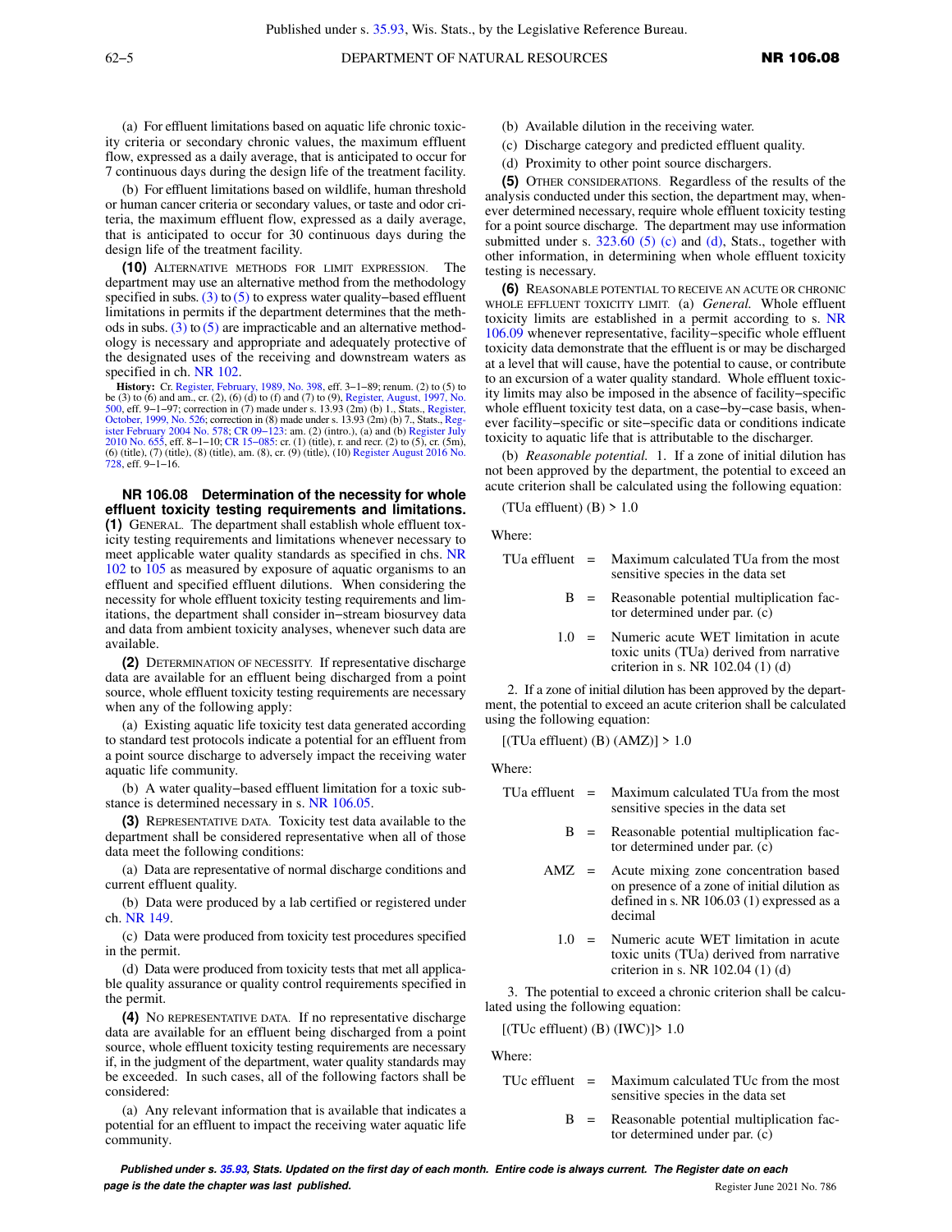(a) For effluent limitations based on aquatic life chronic toxicity criteria or secondary chronic values, the maximum effluent flow, expressed as a daily average, that is anticipated to occur for 7 continuous days during the design life of the treatment facility.

(b) For effluent limitations based on wildlife, human threshold or human cancer criteria or secondary values, or taste and odor criteria, the maximum effluent flow, expressed as a daily average, that is anticipated to occur for 30 continuous days during the design life of the treatment facility.

**(10)** ALTERNATIVE METHODS FOR LIMIT EXPRESSION. The department may use an alternative method from the methodology specified in subs. (3) to (5) to express water quality−based effluent limitations in permits if the department determines that the methods in subs. (3) to (5) are impracticable and an alternative methodology is necessary and appropriate and adequately protective of the designated uses of the receiving and downstream waters as specified in ch. NR 102.

**History:** Cr. Register, February, 1989, No. 398, eff. 3−1−89; renum. (2) to (5) to be (3) to (6) and am., cr. (2), (6) (d) to (f) and (7) to (9), Register, August, 1997, No. 500, eff. 9−1−97; correction in (7) made under s. 13.93 (2m) (b) 1., Stats., Register, October, 1999, No. 526; correction in (8) made under s. 13.93 (2m) (b) 7., Stats., Register February 2004 No. 578; CR 09−123: am. (2) (intro.), (a) and (b) Register July 2010 No. 655, eff. 8−1−10; CR 15−085: cr. (1) (title), r. and recr. (2) to (5), cr. (5m), (6) (title), (7) (title), (8) (title), am. (8), cr. (9) (title), (10) Register August 2016 No. 728, eff. 9−1−16.

## NR 106.08 Determination of the necessity for whole effluent toxicity testing requirements and limitations.

**(1)** GENERAL. The department shall establish whole effluent toxicity testing requirements and limitations whenever necessary to meet applicable water quality standards as specified in chs. NR 102 to 105 as measured by exposure of aquatic organisms to an effluent and specified effluent dilutions. When considering the necessity for whole effluent toxicity testing requirements and limitations, the department shall consider in−stream biosurvey data and data from ambient toxicity analyses, whenever such data are available.

**(2)** DETERMINATION OF NECESSITY. If representative discharge data are available for an effluent being discharged from a point source, whole effluent toxicity testing requirements are necessary when any of the following apply:

(a) Existing aquatic life toxicity test data generated according to standard test protocols indicate a potential for an effluent from a point source discharge to adversely impact the receiving water aquatic life community.

(b) A water quality−based effluent limitation for a toxic substance is determined necessary in s. NR 106.05.

**(3)** REPRESENTATIVE DATA. Toxicity test data available to the department shall be considered representative when all of those data meet the following conditions:

(a) Data are representative of normal discharge conditions and current effluent quality.

(b) Data were produced by a lab certified or registered under ch. NR 149.

(c) Data were produced from toxicity test procedures specified in the permit.

(d) Data were produced from toxicity tests that met all applicable quality assurance or quality control requirements specified in the permit.

**(4)** NO REPRESENTATIVE DATA. If no representative discharge data are available for an effluent being discharged from a point source, whole effluent toxicity testing requirements are necessary if, in the judgment of the department, water quality standards may be exceeded. In such cases, all of the following factors shall be considered:

(a) Any relevant information that is available that indicates a potential for an effluent to impact the receiving water aquatic life community.

(b) Available dilution in the receiving water.

(c) Discharge category and predicted effluent quality.

(d) Proximity to other point source dischargers.

**(5)** OTHER CONSIDERATIONS. Regardless of the results of the analysis conducted under this section, the department may, whenever determined necessary, require whole effluent toxicity testing for a point source discharge. The department may use information submitted under s. 323.60 (5) (c) and (d), Stats., together with other information, in determining when whole effluent toxicity testing is necessary.

**(6)** REASONABLE POTENTIAL TO RECEIVE AN ACUTE OR CHRONIC WHOLE EFFLUENT TOXICITY LIMIT. (a) *General.* Whole effluent toxicity limits are established in a permit according to s. NR 106.09 whenever representative, facility−specific whole effluent toxicity data demonstrate that the effluent is or may be discharged at a level that will cause, have the potential to cause, or contribute to an excursion of a water quality standard. Whole effluent toxicity limits may also be imposed in the absence of facility−specific whole effluent toxicity test data, on a case−by−case basis, whenever facility−specific or site−specific data or conditions indicate toxicity to aquatic life that is attributable to the discharger.

(b) *Reasonable potential.* 1. If a zone of initial dilution has not been approved by the department, the potential to exceed an acute criterion shall be calculated using the following equation:

$$(\text{TUa effluent})\ (B) > 1.0$$

Where:

| | | |
|---|---|---|
| TUa effluent | = | Maximum calculated TUa from the most sensitive species in the data set |
| B | = | Reasonable potential multiplication factor determined under par. (c) |
| 1.0 | = | Numeric acute WET limitation in acute toxic units (TUa) derived from narrative criterion in s. NR 102.04 (1) (d) |

2. If a zone of initial dilution has been approved by the department, the potential to exceed an acute criterion shall be calculated using the following equation:

$$[(\text{TUa effluent})\ (B)\ (\text{AMZ})] > 1.0$$

Where:

| | | |
|---|---|---|
| TUa effluent | = | Maximum calculated TUa from the most sensitive species in the data set |
| B | = | Reasonable potential multiplication factor determined under par. (c) |
| AMZ | = | Acute mixing zone concentration based on presence of a zone of initial dilution as defined in s. NR 106.03 (1) expressed as a decimal |
| 1.0 | = | Numeric acute WET limitation in acute toxic units (TUa) derived from narrative criterion in s. NR 102.04 (1) (d) |

3. The potential to exceed a chronic criterion shall be calculated using the following equation:

$$[(\text{TUc effluent})\ (B)\ (\text{IWC})] > 1.0$$

Where:

| | | |
|---|---|---|
| TUc effluent | = | Maximum calculated TUc from the most sensitive species in the data set |
| B | = | Reasonable potential multiplication factor determined under par. (c) |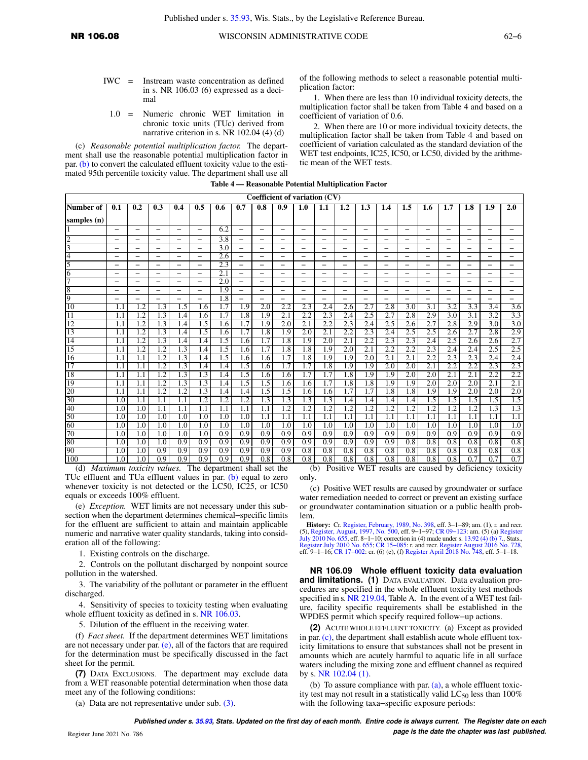IWC = Instream waste concentration as defined in s. NR 106.03 (6) expressed as a decimal

1.0 = Numeric chronic WET limitation in chronic toxic units (TUc) derived from narrative criterion in s. NR 102.04 (4) (d)

(c) *Reasonable potential multiplication factor.* The department shall use the reasonable potential multiplication factor in par. (b) to convert the calculated effluent toxicity value to the estimated 95th percentile toxicity value. The department shall use all of the following methods to select a reasonable potential multiplication factor:

1. When there are less than 10 individual toxicity detects, the multiplication factor shall be taken from Table 4 and based on a coefficient of variation of 0.6.

2. When there are 10 or more individual toxicity detects, the multiplication factor shall be taken from Table 4 and based on coefficient of variation calculated as the standard deviation of the WET test endpoints, IC25, IC50, or LC50, divided by the arithmetic mean of the WET tests.

**Table 4 — Reasonable Potential Multiplication Factor**

| | Coefficient of variation (CV) | | | | | | | | | | | | | | | | | | | |
|---|---|---|---|---|---|---|---|---|---|---|---|---|---|---|---|---|---|---|---|---|
| Number of samples (n) | 0.1 | 0.2 | 0.3 | 0.4 | 0.5 | 0.6 | 0.7 | 0.8 | 0.9 | 1.0 | 1.1 | 1.2 | 1.3 | 1.4 | 1.5 | 1.6 | 1.7 | 1.8 | 1.9 | 2.0 |
| 1 | – | – | – | – | – | 6.2 | – | – | – | – | – | – | – | – | – | – | – | – | – | – |
| 2 | – | – | – | – | – | 3.8 | – | – | – | – | – | – | – | – | – | – | – | – | – | – |
| 3 | – | – | – | – | – | 3.0 | – | – | – | – | – | – | – | – | – | – | – | – | – | – |
| 4 | – | – | – | – | – | 2.6 | – | – | – | – | – | – | – | – | – | – | – | – | – | – |
| 5 | – | – | – | – | – | 2.3 | – | – | – | – | – | – | – | – | – | – | – | – | – | – |
| 6 | – | – | – | – | – | 2.1 | – | – | – | – | – | – | – | – | – | – | – | – | – | – |
| 7 | – | – | – | – | – | 2.0 | – | – | – | – | – | – | – | – | – | – | – | – | – | – |
| 8 | – | – | – | – | – | 1.9 | – | – | – | – | – | – | – | – | – | – | – | – | – | – |
| 9 | – | – | – | – | – | 1.8 | – | – | – | – | – | – | – | – | – | – | – | – | – | – |
| 10 | 1.1 | 1.2 | 1.3 | 1.5 | 1.6 | 1.7 | 1.9 | 2.0 | 2.2 | 2.3 | 2.4 | 2.6 | 2.7 | 2.8 | 3.0 | 3.1 | 3.2 | 3.3 | 3.4 | 3.6 |
| 11 | 1.1 | 1.2 | 1.3 | 1.4 | 1.6 | 1.7 | 1.8 | 1.9 | 2.1 | 2.2 | 2.3 | 2.4 | 2.5 | 2.7 | 2.8 | 2.9 | 3.0 | 3.1 | 3.2 | 3.3 |
| 12 | 1.1 | 1.2 | 1.3 | 1.4 | 1.5 | 1.6 | 1.7 | 1.9 | 2.0 | 2.1 | 2.2 | 2.3 | 2.4 | 2.5 | 2.6 | 2.7 | 2.8 | 2.9 | 3.0 | 3.0 |
| 13 | 1.1 | 1.2 | 1.3 | 1.4 | 1.5 | 1.6 | 1.7 | 1.8 | 1.9 | 2.0 | 2.1 | 2.2 | 2.3 | 2.4 | 2.5 | 2.5 | 2.6 | 2.7 | 2.8 | 2.9 |
| 14 | 1.1 | 1.2 | 1.3 | 1.4 | 1.4 | 1.5 | 1.6 | 1.7 | 1.8 | 1.9 | 2.0 | 2.1 | 2.2 | 2.3 | 2.3 | 2.4 | 2.5 | 2.6 | 2.6 | 2.7 |
| 15 | 1.1 | 1.2 | 1.2 | 1.3 | 1.4 | 1.5 | 1.6 | 1.7 | 1.8 | 1.8 | 1.9 | 2.0 | 2.1 | 2.2 | 2.2 | 2.3 | 2.4 | 2.4 | 2.5 | 2.5 |
| 16 | 1.1 | 1.1 | 1.2 | 1.3 | 1.4 | 1.5 | 1.6 | 1.6 | 1.7 | 1.8 | 1.9 | 1.9 | 2.0 | 2.1 | 2.1 | 2.2 | 2.3 | 2.3 | 2.4 | 2.4 |
| 17 | 1.1 | 1.1 | 1.2 | 1.3 | 1.4 | 1.4 | 1.5 | 1.6 | 1.7 | 1.7 | 1.8 | 1.9 | 1.9 | 2.0 | 2.0 | 2.1 | 2.2 | 2.2 | 2.3 | 2.3 |
| 18 | 1.1 | 1.1 | 1.2 | 1.3 | 1.3 | 1.4 | 1.5 | 1.6 | 1.6 | 1.7 | 1.7 | 1.8 | 1.9 | 1.9 | 2.0 | 2.0 | 2.1 | 2.1 | 2.2 | 2.2 |
| 19 | 1.1 | 1.1 | 1.2 | 1.3 | 1.3 | 1.4 | 1.5 | 1.5 | 1.6 | 1.6 | 1.7 | 1.8 | 1.8 | 1.9 | 1.9 | 2.0 | 2.0 | 2.0 | 2.1 | 2.1 |
| 20 | 1.1 | 1.1 | 1.2 | 1.2 | 1.3 | 1.4 | 1.4 | 1.5 | 1.5 | 1.6 | 1.6 | 1.7 | 1.7 | 1.8 | 1.8 | 1.9 | 1.9 | 2.0 | 2.0 | 2.0 |
| 30 | 1.0 | 1.1 | 1.1 | 1.1 | 1.2 | 1.2 | 1.2 | 1.3 | 1.3 | 1.3 | 1.3 | 1.4 | 1.4 | 1.4 | 1.4 | 1.5 | 1.5 | 1.5 | 1.5 | 1.5 |
| 40 | 1.0 | 1.0 | 1.1 | 1.1 | 1.1 | 1.1 | 1.1 | 1.1 | 1.2 | 1.2 | 1.2 | 1.2 | 1.2 | 1.2 | 1.2 | 1.2 | 1.2 | 1.2 | 1.3 | 1.3 |
| 50 | 1.0 | 1.0 | 1.0 | 1.0 | 1.0 | 1.0 | 1.0 | 1.1 | 1.1 | 1.1 | 1.1 | 1.1 | 1.1 | 1.1 | 1.1 | 1.1 | 1.1 | 1.1 | 1.1 | 1.1 |
| 60 | 1.0 | 1.0 | 1.0 | 1.0 | 1.0 | 1.0 | 1.0 | 1.0 | 1.0 | 1.0 | 1.0 | 1.0 | 1.0 | 1.0 | 1.0 | 1.0 | 1.0 | 1.0 | 1.0 | 1.0 |
| 70 | 1.0 | 1.0 | 1.0 | 1.0 | 1.0 | 0.9 | 0.9 | 0.9 | 0.9 | 0.9 | 0.9 | 0.9 | 0.9 | 0.9 | 0.9 | 0.9 | 0.9 | 0.9 | 0.9 | 0.9 |
| 80 | 1.0 | 1.0 | 1.0 | 0.9 | 0.9 | 0.9 | 0.9 | 0.9 | 0.9 | 0.9 | 0.9 | 0.9 | 0.9 | 0.9 | 0.8 | 0.8 | 0.8 | 0.8 | 0.8 | 0.8 |
| 90 | 1.0 | 1.0 | 0.9 | 0.9 | 0.9 | 0.9 | 0.9 | 0.9 | 0.9 | 0.8 | 0.8 | 0.8 | 0.8 | 0.8 | 0.8 | 0.8 | 0.8 | 0.8 | 0.8 | 0.8 |
| 100 | 1.0 | 1.0 | 0.9 | 0.9 | 0.9 | 0.9 | 0.9 | 0.8 | 0.8 | 0.8 | 0.8 | 0.8 | 0.8 | 0.8 | 0.8 | 0.8 | 0.8 | 0.7 | 0.7 | 0.7 |

(d) *Maximum toxicity values.* The department shall set the TUc effluent and TUa effluent values in par. (b) equal to zero whenever toxicity is not detected or the LC50, IC25, or IC50 equals or exceeds 100% effluent.

(e) *Exception.* WET limits are not necessary under this subsection when the department determines chemical–specific limits for the effluent are sufficient to attain and maintain applicable numeric and narrative water quality standards, taking into consideration all of the following:

1. Existing controls on the discharge.

2. Controls on the pollutant discharged by nonpoint source pollution in the watershed.

3. The variability of the pollutant or parameter in the effluent discharged.

4. Sensitivity of species to toxicity testing when evaluating whole effluent toxicity as defined in s. NR 106.03.

5. Dilution of the effluent in the receiving water.

(f) *Fact sheet.* If the department determines WET limitations are not necessary under par. (e), all of the factors that are required for the determination must be specifically discussed in the fact sheet for the permit.

**(7)** DATA EXCLUSIONS. The department may exclude data from a WET reasonable potential determination when those data meet any of the following conditions:

(a) Data are not representative under sub. (3).

(b) Positive WET results are caused by deficiency toxicity only.

(c) Positive WET results are caused by groundwater or surface water remediation needed to correct or prevent an existing surface or groundwater contamination situation or a public health problem.

**History:** Cr. Register, February, 1989, No. 398, eff. 3–1–89; am. (1), r. and recr. (5), Register, August, 1997, No. 500, eff. 9–1–97; CR 09–123: am. (5) (a) Register July 2010 No. 655, eff. 8–1–10; correction in (4) made under s. 13.92 (4) (b) 7., Stats., Register July 2010 No. 655; CR 15–085: r. and recr. Register August 2016 No. 728, eff. 9–1–16; CR 17–002: cr. (6) (e), (f) Register April 2018 No. 748, eff. 5–1–18.

**NR 106.09 Whole effluent toxicity data evaluation and limitations. (1)** DATA EVALUATION. Data evaluation procedures are specified in the whole effluent toxicity test methods specified in s. NR 219.04, Table A. In the event of a WET test failure, facility specific requirements shall be established in the WPDES permit which specify required follow–up actions.

**(2)** ACUTE WHOLE EFFLUENT TOXICITY. (a) Except as provided in par. (c), the department shall establish acute whole effluent toxicity limitations to ensure that substances shall not be present in amounts which are acutely harmful to aquatic life in all surface waters including the mixing zone and effluent channel as required by s. NR 102.04 (1).

(b) To assure compliance with par. (a), a whole effluent toxicity test may not result in a statistically valid $LC_{50}$ less than 100% with the following taxa–specific exposure periods: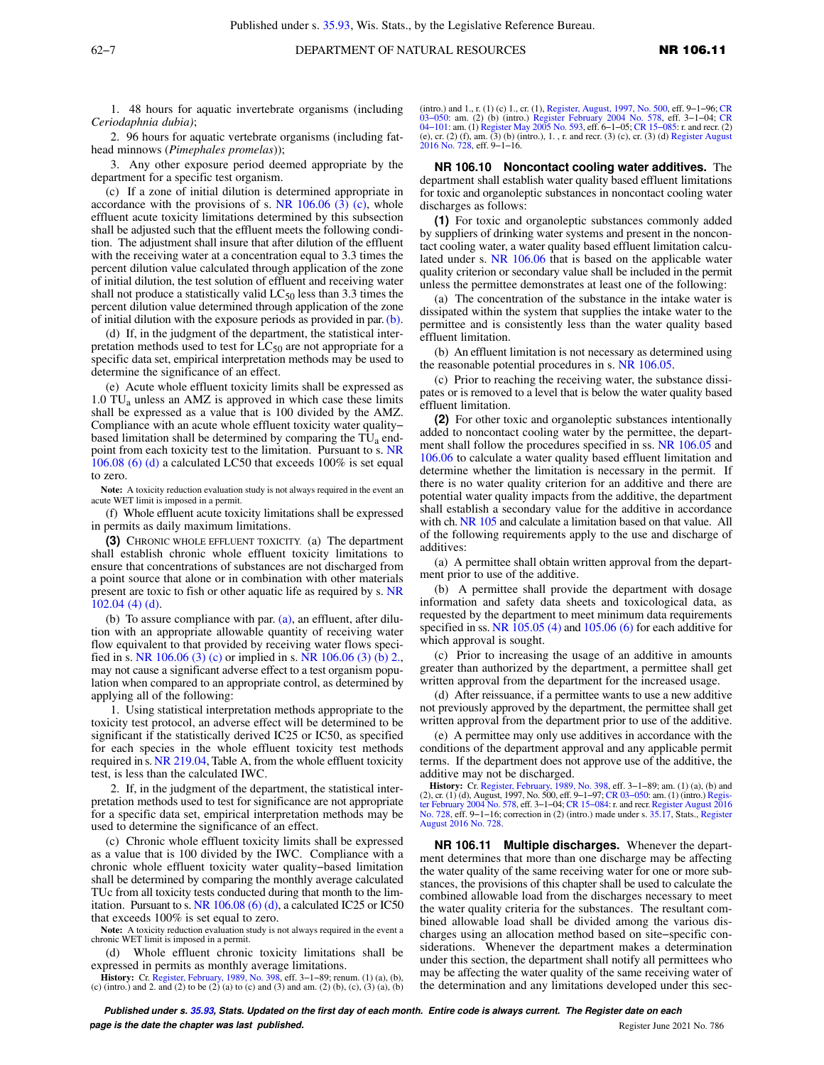1. 48 hours for aquatic invertebrate organisms (including *Ceriodaphnia dubia)*;

2. 96 hours for aquatic vertebrate organisms (including fathead minnows (*Pimephales promelas*));

3. Any other exposure period deemed appropriate by the department for a specific test organism.

(c) If a zone of initial dilution is determined appropriate in accordance with the provisions of s. NR 106.06 (3) (c), whole effluent acute toxicity limitations determined by this subsection shall be adjusted such that the effluent meets the following condition. The adjustment shall insure that after dilution of the effluent with the receiving water at a concentration equal to 3.3 times the percent dilution value calculated through application of the zone of initial dilution, the test solution of effluent and receiving water shall not produce a statistically valid $LC_{50}$ less than 3.3 times the percent dilution value determined through application of the zone of initial dilution with the exposure periods as provided in par. (b).

(d) If, in the judgment of the department, the statistical interpretation methods used to test for $LC_{50}$ are not appropriate for a specific data set, empirical interpretation methods may be used to determine the significance of an effect.

(e) Acute whole effluent toxicity limits shall be expressed as 1.0 $TU_a$ unless an AMZ is approved in which case these limits shall be expressed as a value that is 100 divided by the AMZ. Compliance with an acute whole effluent toxicity water quality–based limitation shall be determined by comparing the $TU_a$ endpoint from each toxicity test to the limitation. Pursuant to s. NR 106.08 (6) (d) a calculated LC50 that exceeds 100% is set equal to zero.

**Note:** A toxicity reduction evaluation study is not always required in the event an acute WET limit is imposed in a permit.

(f) Whole effluent acute toxicity limitations shall be expressed in permits as daily maximum limitations.

**(3)** CHRONIC WHOLE EFFLUENT TOXICITY. (a) The department shall establish chronic whole effluent toxicity limitations to ensure that concentrations of substances are not discharged from a point source that alone or in combination with other materials present are toxic to fish or other aquatic life as required by s. NR 102.04 (4) (d).

(b) To assure compliance with par. (a), an effluent, after dilution with an appropriate allowable quantity of receiving water flow equivalent to that provided by receiving water flows specified in s. NR 106.06 (3) (c) or implied in s. NR 106.06 (3) (b) 2., may not cause a significant adverse effect to a test organism population when compared to an appropriate control, as determined by applying all of the following:

1. Using statistical interpretation methods appropriate to the toxicity test protocol, an adverse effect will be determined to be significant if the statistically derived IC25 or IC50, as specified for each species in the whole effluent toxicity test methods required in s. NR 219.04, Table A, from the whole effluent toxicity test, is less than the calculated IWC.

2. If, in the judgment of the department, the statistical interpretation methods used to test for significance are not appropriate for a specific data set, empirical interpretation methods may be used to determine the significance of an effect.

(c) Chronic whole effluent toxicity limits shall be expressed as a value that is 100 divided by the IWC. Compliance with a chronic whole effluent toxicity water quality–based limitation shall be determined by comparing the monthly average calculated TUc from all toxicity tests conducted during that month to the limitation. Pursuant to s. NR 106.08 (6) (d), a calculated IC25 or IC50 that exceeds 100% is set equal to zero.

**Note:** A toxicity reduction evaluation study is not always required in the event a chronic WET limit is imposed in a permit.

(d) Whole effluent chronic toxicity limitations shall be expressed in permits as monthly average limitations.

**History:** Cr. Register, February, 1989, No. 398, eff. 3–1–89; renum. (1) (a), (b), (c) (intro.) and 2. and (2) to be (2) (a) to (c) and (3) and am. (2) (b), (c), (3) (a), (b) (intro.) and 1., r. (1) (c) 1., cr. (1), Register, August, 1997, No. 500, eff. 9–1–96; CR 03–050: am. (2) (b) (intro.) Register February 2004 No. 578, eff. 3–1–04; CR 04–101: am. (1) Register May 2005 No. 593, eff. 6–1–05; CR 15–085: r. and recr. (2) (e), cr. (2) (f), am. (3) (b) (intro.), 1. , r. and recr. (3) (c), cr. (3) (d) Register August 2016 No. 728, eff. 9–1–16.

**NR 106.10 Noncontact cooling water additives.** The department shall establish water quality based effluent limitations for toxic and organoleptic substances in noncontact cooling water discharges as follows:

**(1)** For toxic and organoleptic substances commonly added by suppliers of drinking water systems and present in the noncontact cooling water, a water quality based effluent limitation calculated under s. NR 106.06 that is based on the applicable water quality criterion or secondary value shall be included in the permit unless the permittee demonstrates at least one of the following:

(a) The concentration of the substance in the intake water is dissipated within the system that supplies the intake water to the permittee and is consistently less than the water quality based effluent limitation.

(b) An effluent limitation is not necessary as determined using the reasonable potential procedures in s. NR 106.05.

(c) Prior to reaching the receiving water, the substance dissipates or is removed to a level that is below the water quality based effluent limitation.

**(2)** For other toxic and organoleptic substances intentionally added to noncontact cooling water by the permittee, the department shall follow the procedures specified in ss. NR 106.05 and 106.06 to calculate a water quality based effluent limitation and determine whether the limitation is necessary in the permit. If there is no water quality criterion for an additive and there are potential water quality impacts from the additive, the department shall establish a secondary value for the additive in accordance with ch. NR 105 and calculate a limitation based on that value. All of the following requirements apply to the use and discharge of additives:

(a) A permittee shall obtain written approval from the department prior to use of the additive.

(b) A permittee shall provide the department with dosage information and safety data sheets and toxicological data, as requested by the department to meet minimum data requirements specified in ss. NR 105.05 (4) and 105.06 (6) for each additive for which approval is sought.

(c) Prior to increasing the usage of an additive in amounts greater than authorized by the department, a permittee shall get written approval from the department for the increased usage.

(d) After reissuance, if a permittee wants to use a new additive not previously approved by the department, the permittee shall get written approval from the department prior to use of the additive.

(e) A permittee may only use additives in accordance with the conditions of the department approval and any applicable permit terms. If the department does not approve use of the additive, the additive may not be discharged.

**History:** Cr. Register, February, 1989, No. 398, eff. 3–1–89; am. (1) (a), (b) and (2), cr. (1) (d), August, 1997, No. 500, eff. 9–1–97; CR 03–050: am. (1) (intro.) Register February 2004 No. 578, eff. 3–1–04; CR 15–084: r. and recr. Register August 2016 No. 728, eff. 9–1–16; correction in (2) (intro.) made under s. 35.17, Stats., Register August 2016 No. 728.

**NR 106.11 Multiple discharges.** Whenever the department determines that more than one discharge may be affecting the water quality of the same receiving water for one or more substances, the provisions of this chapter shall be used to calculate the combined allowable load from the discharges necessary to meet the water quality criteria for the substances. The resultant combined allowable load shall be divided among the various discharges using an allocation method based on site–specific considerations. Whenever the department makes a determination under this section, the department shall notify all permittees who may be affecting the water quality of the same receiving water of the determination and any limitations developed under this sec-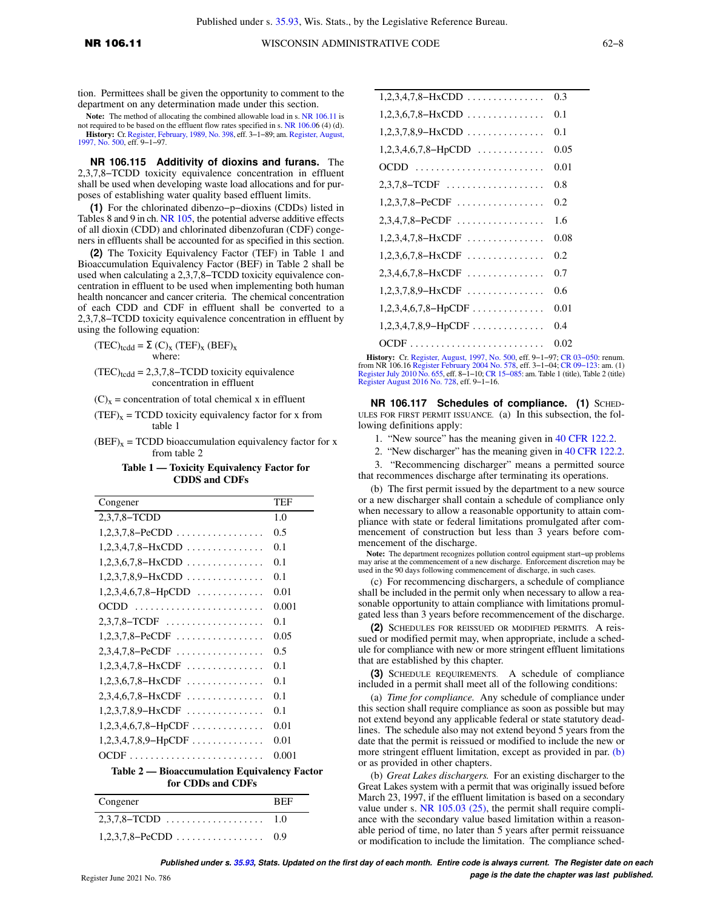tion. Permittees shall be given the opportunity to comment to the department on any determination made under this section.

**Note:** The method of allocating the combined allowable load in s. NR 106.11 is not required to be based on the effluent flow rates specified in s. NR 106.06 (4) (d).

**History:** Cr. Register, February, 1989, No. 398, eff. 3–1–89; am. Register, August, 1997, No. 500, eff. 9–1–97.

**NR 106.115 Additivity of dioxins and furans.** The 2,3,7,8–TCDD toxicity equivalence concentration in effluent shall be used when developing waste load allocations and for purposes of establishing water quality based effluent limits.

**(1)** For the chlorinated dibenzo–p–dioxins (CDDs) listed in Tables 8 and 9 in ch. NR 105, the potential adverse additive effects of all dioxin (CDD) and chlorinated dibenzofuran (CDF) congeners in effluents shall be accounted for as specified in this section.

**(2)** The Toxicity Equivalency Factor (TEF) in Table 1 and Bioaccumulation Equivalency Factor (BEF) in Table 2 shall be used when calculating a 2,3,7,8–TCDD toxicity equivalence concentration in effluent to be used when implementing both human health noncancer and cancer criteria. The chemical concentration of each CDD and CDF in effluent shall be converted to a 2,3,7,8–TCDD toxicity equivalence concentration in effluent by using the following equation:

$$(TEC)_{tcdd} = \Sigma \; (C)_x \; (TEF)_x \; (BEF)_x$$

where:

$(TEC)_{tcdd}$ = 2,3,7,8–TCDD toxicity equivalence concentration in effluent

$(C)_x$ = concentration of total chemical x in effluent

$(TEF)_x$ = TCDD toxicity equivalency factor for x from table 1

$(BEF)_x$ = TCDD bioaccumulation equivalency factor for x from table 2

**Table 1 — Toxicity Equivalency Factor for CDDS and CDFs**

| Congener | TEF |
|---|---|
| 2,3,7,8–TCDD | 1.0 |
| 1,2,3,7,8–PeCDD | 0.5 |
| 1,2,3,4,7,8–HxCDD | 0.1 |
| 1,2,3,6,7,8–HxCDD | 0.1 |
| 1,2,3,7,8,9–HxCDD | 0.1 |
| 1,2,3,4,6,7,8–HpCDD | 0.01 |
| OCDD | 0.001 |
| 2,3,7,8–TCDF | 0.1 |
| 1,2,3,7,8–PeCDF | 0.05 |
| 2,3,4,7,8–PeCDF | 0.5 |
| 1,2,3,4,7,8–HxCDF | 0.1 |
| 1,2,3,6,7,8–HxCDF | 0.1 |
| 2,3,4,6,7,8–HxCDF | 0.1 |
| 1,2,3,7,8,9–HxCDF | 0.1 |
| 1,2,3,4,6,7,8–HpCDF | 0.01 |
| 1,2,3,4,7,8,9–HpCDF | 0.01 |
| OCDF | 0.001 |

**Table 2 — Bioaccumulation Equivalency Factor for CDDs and CDFs**

| Congener | BEF |
|---|---|
| 2,3,7,8–TCDD | 1.0 |
| 1,2,3,7,8–PeCDD | 0.9 |
| 1,2,3,4,7,8–HxCDD | 0.3 |
| 1,2,3,6,7,8–HxCDD | 0.1 |
| 1,2,3,7,8,9–HxCDD | 0.1 |
| 1,2,3,4,6,7,8–HpCDD | 0.05 |
| OCDD | 0.01 |
| 2,3,7,8–TCDF | 0.8 |
| 1,2,3,7,8–PeCDF | 0.2 |
| 2,3,4,7,8–PeCDF | 1.6 |
| 1,2,3,4,7,8–HxCDF | 0.08 |
| 1,2,3,6,7,8–HxCDF | 0.2 |
| 2,3,4,6,7,8–HxCDF | 0.7 |
| 1,2,3,7,8,9–HxCDF | 0.6 |
| 1,2,3,4,6,7,8–HpCDF | 0.01 |
| 1,2,3,4,7,8,9–HpCDF | 0.4 |
| OCDF | 0.02 |

**History:** Cr. Register, August, 1997, No. 500, eff. 9–1–97; CR 03–050: renum. from NR 106.16 Register February 2004 No. 578, eff. 3–1–04; CR 09–123: am. (1) Register July 2010 No. 655, eff. 8–1–10; CR 15–085: am. Table 1 (title), Table 2 (title) Register August 2016 No. 728, eff. 9–1–16.

**NR 106.117 Schedules of compliance. (1)** SCHEDULES FOR FIRST PERMIT ISSUANCE. (a) In this subsection, the following definitions apply:

1. "New source" has the meaning given in 40 CFR 122.2.

2. "New discharger" has the meaning given in 40 CFR 122.2.

3. "Recommencing discharger" means a permitted source that recommences discharge after terminating its operations.

(b) The first permit issued by the department to a new source or a new discharger shall contain a schedule of compliance only when necessary to allow a reasonable opportunity to attain compliance with state or federal limitations promulgated after commencement of construction but less than 3 years before commencement of the discharge.

**Note:** The department recognizes pollution control equipment start–up problems may arise at the commencement of a new discharge. Enforcement discretion may be used in the 90 days following commencement of discharge, in such cases.

(c) For recommencing dischargers, a schedule of compliance shall be included in the permit only when necessary to allow a reasonable opportunity to attain compliance with limitations promulgated less than 3 years before recommencement of the discharge.

**(2)** SCHEDULES FOR REISSUED OR MODIFIED PERMITS. A reissued or modified permit may, when appropriate, include a schedule for compliance with new or more stringent effluent limitations that are established by this chapter.

**(3)** SCHEDULE REQUIREMENTS. A schedule of compliance included in a permit shall meet all of the following conditions:

(a) *Time for compliance.* Any schedule of compliance under this section shall require compliance as soon as possible but may not extend beyond any applicable federal or state statutory deadlines. The schedule also may not extend beyond 5 years from the date that the permit is reissued or modified to include the new or more stringent effluent limitation, except as provided in par. (b) or as provided in other chapters.

(b) *Great Lakes dischargers.* For an existing discharger to the Great Lakes system with a permit that was originally issued before March 23, 1997, if the effluent limitation is based on a secondary value under s. NR 105.03 (25), the permit shall require compliance with the secondary value based limitation within a reasonable period of time, no later than 5 years after permit reissuance or modification to include the limitation. The compliance sched-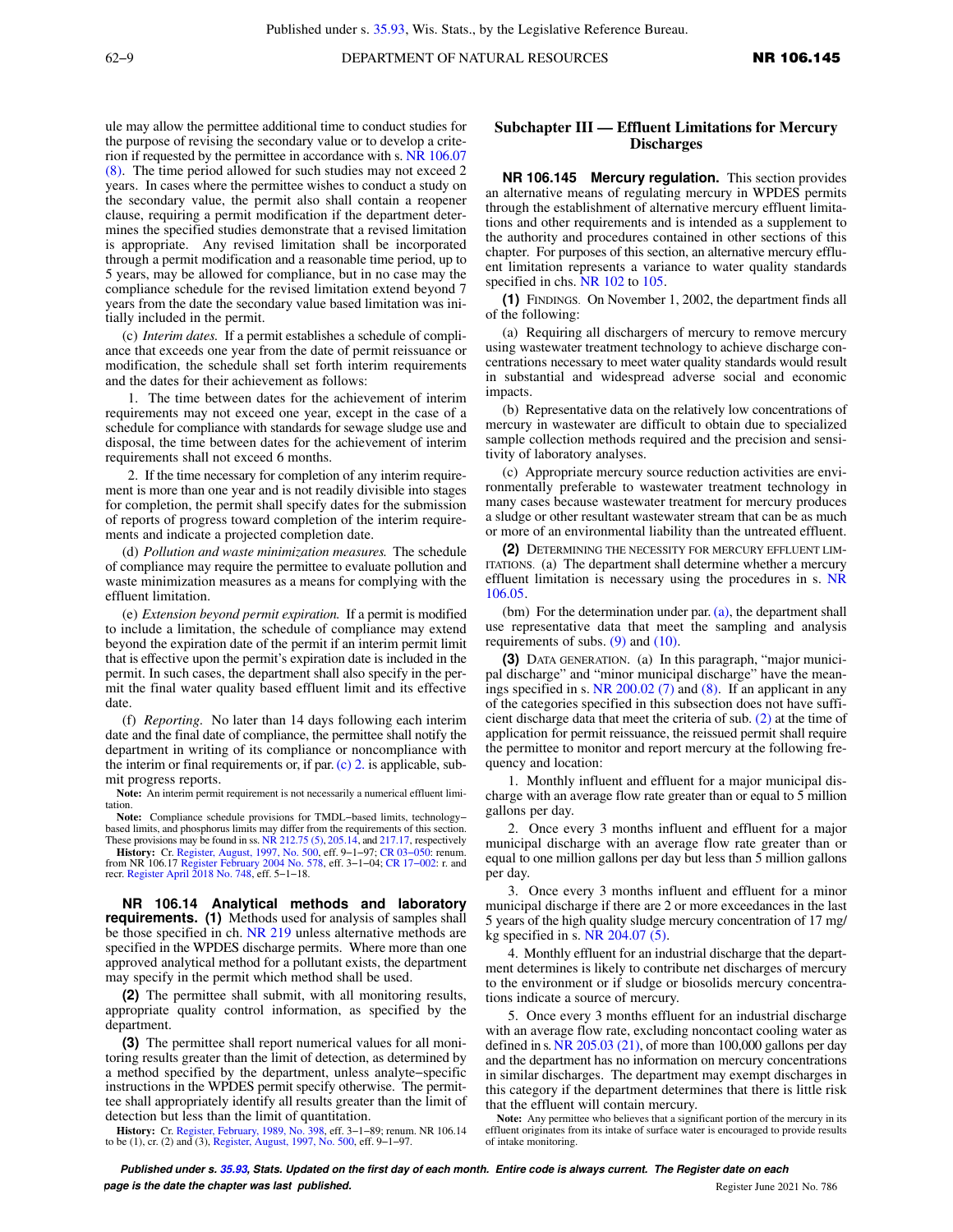ule may allow the permittee additional time to conduct studies for the purpose of revising the secondary value or to develop a criterion if requested by the permittee in accordance with s. NR 106.07 (8). The time period allowed for such studies may not exceed 2 years. In cases where the permittee wishes to conduct a study on the secondary value, the permit also shall contain a reopener clause, requiring a permit modification if the department determines the specified studies demonstrate that a revised limitation is appropriate. Any revised limitation shall be incorporated through a permit modification and a reasonable time period, up to 5 years, may be allowed for compliance, but in no case may the compliance schedule for the revised limitation extend beyond 7 years from the date the secondary value based limitation was initially included in the permit.

(c) *Interim dates.* If a permit establishes a schedule of compliance that exceeds one year from the date of permit reissuance or modification, the schedule shall set forth interim requirements and the dates for their achievement as follows:

1. The time between dates for the achievement of interim requirements may not exceed one year, except in the case of a schedule for compliance with standards for sewage sludge use and disposal, the time between dates for the achievement of interim requirements shall not exceed 6 months.

2. If the time necessary for completion of any interim requirement is more than one year and is not readily divisible into stages for completion, the permit shall specify dates for the submission of reports of progress toward completion of the interim requirements and indicate a projected completion date.

(d) *Pollution and waste minimization measures.* The schedule of compliance may require the permittee to evaluate pollution and waste minimization measures as a means for complying with the effluent limitation.

(e) *Extension beyond permit expiration.* If a permit is modified to include a limitation, the schedule of compliance may extend beyond the expiration date of the permit if an interim permit limit that is effective upon the permit's expiration date is included in the permit. In such cases, the department shall also specify in the permit the final water quality based effluent limit and its effective date.

(f) *Reporting.* No later than 14 days following each interim date and the final date of compliance, the permittee shall notify the department in writing of its compliance or noncompliance with the interim or final requirements or, if par. (c) 2. is applicable, submit progress reports.

**Note:** An interim permit requirement is not necessarily a numerical effluent limitation.

**Note:** Compliance schedule provisions for TMDL−based limits, technology−based limits, and phosphorus limits may differ from the requirements of this section. These provisions may be found in ss. NR 212.75 (5), 205.14, and 217.17, respectively

**History:** Cr. Register, August, 1997, No. 500, eff. 9−1−97; CR 03−050: renum. from NR 106.17 Register February 2004 No. 578, eff. 3−1−04; CR 17−002: r. and recr. Register April 2018 No. 748, eff. 5−1−18.

**NR 106.14 Analytical methods and laboratory requirements.** **(1)** Methods used for analysis of samples shall be those specified in ch. NR 219 unless alternative methods are specified in the WPDES discharge permits. Where more than one approved analytical method for a pollutant exists, the department may specify in the permit which method shall be used.

**(2)** The permittee shall submit, with all monitoring results, appropriate quality control information, as specified by the department.

**(3)** The permittee shall report numerical values for all monitoring results greater than the limit of detection, as determined by a method specified by the department, unless analyte−specific instructions in the WPDES permit specify otherwise. The permittee shall appropriately identify all results greater than the limit of detection but less than the limit of quantitation.

**History:** Cr. Register, February, 1989, No. 398, eff. 3−1−89; renum. NR 106.14 to be (1), cr. (2) and (3), Register, August, 1997, No. 500, eff. 9−1−97.

## Subchapter III — Effluent Limitations for Mercury Discharges

**NR 106.145 Mercury regulation.** This section provides an alternative means of regulating mercury in WPDES permits through the establishment of alternative mercury effluent limitations and other requirements and is intended as a supplement to the authority and procedures contained in other sections of this chapter. For purposes of this section, an alternative mercury effluent limitation represents a variance to water quality standards specified in chs. NR 102 to 105.

**(1)** FINDINGS. On November 1, 2002, the department finds all of the following:

(a) Requiring all dischargers of mercury to remove mercury using wastewater treatment technology to achieve discharge concentrations necessary to meet water quality standards would result in substantial and widespread adverse social and economic impacts.

(b) Representative data on the relatively low concentrations of mercury in wastewater are difficult to obtain due to specialized sample collection methods required and the precision and sensitivity of laboratory analyses.

(c) Appropriate mercury source reduction activities are environmentally preferable to wastewater treatment technology in many cases because wastewater treatment for mercury produces a sludge or other resultant wastewater stream that can be as much or more of an environmental liability than the untreated effluent.

**(2)** DETERMINING THE NECESSITY FOR MERCURY EFFLUENT LIMITATIONS. (a) The department shall determine whether a mercury effluent limitation is necessary using the procedures in s. NR 106.05.

(bm) For the determination under par. (a), the department shall use representative data that meet the sampling and analysis requirements of subs. (9) and (10).

**(3)** DATA GENERATION. (a) In this paragraph, "major municipal discharge" and "minor municipal discharge" have the meanings specified in s. NR 200.02 (7) and (8). If an applicant in any of the categories specified in this subsection does not have sufficient discharge data that meet the criteria of sub. (2) at the time of application for permit reissuance, the reissued permit shall require the permittee to monitor and report mercury at the following frequency and location:

1. Monthly influent and effluent for a major municipal discharge with an average flow rate greater than or equal to 5 million gallons per day.

2. Once every 3 months influent and effluent for a major municipal discharge with an average flow rate greater than or equal to one million gallons per day but less than 5 million gallons per day.

3. Once every 3 months influent and effluent for a minor municipal discharge if there are 2 or more exceedances in the last 5 years of the high quality sludge mercury concentration of 17 mg/kg specified in s. NR 204.07 (5).

4. Monthly effluent for an industrial discharge that the department determines is likely to contribute net discharges of mercury to the environment or if sludge or biosolids mercury concentrations indicate a source of mercury.

5. Once every 3 months effluent for an industrial discharge with an average flow rate, excluding noncontact cooling water as defined in s. NR 205.03 (21), of more than 100,000 gallons per day and the department has no information on mercury concentrations in similar discharges. The department may exempt discharges in this category if the department determines that there is little risk that the effluent will contain mercury.

**Note:** Any permittee who believes that a significant portion of the mercury in its effluent originates from its intake of surface water is encouraged to provide results of intake monitoring.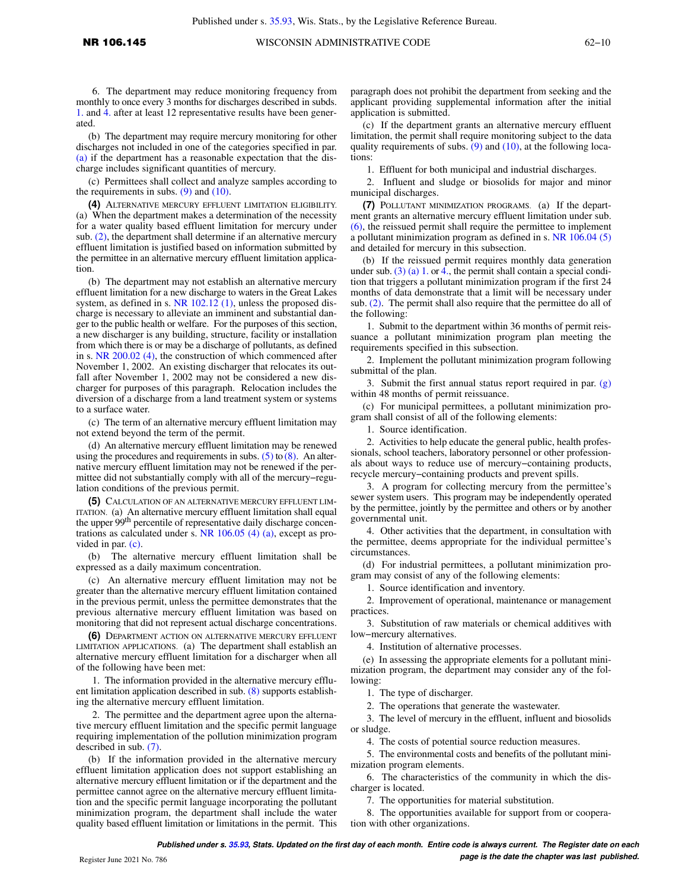6. The department may reduce monitoring frequency from monthly to once every 3 months for discharges described in subds. 1. and 4. after at least 12 representative results have been generated.

(b) The department may require mercury monitoring for other discharges not included in one of the categories specified in par. (a) if the department has a reasonable expectation that the discharge includes significant quantities of mercury.

(c) Permittees shall collect and analyze samples according to the requirements in subs. (9) and (10).

**(4)** ALTERNATIVE MERCURY EFFLUENT LIMITATION ELIGIBILITY. (a) When the department makes a determination of the necessity for a water quality based effluent limitation for mercury under sub. (2), the department shall determine if an alternative mercury effluent limitation is justified based on information submitted by the permittee in an alternative mercury effluent limitation application.

(b) The department may not establish an alternative mercury effluent limitation for a new discharge to waters in the Great Lakes system, as defined in s. NR 102.12 (1), unless the proposed discharge is necessary to alleviate an imminent and substantial danger to the public health or welfare. For the purposes of this section, a new discharger is any building, structure, facility or installation from which there is or may be a discharge of pollutants, as defined in s. NR 200.02 (4), the construction of which commenced after November 1, 2002. An existing discharger that relocates its outfall after November 1, 2002 may not be considered a new discharger for purposes of this paragraph. Relocation includes the diversion of a discharge from a land treatment system or systems to a surface water.

(c) The term of an alternative mercury effluent limitation may not extend beyond the term of the permit.

(d) An alternative mercury effluent limitation may be renewed using the procedures and requirements in subs. (5) to (8). An alternative mercury effluent limitation may not be renewed if the permittee did not substantially comply with all of the mercury−regulation conditions of the previous permit.

**(5)** CALCULATION OF AN ALTERNATIVE MERCURY EFFLUENT LIMITATION. (a) An alternative mercury effluent limitation shall equal the upper 99th percentile of representative daily discharge concentrations as calculated under s. NR 106.05 (4) (a), except as provided in par. (c).

(b) The alternative mercury effluent limitation shall be expressed as a daily maximum concentration.

(c) An alternative mercury effluent limitation may not be greater than the alternative mercury effluent limitation contained in the previous permit, unless the permittee demonstrates that the previous alternative mercury effluent limitation was based on monitoring that did not represent actual discharge concentrations.

**(6)** DEPARTMENT ACTION ON ALTERNATIVE MERCURY EFFLUENT LIMITATION APPLICATIONS. (a) The department shall establish an alternative mercury effluent limitation for a discharger when all of the following have been met:

1. The information provided in the alternative mercury effluent limitation application described in sub. (8) supports establishing the alternative mercury effluent limitation.

2. The permittee and the department agree upon the alternative mercury effluent limitation and the specific permit language requiring implementation of the pollution minimization program described in sub. (7).

(b) If the information provided in the alternative mercury effluent limitation application does not support establishing an alternative mercury effluent limitation or if the department and the permittee cannot agree on the alternative mercury effluent limitation and the specific permit language incorporating the pollutant minimization program, the department shall include the water quality based effluent limitation or limitations in the permit. This paragraph does not prohibit the department from seeking and the applicant providing supplemental information after the initial application is submitted.

(c) If the department grants an alternative mercury effluent limitation, the permit shall require monitoring subject to the data quality requirements of subs. (9) and (10), at the following locations:

1. Effluent for both municipal and industrial discharges.

2. Influent and sludge or biosolids for major and minor municipal discharges.

**(7)** POLLUTANT MINIMIZATION PROGRAMS. (a) If the department grants an alternative mercury effluent limitation under sub. (6), the reissued permit shall require the permittee to implement a pollutant minimization program as defined in s. NR 106.04 (5) and detailed for mercury in this subsection.

(b) If the reissued permit requires monthly data generation under sub. (3) (a) 1. or 4., the permit shall contain a special condition that triggers a pollutant minimization program if the first 24 months of data demonstrate that a limit will be necessary under sub. (2). The permit shall also require that the permittee do all of the following:

1. Submit to the department within 36 months of permit reissuance a pollutant minimization program plan meeting the requirements specified in this subsection.

2. Implement the pollutant minimization program following submittal of the plan.

3. Submit the first annual status report required in par. (g) within 48 months of permit reissuance.

(c) For municipal permittees, a pollutant minimization program shall consist of all of the following elements:

1. Source identification.

2. Activities to help educate the general public, health professionals, school teachers, laboratory personnel or other professionals about ways to reduce use of mercury−containing products, recycle mercury−containing products and prevent spills.

3. A program for collecting mercury from the permittee's sewer system users. This program may be independently operated by the permittee, jointly by the permittee and others or by another governmental unit.

4. Other activities that the department, in consultation with the permittee, deems appropriate for the individual permittee's circumstances.

(d) For industrial permittees, a pollutant minimization program may consist of any of the following elements:

1. Source identification and inventory.

2. Improvement of operational, maintenance or management practices.

3. Substitution of raw materials or chemical additives with low−mercury alternatives.

4. Institution of alternative processes.

(e) In assessing the appropriate elements for a pollutant minimization program, the department may consider any of the following:

1. The type of discharger.

2. The operations that generate the wastewater.

3. The level of mercury in the effluent, influent and biosolids or sludge.

4. The costs of potential source reduction measures.

5. The environmental costs and benefits of the pollutant minimization program elements.

6. The characteristics of the community in which the discharger is located.

7. The opportunities for material substitution.

8. The opportunities available for support from or cooperation with other organizations.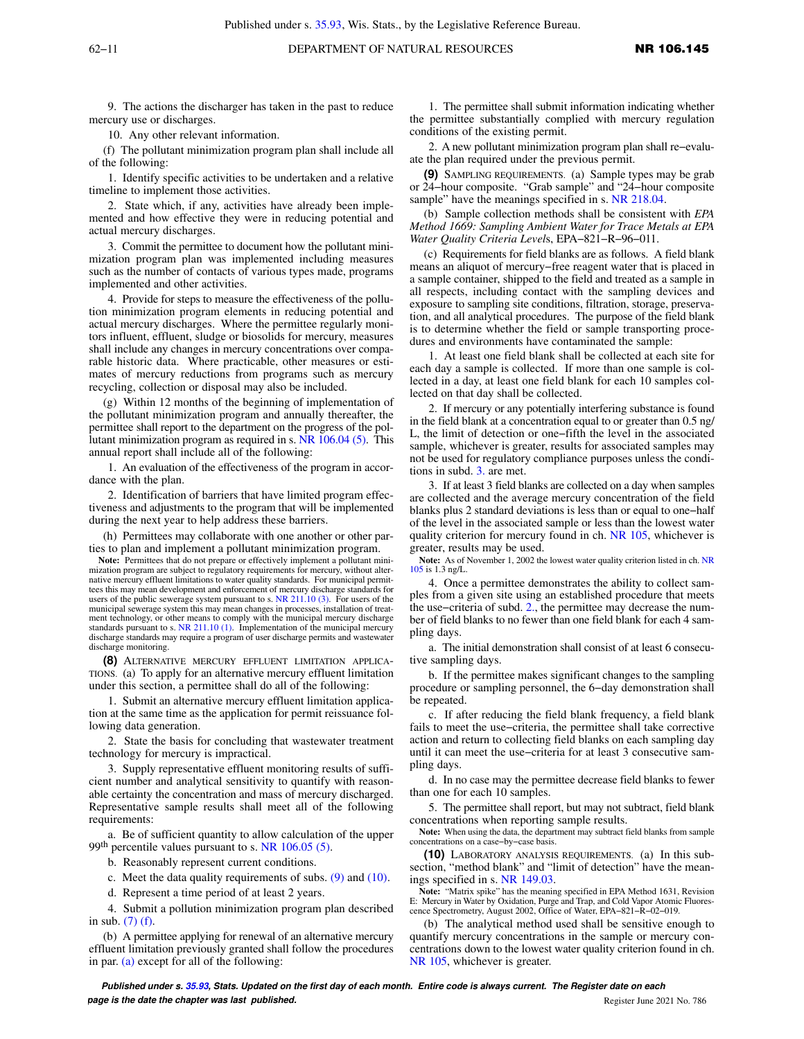9. The actions the discharger has taken in the past to reduce mercury use or discharges.

10. Any other relevant information.

(f) The pollutant minimization program plan shall include all of the following:

1. Identify specific activities to be undertaken and a relative timeline to implement those activities.

2. State which, if any, activities have already been implemented and how effective they were in reducing potential and actual mercury discharges.

3. Commit the permittee to document how the pollutant minimization program plan was implemented including measures such as the number of contacts of various types made, programs implemented and other activities.

4. Provide for steps to measure the effectiveness of the pollution minimization program elements in reducing potential and actual mercury discharges. Where the permittee regularly monitors influent, effluent, sludge or biosolids for mercury, measures shall include any changes in mercury concentrations over comparable historic data. Where practicable, other measures or estimates of mercury reductions from programs such as mercury recycling, collection or disposal may also be included.

(g) Within 12 months of the beginning of implementation of the pollutant minimization program and annually thereafter, the permittee shall report to the department on the progress of the pollutant minimization program as required in s. NR 106.04 (5). This annual report shall include all of the following:

1. An evaluation of the effectiveness of the program in accordance with the plan.

2. Identification of barriers that have limited program effectiveness and adjustments to the program that will be implemented during the next year to help address these barriers.

(h) Permittees may collaborate with one another or other parties to plan and implement a pollutant minimization program.

**Note:** Permittees that do not prepare or effectively implement a pollutant minimization program are subject to regulatory requirements for mercury, without alternative mercury effluent limitations to water quality standards. For municipal permittees this may mean development and enforcement of mercury discharge standards for users of the public sewerage system pursuant to s. NR 211.10 (3). For users of the municipal sewerage system this may mean changes in processes, installation of treatment technology, or other means to comply with the municipal mercury discharge standards pursuant to s. NR 211.10 (1). Implementation of the municipal mercury discharge standards may require a program of user discharge permits and wastewater discharge monitoring.

**(8)** ALTERNATIVE MERCURY EFFLUENT LIMITATION APPLICATIONS. (a) To apply for an alternative mercury effluent limitation under this section, a permittee shall do all of the following:

1. Submit an alternative mercury effluent limitation application at the same time as the application for permit reissuance following data generation.

2. State the basis for concluding that wastewater treatment technology for mercury is impractical.

3. Supply representative effluent monitoring results of sufficient number and analytical sensitivity to quantify with reasonable certainty the concentration and mass of mercury discharged. Representative sample results shall meet all of the following requirements:

a. Be of sufficient quantity to allow calculation of the upper 99th percentile values pursuant to s. NR 106.05 (5).

b. Reasonably represent current conditions.

c. Meet the data quality requirements of subs. (9) and (10).

d. Represent a time period of at least 2 years.

4. Submit a pollution minimization program plan described in sub. (7) (f).

(b) A permittee applying for renewal of an alternative mercury effluent limitation previously granted shall follow the procedures in par. (a) except for all of the following:

1. The permittee shall submit information indicating whether the permittee substantially complied with mercury regulation conditions of the existing permit.

2. A new pollutant minimization program plan shall re-evaluate the plan required under the previous permit.

**(9)** SAMPLING REQUIREMENTS. (a) Sample types may be grab or 24-hour composite. "Grab sample" and "24-hour composite sample" have the meanings specified in s. NR 218.04.

(b) Sample collection methods shall be consistent with *EPA Method 1669: Sampling Ambient Water for Trace Metals at EPA Water Quality Criteria Levels*, EPA-821-R-96-011.

(c) Requirements for field blanks are as follows. A field blank means an aliquot of mercury-free reagent water that is placed in a sample container, shipped to the field and treated as a sample in all respects, including contact with the sampling devices and exposure to sampling site conditions, filtration, storage, preservation, and all analytical procedures. The purpose of the field blank is to determine whether the field or sample transporting procedures and environments have contaminated the sample:

1. At least one field blank shall be collected at each site for each day a sample is collected. If more than one sample is collected in a day, at least one field blank for each 10 samples collected on that day shall be collected.

2. If mercury or any potentially interfering substance is found in the field blank at a concentration equal to or greater than 0.5 ng/L, the limit of detection or one-fifth the level in the associated sample, whichever is greater, results for associated samples may not be used for regulatory compliance purposes unless the conditions in subd. 3. are met.

3. If at least 3 field blanks are collected on a day when samples are collected and the average mercury concentration of the field blanks plus 2 standard deviations is less than or equal to one-half of the level in the associated sample or less than the lowest water quality criterion for mercury found in ch. NR 105, whichever is greater, results may be used.

**Note:** As of November 1, 2002 the lowest water quality criterion listed in ch. NR 105 is 1.3 ng/L.

4. Once a permittee demonstrates the ability to collect samples from a given site using an established procedure that meets the use-criteria of subd. 2., the permittee may decrease the number of field blanks to no fewer than one field blank for each 4 sampling days.

a. The initial demonstration shall consist of at least 6 consecutive sampling days.

b. If the permittee makes significant changes to the sampling procedure or sampling personnel, the 6-day demonstration shall be repeated.

c. If after reducing the field blank frequency, a field blank fails to meet the use-criteria, the permittee shall take corrective action and return to collecting field blanks on each sampling day until it can meet the use-criteria for at least 3 consecutive sampling days.

d. In no case may the permittee decrease field blanks to fewer than one for each 10 samples.

5. The permittee shall report, but may not subtract, field blank concentrations when reporting sample results.

**Note:** When using the data, the department may subtract field blanks from sample concentrations on a case-by-case basis.

**(10)** LABORATORY ANALYSIS REQUIREMENTS. (a) In this subsection, "method blank" and "limit of detection" have the meanings specified in s. NR 149.03.

**Note:** "Matrix spike" has the meaning specified in EPA Method 1631, Revision E: Mercury in Water by Oxidation, Purge and Trap, and Cold Vapor Atomic Fluorescence Spectrometry, August 2002, Office of Water, EPA-821-R-02-019.

(b) The analytical method used shall be sensitive enough to quantify mercury concentrations in the sample or mercury concentrations down to the lowest water quality criterion found in ch. NR 105, whichever is greater.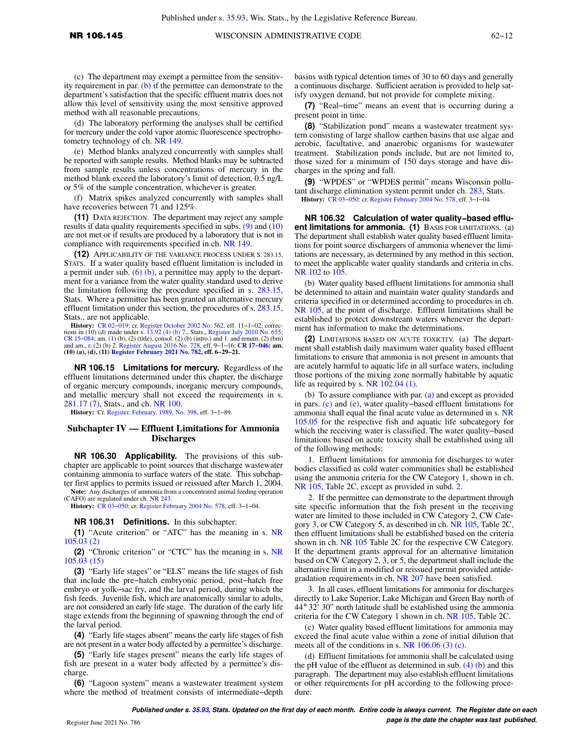(c) The department may exempt a permittee from the sensitivity requirement in par. (b) if the permittee can demonstrate to the department's satisfaction that the specific effluent matrix does not allow this level of sensitivity using the most sensitive approved method with all reasonable precautions.

(d) The laboratory performing the analyses shall be certified for mercury under the cold vapor atomic fluorescence spectrophotometry technology of ch. NR 149.

(e) Method blanks analyzed concurrently with samples shall be reported with sample results. Method blanks may be subtracted from sample results unless concentrations of mercury in the method blank exceed the laboratory's limit of detection, 0.5 ng/L or 5% of the sample concentration, whichever is greater.

(f) Matrix spikes analyzed concurrently with samples shall have recoveries between 71 and 125%.

**(11)** DATA REJECTION. The department may reject any sample results if data quality requirements specified in subs. (9) and (10) are not met or if results are produced by a laboratory that is not in compliance with requirements specified in ch. NR 149.

**(12)** APPLICABILITY OF THE VARIANCE PROCESS UNDER S. 283.15, STATS. If a water quality based effluent limitation is included in a permit under sub. (6) (b), a permittee may apply to the department for a variance from the water quality standard used to derive the limitation following the procedure specified in s. 283.15, Stats. Where a permittee has been granted an alternative mercury effluent limitation under this section, the procedures of s. 283.15, Stats., are not applicable.

**History:** CR 02–019: cr. Register October 2002 No. 562, eff. 11–1–02; corrections in (10) (d) made under s. 13.92 (4) (b) 7., Stats., Register July 2010 No. 655; CR 15–084: am. (1) (b), (2) (title), consol. (2) (b) (intro.) and 1. and renum. (2) (bm) and am., r. (2) (b) 2. Register August 2016 No. 728, eff. 9–1–16; **CR 17–046: am. (10) (a), (d), (11) Register February 2021 No. 782, eff. 6–29–21.**

**NR 106.15 Limitations for mercury.** Regardless of the effluent limitations determined under this chapter, the discharge of organic mercury compounds, inorganic mercury compounds, and metallic mercury shall not exceed the requirements in s. 281.17 (7), Stats., and ch. NR 100.

**History:** Cr. Register, February, 1989, No. 398, eff. 3–1–89.

## Subchapter IV — Effluent Limitations for Ammonia Discharges

**NR 106.30 Applicability.** The provisions of this subchapter are applicable to point sources that discharge wastewater containing ammonia to surface waters of the state. This subchapter first applies to permits issued or reissued after March 1, 2004.

**Note:** Any discharges of ammonia from a concentrated animal feeding operation (CAFO) are regulated under ch. NR 243.

**History:** CR 03–050: cr. Register February 2004 No. 578, eff. 3–1–04.

**NR 106.31 Definitions.** In this subchapter:

**(1)** "Acute criterion" or "ATC" has the meaning in s. NR 105.03 (2)

**(2)** "Chronic criterion" or "CTC" has the meaning in s. NR 105.03 (15)

**(3)** "Early life stages" or "ELS" means the life stages of fish that include the pre–hatch embryonic period, post–hatch free embryo or yolk–sac fry, and the larval period, during which the fish feeds. Juvenile fish, which are anatomically similar to adults, are not considered an early life stage. The duration of the early life stage extends from the beginning of spawning through the end of the larval period.

**(4)** "Early life stages absent" means the early life stages of fish are not present in a water body affected by a permittee's discharge.

**(5)** "Early life stages present" means the early life stages of fish are present in a water body affected by a permittee's discharge.

**(6)** "Lagoon system" means a wastewater treatment system where the method of treatment consists of intermediate–depth basins with typical detention times of 30 to 60 days and generally a continuous discharge. Sufficient aeration is provided to help satisfy oxygen demand, but not provide for complete mixing.

**(7)** "Real–time" means an event that is occurring during a present point in time.

**(8)** "Stabilization pond" means a wastewater treatment system consisting of large shallow earthen basins that use algae and aerobic, facultative, and anaerobic organisms for wastewater treatment. Stabilization ponds include, but are not limited to, those sized for a minimum of 150 days storage and have discharges in the spring and fall.

**(9)** "WPDES" or "WPDES permit" means Wisconsin pollutant discharge elimination system permit under ch. 283, Stats.

**History:** CR 03–050: cr. Register February 2004 No. 578, eff. 3–1–04.

**NR 106.32 Calculation of water quality–based effluent limitations for ammonia. (1)** BASIS FOR LIMITATIONS. (a) The department shall establish water quality based effluent limitations for point source dischargers of ammonia whenever the limitations are necessary, as determined by any method in this section, to meet the applicable water quality standards and criteria in chs. NR 102 to 105.

(b) Water quality based effluent limitations for ammonia shall be determined to attain and maintain water quality standards and criteria specified in or determined according to procedures in ch. NR 105, at the point of discharge. Effluent limitations shall be established to protect downstream waters whenever the department has information to make the determinations.

**(2)** LIMITATIONS BASED ON ACUTE TOXICITY. (a) The department shall establish daily maximum water quality based effluent limitations to ensure that ammonia is not present in amounts that are acutely harmful to aquatic life in all surface waters, including those portions of the mixing zone normally habitable by aquatic life as required by s. NR 102.04 (1).

(b) To assure compliance with par. (a) and except as provided in pars. (c) and (e), water quality–based effluent limitations for ammonia shall equal the final acute value as determined in s. NR 105.05 for the respective fish and aquatic life subcategory for which the receiving water is classified. The water quality–based limitations based on acute toxicity shall be established using all of the following methods:

1. Effluent limitations for ammonia for discharges to water bodies classified as cold water communities shall be established using the ammonia criteria for the CW Category 1, shown in ch. NR 105, Table 2C, except as provided in subd. 2.

2. If the permittee can demonstrate to the department through site specific information that the fish present in the receiving water are limited to those included in CW Category 2, CW Category 3, or CW Category 5, as described in ch. NR 105, Table 2C, then effluent limitations shall be established based on the criteria shown in ch. NR 105 Table 2C for the respective CW Category. If the department grants approval for an alternative limitation based on CW Category 2, 3, or 5, the department shall include the alternative limit in a modified or reissued permit provided antidegradation requirements in ch. NR 207 have been satisfied.

3. In all cases, effluent limitations for ammonia for discharges directly to Lake Superior, Lake Michigan and Green Bay north of 44° 32' 30" north latitude shall be established using the ammonia criteria for the CW Category 1 shown in ch. NR 105, Table 2C.

(c) Water quality based effluent limitations for ammonia may exceed the final acute value within a zone of initial dilution that meets all of the conditions in s. NR 106.06 (3) (c).

(d) Effluent limitations for ammonia shall be calculated using the pH value of the effluent as determined in sub. (4) (b) and this paragraph. The department may also establish effluent limitations or other requirements for pH according to the following procedure: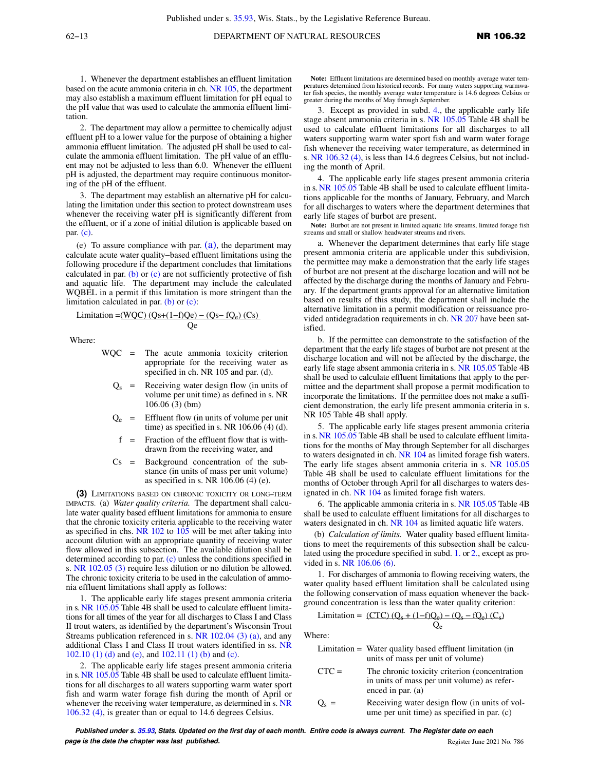1. Whenever the department establishes an effluent limitation based on the acute ammonia criteria in ch. NR 105, the department may also establish a maximum effluent limitation for pH equal to the pH value that was used to calculate the ammonia effluent limitation.

2. The department may allow a permittee to chemically adjust effluent pH to a lower value for the purpose of obtaining a higher ammonia effluent limitation. The adjusted pH shall be used to calculate the ammonia effluent limitation. The pH value of an effluent may not be adjusted to less than 6.0. Whenever the effluent pH is adjusted, the department may require continuous monitoring of the pH of the effluent.

3. The department may establish an alternative pH for calculating the limitation under this section to protect downstream uses whenever the receiving water pH is significantly different from the effluent, or if a zone of initial dilution is applicable based on par. (c).

(e) To assure compliance with par. (a), the department may calculate acute water quality−based effluent limitations using the following procedure if the department concludes that limitations calculated in par. (b) or (c) are not sufficiently protective of fish and aquatic life. The department may include the calculated WQBEL in a permit if this limitation is more stringent than the limitation calculated in par. (b) or (c):

$$\text{Limitation} = \frac{(WQC)\,(Qs+(1-f)Qe) - (Qs - fQ_e)\,(Cs)}{Qe}$$

Where:

WQC = The acute ammonia toxicity criterion appropriate for the receiving water as specified in ch. NR 105 and par. (d).

$Q_s$ = Receiving water design flow (in units of volume per unit time) as defined in s. NR 106.06 (3) (bm)

$Q_e$ = Effluent flow (in units of volume per unit time) as specified in s. NR 106.06 (4) (d).

f = Fraction of the effluent flow that is withdrawn from the receiving water, and

Cs = Background concentration of the substance (in units of mass per unit volume) as specified in s. NR 106.06 (4) (e).

**(3)** LIMITATIONS BASED ON CHRONIC TOXICITY OR LONG−TERM IMPACTS. (a) *Water quality criteria.* The department shall calculate water quality based effluent limitations for ammonia to ensure that the chronic toxicity criteria applicable to the receiving water as specified in chs. NR 102 to 105 will be met after taking into account dilution with an appropriate quantity of receiving water flow allowed in this subsection. The available dilution shall be determined according to par. (c) unless the conditions specified in s. NR 102.05 (3) require less dilution or no dilution be allowed. The chronic toxicity criteria to be used in the calculation of ammonia effluent limitations shall apply as follows:

1. The applicable early life stages present ammonia criteria in s. NR 105.05 Table 4B shall be used to calculate effluent limitations for all times of the year for all discharges to Class I and Class II trout waters, as identified by the department's Wisconsin Trout Streams publication referenced in s. NR 102.04 (3) (a), and any additional Class I and Class II trout waters identified in ss. NR 102.10 (1) (d) and (e), and 102.11 (1) (b) and (c).

2. The applicable early life stages present ammonia criteria in s. NR 105.05 Table 4B shall be used to calculate effluent limitations for all discharges to all waters supporting warm water sport fish and warm water forage fish during the month of April or whenever the receiving water temperature, as determined in s. NR 106.32 (4), is greater than or equal to 14.6 degrees Celsius.

Note: Effluent limitations are determined based on monthly average water temperatures determined from historical records. For many waters supporting warmwater fish species, the monthly average water temperature is 14.6 degrees Celsius or greater during the months of May through September.

3. Except as provided in subd. 4., the applicable early life stage absent ammonia criteria in s. NR 105.05 Table 4B shall be used to calculate effluent limitations for all discharges to all waters supporting warm water sport fish and warm water forage fish whenever the receiving water temperature, as determined in s. NR 106.32 (4), is less than 14.6 degrees Celsius, but not including the month of April.

4. The applicable early life stages present ammonia criteria in s. NR 105.05 Table 4B shall be used to calculate effluent limitations applicable for the months of January, February, and March for all discharges to waters where the department determines that early life stages of burbot are present.

Note: Burbot are not present in limited aquatic life streams, limited forage fish streams and small or shallow headwater streams and rivers.

a. Whenever the department determines that early life stage present ammonia criteria are applicable under this subdivision, the permittee may make a demonstration that the early life stages of burbot are not present at the discharge location and will not be affected by the discharge during the months of January and February. If the department grants approval for an alternative limitation based on results of this study, the department shall include the alternative limitation in a permit modification or reissuance provided antidegradation requirements in ch. NR 207 have been satisfied.

b. If the permittee can demonstrate to the satisfaction of the department that the early life stages of burbot are not present at the discharge location and will not be affected by the discharge, the early life stage absent ammonia criteria in s. NR 105.05 Table 4B shall be used to calculate effluent limitations that apply to the permittee and the department shall propose a permit modification to incorporate the limitations. If the permittee does not make a sufficient demonstration, the early life present ammonia criteria in s. NR 105 Table 4B shall apply.

5. The applicable early life stages present ammonia criteria in s. NR 105.05 Table 4B shall be used to calculate effluent limitations for the months of May through September for all discharges to waters designated in ch. NR 104 as limited forage fish waters. The early life stages absent ammonia criteria in s. NR 105.05 Table 4B shall be used to calculate effluent limitations for the months of October through April for all discharges to waters designated in ch. NR 104 as limited forage fish waters.

6. The applicable ammonia criteria in s. NR 105.05 Table 4B shall be used to calculate effluent limitations for all discharges to waters designated in ch. NR 104 as limited aquatic life waters.

(b) *Calculation of limits.* Water quality based effluent limitations to meet the requirements of this subsection shall be calculated using the procedure specified in subd. 1. or 2., except as provided in s. NR 106.06 (6).

1. For discharges of ammonia to flowing receiving waters, the water quality based effluent limitation shall be calculated using the following conservation of mass equation whenever the background concentration is less than the water quality criterion:

$$\text{Limitation} = \frac{(CTC)\,(Q_s + (1-f)Q_e) - (Q_s - fQ_e)\,(C_s)}{Q_e}$$

Where:

Limitation = Water quality based effluent limitation (in units of mass per unit of volume)

CTC = The chronic toxicity criterion (concentration in units of mass per unit volume) as referenced in par. (a)

$Q_s$ = Receiving water design flow (in units of volume per unit time) as specified in par. (c)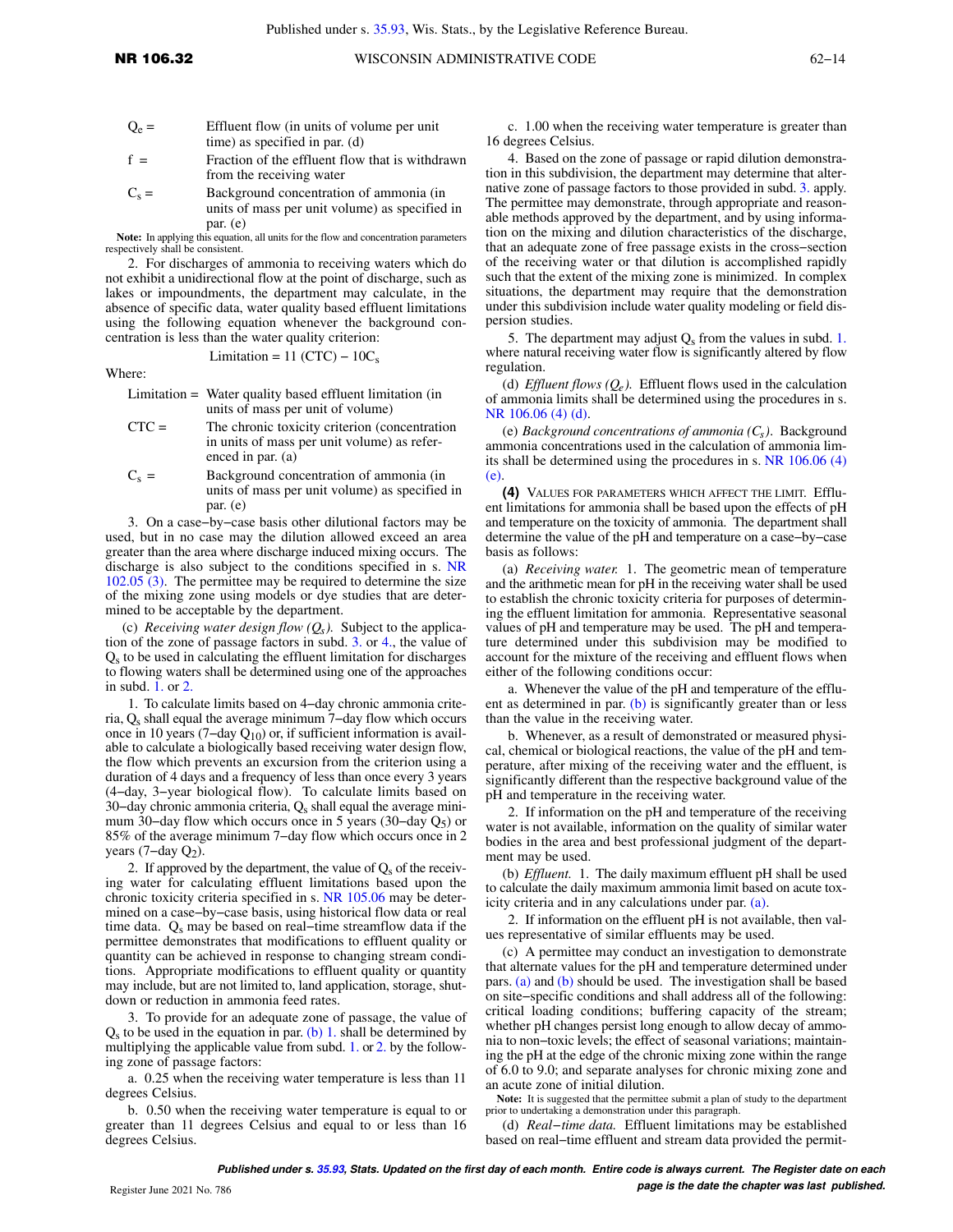$Q_e$ = Effluent flow (in units of volume per unit time) as specified in par. (d)

f = Fraction of the effluent flow that is withdrawn from the receiving water

$C_s$ = Background concentration of ammonia (in units of mass per unit volume) as specified in par. (e)

**Note:** In applying this equation, all units for the flow and concentration parameters respectively shall be consistent.

2. For discharges of ammonia to receiving waters which do not exhibit a unidirectional flow at the point of discharge, such as lakes or impoundments, the department may calculate, in the absence of specific data, water quality based effluent limitations using the following equation whenever the background concentration is less than the water quality criterion:

$$\text{Limitation} = 11\,(\text{CTC}) - 10C_s$$

Where:

Limitation = Water quality based effluent limitation (in units of mass per unit of volume)

CTC = The chronic toxicity criterion (concentration in units of mass per unit volume) as referenced in par. (a)

$C_s$ = Background concentration of ammonia (in units of mass per unit volume) as specified in par. (e)

3. On a case–by–case basis other dilutional factors may be used, but in no case may the dilution allowed exceed an area greater than the area where discharge induced mixing occurs. The discharge is also subject to the conditions specified in s. NR 102.05 (3). The permittee may be required to determine the size of the mixing zone using models or dye studies that are determined to be acceptable by the department.

(c) *Receiving water design flow ($Q_s$).* Subject to the application of the zone of passage factors in subd. 3. or 4., the value of $Q_s$ to be used in calculating the effluent limitation for discharges to flowing waters shall be determined using one of the approaches in subd. 1. or 2.

1. To calculate limits based on 4–day chronic ammonia criteria, $Q_s$ shall equal the average minimum 7–day flow which occurs once in 10 years (7–day $Q_{10}$) or, if sufficient information is available to calculate a biologically based receiving water design flow, the flow which prevents an excursion from the criterion using a duration of 4 days and a frequency of less than once every 3 years (4–day, 3–year biological flow). To calculate limits based on 30–day chronic ammonia criteria, $Q_s$ shall equal the average minimum 30–day flow which occurs once in 5 years (30–day $Q_5$) or 85% of the average minimum 7–day flow which occurs once in 2 years (7–day $Q_2$).

2. If approved by the department, the value of $Q_s$ of the receiving water for calculating effluent limitations based upon the chronic toxicity criteria specified in s. NR 105.06 may be determined on a case–by–case basis, using historical flow data or real time data. $Q_s$ may be based on real–time streamflow data if the permittee demonstrates that modifications to effluent quality or quantity can be achieved in response to changing stream conditions. Appropriate modifications to effluent quality or quantity may include, but are not limited to, land application, storage, shutdown or reduction in ammonia feed rates.

3. To provide for an adequate zone of passage, the value of $Q_s$ to be used in the equation in par. (b) 1. shall be determined by multiplying the applicable value from subd. 1. or 2. by the following zone of passage factors:

a. 0.25 when the receiving water temperature is less than 11 degrees Celsius.

b. 0.50 when the receiving water temperature is equal to or greater than 11 degrees Celsius and equal to or less than 16 degrees Celsius.

c. 1.00 when the receiving water temperature is greater than 16 degrees Celsius.

4. Based on the zone of passage or rapid dilution demonstration in this subdivision, the department may determine that alternative zone of passage factors to those provided in subd. 3. apply. The permittee may demonstrate, through appropriate and reasonable methods approved by the department, and by using information on the mixing and dilution characteristics of the discharge, that an adequate zone of free passage exists in the cross–section of the receiving water or that dilution is accomplished rapidly such that the extent of the mixing zone is minimized. In complex situations, the department may require that the demonstration under this subdivision include water quality modeling or field dispersion studies.

5. The department may adjust $Q_s$ from the values in subd. 1. where natural receiving water flow is significantly altered by flow regulation.

(d) *Effluent flows ($Q_e$).* Effluent flows used in the calculation of ammonia limits shall be determined using the procedures in s. NR 106.06 (4) (d).

(e) *Background concentrations of ammonia ($C_s$).* Background ammonia concentrations used in the calculation of ammonia limits shall be determined using the procedures in s. NR 106.06 (4) (e).

**(4)** VALUES FOR PARAMETERS WHICH AFFECT THE LIMIT. Effluent limitations for ammonia shall be based upon the effects of pH and temperature on the toxicity of ammonia. The department shall determine the value of the pH and temperature on a case–by–case basis as follows:

(a) *Receiving water.* 1. The geometric mean of temperature and the arithmetic mean for pH in the receiving water shall be used to establish the chronic toxicity criteria for purposes of determining the effluent limitation for ammonia. Representative seasonal values of pH and temperature may be used. The pH and temperature determined under this subdivision may be modified to account for the mixture of the receiving and effluent flows when either of the following conditions occur:

a. Whenever the value of the pH and temperature of the effluent as determined in par. (b) is significantly greater than or less than the value in the receiving water.

b. Whenever, as a result of demonstrated or measured physical, chemical or biological reactions, the value of the pH and temperature, after mixing of the receiving water and the effluent, is significantly different than the respective background value of the pH and temperature in the receiving water.

2. If information on the pH and temperature of the receiving water is not available, information on the quality of similar water bodies in the area and best professional judgment of the department may be used.

(b) *Effluent.* 1. The daily maximum effluent pH shall be used to calculate the daily maximum ammonia limit based on acute toxicity criteria and in any calculations under par. (a).

2. If information on the effluent pH is not available, then values representative of similar effluents may be used.

(c) A permittee may conduct an investigation to demonstrate that alternate values for the pH and temperature determined under pars. (a) and (b) should be used. The investigation shall be based on site–specific conditions and shall address all of the following: critical loading conditions; buffering capacity of the stream; whether pH changes persist long enough to allow decay of ammonia to non–toxic levels; the effect of seasonal variations; maintaining the pH at the edge of the chronic mixing zone within the range of 6.0 to 9.0; and separate analyses for chronic mixing zone and an acute zone of initial dilution.

**Note:** It is suggested that the permittee submit a plan of study to the department prior to undertaking a demonstration under this paragraph.

(d) *Real–time data.* Effluent limitations may be established based on real–time effluent and stream data provided the permit-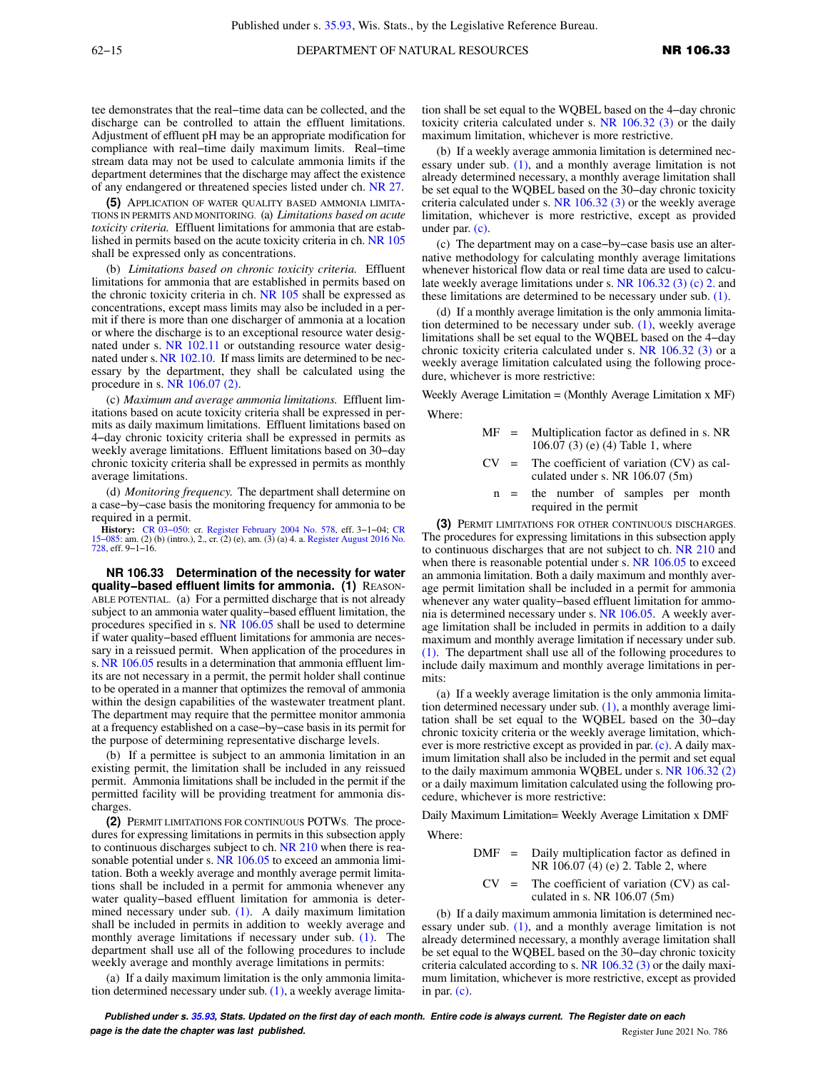tee demonstrates that the real−time data can be collected, and the discharge can be controlled to attain the effluent limitations. Adjustment of effluent pH may be an appropriate modification for compliance with real−time daily maximum limits. Real−time stream data may not be used to calculate ammonia limits if the department determines that the discharge may affect the existence of any endangered or threatened species listed under ch. NR 27.

**(5)** APPLICATION OF WATER QUALITY BASED AMMONIA LIMITATIONS IN PERMITS AND MONITORING. (a) *Limitations based on acute toxicity criteria.* Effluent limitations for ammonia that are established in permits based on the acute toxicity criteria in ch. NR 105 shall be expressed only as concentrations.

(b) *Limitations based on chronic toxicity criteria.* Effluent limitations for ammonia that are established in permits based on the chronic toxicity criteria in ch. NR 105 shall be expressed as concentrations, except mass limits may also be included in a permit if there is more than one discharger of ammonia at a location or where the discharge is to an exceptional resource water designated under s. NR 102.11 or outstanding resource water designated under s. NR 102.10. If mass limits are determined to be necessary by the department, they shall be calculated using the procedure in s. NR 106.07 (2).

(c) *Maximum and average ammonia limitations.* Effluent limitations based on acute toxicity criteria shall be expressed in permits as daily maximum limitations. Effluent limitations based on 4−day chronic toxicity criteria shall be expressed in permits as weekly average limitations. Effluent limitations based on 30−day chronic toxicity criteria shall be expressed in permits as monthly average limitations.

(d) *Monitoring frequency.* The department shall determine on a case−by−case basis the monitoring frequency for ammonia to be required in a permit.

**History:** CR 03−050: cr. Register February 2004 No. 578, eff. 3−1−04; CR 15−085: am. (2) (b) (intro.), 2., cr. (2) (e), am. (3) (a) 4. a. Register August 2016 No. 728, eff. 9−1−16.

**NR 106.33 Determination of the necessity for water quality−based effluent limits for ammonia. (1)** REASONABLE POTENTIAL. (a) For a permitted discharge that is not already subject to an ammonia water quality−based effluent limitation, the procedures specified in s. NR 106.05 shall be used to determine if water quality−based effluent limitations for ammonia are necessary in a reissued permit. When application of the procedures in s. NR 106.05 results in a determination that ammonia effluent limits are not necessary in a permit, the permit holder shall continue to be operated in a manner that optimizes the removal of ammonia within the design capabilities of the wastewater treatment plant. The department may require that the permittee monitor ammonia at a frequency established on a case−by−case basis in its permit for the purpose of determining representative discharge levels.

(b) If a permittee is subject to an ammonia limitation in an existing permit, the limitation shall be included in any reissued permit. Ammonia limitations shall be included in the permit if the permitted facility will be providing treatment for ammonia discharges.

**(2)** PERMIT LIMITATIONS FOR CONTINUOUS POTWS. The procedures for expressing limitations in permits in this subsection apply to continuous discharges subject to ch. NR 210 when there is reasonable potential under s. NR 106.05 to exceed an ammonia limitation. Both a weekly average and monthly average permit limitations shall be included in a permit for ammonia whenever any water quality−based effluent limitation for ammonia is determined necessary under sub. (1). A daily maximum limitation shall be included in permits in addition to weekly average and monthly average limitations if necessary under sub. (1). The department shall use all of the following procedures to include weekly average and monthly average limitations in permits:

(a) If a daily maximum limitation is the only ammonia limitation determined necessary under sub. (1), a weekly average limitation shall be set equal to the WQBEL based on the 4−day chronic toxicity criteria calculated under s. NR 106.32 (3) or the daily maximum limitation, whichever is more restrictive.

(b) If a weekly average ammonia limitation is determined necessary under sub. (1), and a monthly average limitation is not already determined necessary, a monthly average limitation shall be set equal to the WQBEL based on the 30−day chronic toxicity criteria calculated under s. NR 106.32 (3) or the weekly average limitation, whichever is more restrictive, except as provided under par. (c).

(c) The department may on a case−by−case basis use an alternative methodology for calculating monthly average limitations whenever historical flow data or real time data are used to calculate weekly average limitations under s. NR 106.32 (3) (c) 2. and these limitations are determined to be necessary under sub. (1).

(d) If a monthly average limitation is the only ammonia limitation determined to be necessary under sub. (1), weekly average limitations shall be set equal to the WQBEL based on the 4−day chronic toxicity criteria calculated under s. NR 106.32 (3) or a weekly average limitation calculated using the following procedure, whichever is more restrictive:

Weekly Average Limitation = (Monthly Average Limitation x MF)

Where:

MF = Multiplication factor as defined in s. NR 106.07 (3) (e) (4) Table 1, where

CV = The coefficient of variation (CV) as calculated under s. NR 106.07 (5m)

n = the number of samples per month required in the permit

**(3)** PERMIT LIMITATIONS FOR OTHER CONTINUOUS DISCHARGES. The procedures for expressing limitations in this subsection apply to continuous discharges that are not subject to ch. NR 210 and when there is reasonable potential under s. NR 106.05 to exceed an ammonia limitation. Both a daily maximum and monthly average permit limitation shall be included in a permit for ammonia whenever any water quality−based effluent limitation for ammonia is determined necessary under s. NR 106.05. A weekly average limitation shall be included in permits in addition to a daily maximum and monthly average limitation if necessary under sub. (1). The department shall use all of the following procedures to include daily maximum and monthly average limitations in permits:

(a) If a weekly average limitation is the only ammonia limitation determined necessary under sub. (1), a monthly average limitation shall be set equal to the WQBEL based on the 30−day chronic toxicity criteria or the weekly average limitation, whichever is more restrictive except as provided in par. (c). A daily maximum limitation shall also be included in the permit and set equal to the daily maximum ammonia WQBEL under s. NR 106.32 (2) or a daily maximum limitation calculated using the following procedure, whichever is more restrictive:

Daily Maximum Limitation= Weekly Average Limitation x DMF

Where:

DMF = Daily multiplication factor as defined in NR 106.07 (4) (e) 2. Table 2, where

CV = The coefficient of variation (CV) as calculated in s. NR 106.07 (5m)

(b) If a daily maximum ammonia limitation is determined necessary under sub. (1), and a monthly average limitation is not already determined necessary, a monthly average limitation shall be set equal to the WQBEL based on the 30−day chronic toxicity criteria calculated according to s. NR 106.32 (3) or the daily maximum limitation, whichever is more restrictive, except as provided in par. (c).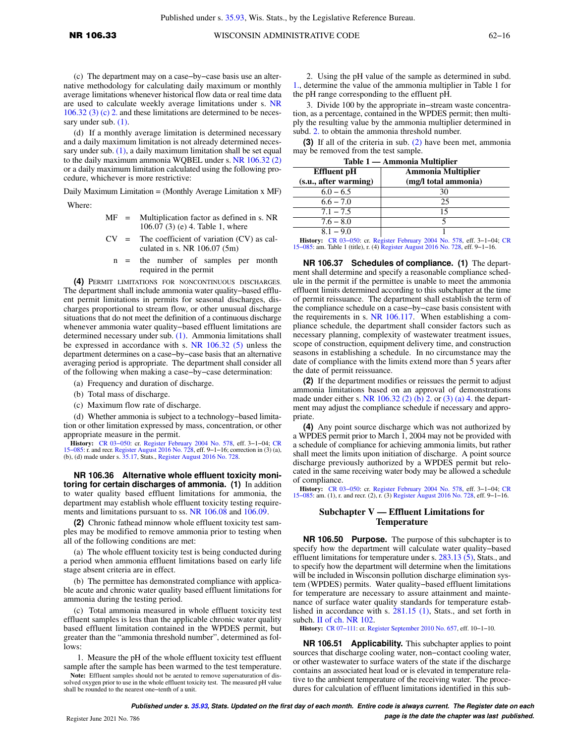(c) The department may on a case−by−case basis use an alternative methodology for calculating daily maximum or monthly average limitations whenever historical flow data or real time data are used to calculate weekly average limitations under s. NR 106.32 (3) (c) 2. and these limitations are determined to be necessary under sub. (1).

(d) If a monthly average limitation is determined necessary and a daily maximum limitation is not already determined necessary under sub. (1), a daily maximum limitation shall be set equal to the daily maximum ammonia WQBEL under s. NR 106.32 (2) or a daily maximum limitation calculated using the following procedure, whichever is more restrictive:

Daily Maximum Limitation = (Monthly Average Limitation x MF)

Where:

MF = Multiplication factor as defined in s. NR 106.07 (3) (e) 4. Table 1, where

CV = The coefficient of variation (CV) as calculated in s. NR 106.07 (5m)

n = the number of samples per month required in the permit

**(4)** PERMIT LIMITATIONS FOR NONCONTINUOUS DISCHARGES. The department shall include ammonia water quality−based effluent permit limitations in permits for seasonal discharges, discharges proportional to stream flow, or other unusual discharge situations that do not meet the definition of a continuous discharge whenever ammonia water quality−based effluent limitations are determined necessary under sub. (1). Ammonia limitations shall be expressed in accordance with s. NR 106.32 (5) unless the department determines on a case−by−case basis that an alternative averaging period is appropriate. The department shall consider all of the following when making a case−by−case determination:

(a) Frequency and duration of discharge.

(b) Total mass of discharge.

(c) Maximum flow rate of discharge.

(d) Whether ammonia is subject to a technology−based limitation or other limitation expressed by mass, concentration, or other appropriate measure in the permit.

**History:** CR 03−050: cr. Register February 2004 No. 578, eff. 3−1−04; CR 15−085: r. and recr. Register August 2016 No. 728, eff. 9−1−16; correction in (3) (a), (b), (d) made under s. 35.17, Stats., Register August 2016 No. 728.

**NR 106.36 Alternative whole effluent toxicity monitoring for certain discharges of ammonia.** **(1)** In addition to water quality based effluent limitations for ammonia, the department may establish whole effluent toxicity testing requirements and limitations pursuant to ss. NR 106.08 and 106.09.

**(2)** Chronic fathead minnow whole effluent toxicity test samples may be modified to remove ammonia prior to testing when all of the following conditions are met:

(a) The whole effluent toxicity test is being conducted during a period when ammonia effluent limitations based on early life stage absent criteria are in effect.

(b) The permittee has demonstrated compliance with applicable acute and chronic water quality based effluent limitations for ammonia during the testing period.

(c) Total ammonia measured in whole effluent toxicity test effluent samples is less than the applicable chronic water quality based effluent limitation contained in the WPDES permit, but greater than the "ammonia threshold number", determined as follows:

1. Measure the pH of the whole effluent toxicity test effluent sample after the sample has been warmed to the test temperature.

**Note:** Effluent samples should not be aerated to remove supersaturation of dissolved oxygen prior to use in the whole effluent toxicity test. The measured pH value shall be rounded to the nearest one−tenth of a unit.

2. Using the pH value of the sample as determined in subd. 1., determine the value of the ammonia multiplier in Table 1 for the pH range corresponding to the effluent pH.

3. Divide 100 by the appropriate in−stream waste concentration, as a percentage, contained in the WPDES permit; then multiply the resulting value by the ammonia multiplier determined in subd. 2. to obtain the ammonia threshold number.

**(3)** If all of the criteria in sub. (2) have been met, ammonia may be removed from the test sample.

**Table 1 — Ammonia Multiplier**

| Effluent pH (s.u., after warming) | Ammonia Multiplier (mg/l total ammonia) |
|---|---|
| 6.0 – 6.5 | 30 |
| 6.6 – 7.0 | 25 |
| 7.1 – 7.5 | 15 |
| 7.6 – 8.0 | 5 |
| 8.1 – 9.0 | 1 |

**History:** CR 03−050: cr. Register February 2004 No. 578, eff. 3−1−04; CR 15−085: am. Table 1 (title), r. (4) Register August 2016 No. 728, eff. 9−1−16.

**NR 106.37 Schedules of compliance.** **(1)** The department shall determine and specify a reasonable compliance schedule in the permit if the permittee is unable to meet the ammonia effluent limits determined according to this subchapter at the time of permit reissuance. The department shall establish the term of the compliance schedule on a case−by−case basis consistent with the requirements in s. NR 106.117. When establishing a compliance schedule, the department shall consider factors such as necessary planning, complexity of wastewater treatment issues, scope of construction, equipment delivery time, and construction seasons in establishing a schedule. In no circumstance may the date of compliance with the limits extend more than 5 years after the date of permit reissuance.

**(2)** If the department modifies or reissues the permit to adjust ammonia limitations based on an approval of demonstrations made under either s. NR 106.32 (2) (b) 2. or (3) (a) 4. the department may adjust the compliance schedule if necessary and appropriate.

**(4)** Any point source discharge which was not authorized by a WPDES permit prior to March 1, 2004 may not be provided with a schedule of compliance for achieving ammonia limits, but rather shall meet the limits upon initiation of discharge. A point source discharge previously authorized by a WPDES permit but relocated in the same receiving water body may be allowed a schedule of compliance.

**History:** CR 03−050: cr. Register February 2004 No. 578, eff. 3−1−04; CR 15−085: am. (1), r. and recr. (2), r. (3) Register August 2016 No. 728, eff. 9−1−16.

## Subchapter V — Effluent Limitations for Temperature

**NR 106.50 Purpose.** The purpose of this subchapter is to specify how the department will calculate water quality−based effluent limitations for temperature under s. 283.13 (5), Stats., and to specify how the department will determine when the limitations will be included in Wisconsin pollution discharge elimination system (WPDES) permits. Water quality−based effluent limitations for temperature are necessary to assure attainment and maintenance of surface water quality standards for temperature established in accordance with s. 281.15 (1), Stats., and set forth in subch. II of ch. NR 102.

**History:** CR 07−111: cr. Register September 2010 No. 657, eff. 10−1−10.

**NR 106.51 Applicability.** This subchapter applies to point sources that discharge cooling water, non−contact cooling water, or other wastewater to surface waters of the state if the discharge contains an associated heat load or is elevated in temperature relative to the ambient temperature of the receiving water. The procedures for calculation of effluent limitations identified in this sub-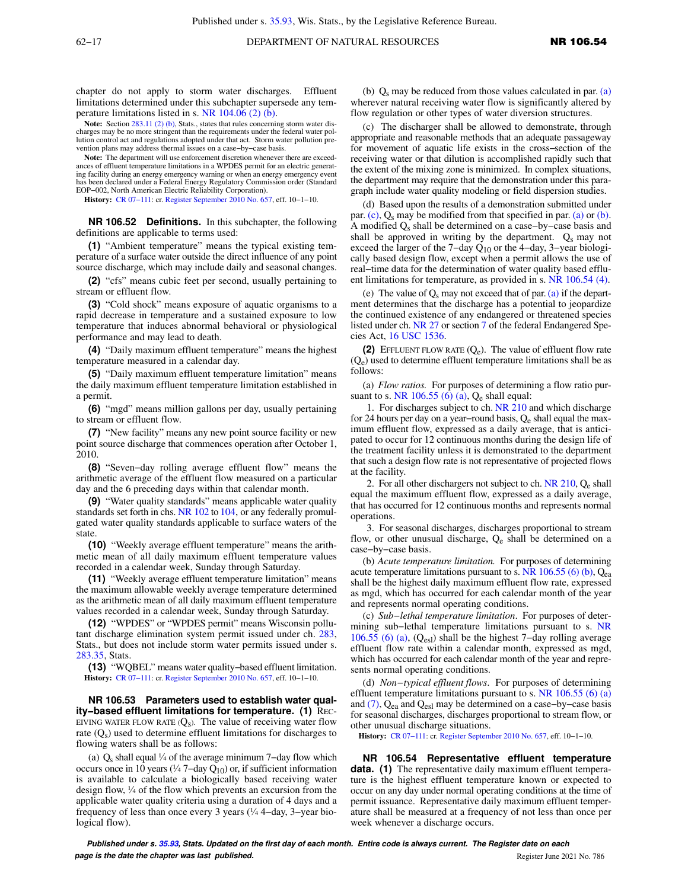chapter do not apply to storm water discharges. Effluent limitations determined under this subchapter supersede any temperature limitations listed in s. NR 104.06 (2) (b).

**Note:** Section 283.11 (2) (b), Stats., states that rules concerning storm water discharges may be no more stringent than the requirements under the federal water pollution control act and regulations adopted under that act. Storm water pollution prevention plans may address thermal issues on a case−by−case basis.

**Note:** The department will use enforcement discretion whenever there are exceedances of effluent temperature limitations in a WPDES permit for an electric generating facility during an energy emergency warning or when an energy emergency event has been declared under a Federal Energy Regulatory Commission order (Standard EOP−002, North American Electric Reliability Corporation).

**History:** CR 07−111: cr. Register September 2010 No. 657, eff. 10−1−10.

**NR 106.52 Definitions.** In this subchapter, the following definitions are applicable to terms used:

**(1)** "Ambient temperature" means the typical existing temperature of a surface water outside the direct influence of any point source discharge, which may include daily and seasonal changes.

**(2)** "cfs" means cubic feet per second, usually pertaining to stream or effluent flow.

**(3)** "Cold shock" means exposure of aquatic organisms to a rapid decrease in temperature and a sustained exposure to low temperature that induces abnormal behavioral or physiological performance and may lead to death.

**(4)** "Daily maximum effluent temperature" means the highest temperature measured in a calendar day.

**(5)** "Daily maximum effluent temperature limitation" means the daily maximum effluent temperature limitation established in a permit.

**(6)** "mgd" means million gallons per day, usually pertaining to stream or effluent flow.

**(7)** "New facility" means any new point source facility or new point source discharge that commences operation after October 1, 2010.

**(8)** "Seven−day rolling average effluent flow" means the arithmetic average of the effluent flow measured on a particular day and the 6 preceding days within that calendar month.

**(9)** "Water quality standards" means applicable water quality standards set forth in chs. NR 102 to 104, or any federally promulgated water quality standards applicable to surface waters of the state.

**(10)** "Weekly average effluent temperature" means the arithmetic mean of all daily maximum effluent temperature values recorded in a calendar week, Sunday through Saturday.

**(11)** "Weekly average effluent temperature limitation" means the maximum allowable weekly average temperature determined as the arithmetic mean of all daily maximum effluent temperature values recorded in a calendar week, Sunday through Saturday.

**(12)** "WPDES" or "WPDES permit" means Wisconsin pollutant discharge elimination system permit issued under ch. 283, Stats., but does not include storm water permits issued under s. 283.35, Stats.

**(13)** "WQBEL" means water quality−based effluent limitation.

**History:** CR 07−111: cr. Register September 2010 No. 657, eff. 10−1−10.

**NR 106.53 Parameters used to establish water quality−based effluent limitations for temperature.** **(1)** RECEIVING WATER FLOW RATE ($Q_S$). The value of receiving water flow rate ($Q_s$) used to determine effluent limitations for discharges to flowing waters shall be as follows:

(a) $Q_s$ shall equal ¼ of the average minimum 7−day flow which occurs once in 10 years (¼ 7−day $Q_{10}$) or, if sufficient information is available to calculate a biologically based receiving water design flow, ¼ of the flow which prevents an excursion from the applicable water quality criteria using a duration of 4 days and a frequency of less than once every 3 years (¼ 4−day, 3−year biological flow).

(b) $Q_s$ may be reduced from those values calculated in par. (a) wherever natural receiving water flow is significantly altered by flow regulation or other types of water diversion structures.

(c) The discharger shall be allowed to demonstrate, through appropriate and reasonable methods that an adequate passageway for movement of aquatic life exists in the cross−section of the receiving water or that dilution is accomplished rapidly such that the extent of the mixing zone is minimized. In complex situations, the department may require that the demonstration under this paragraph include water quality modeling or field dispersion studies.

(d) Based upon the results of a demonstration submitted under par. (c), $Q_s$ may be modified from that specified in par. (a) or (b). A modified $Q_s$ shall be determined on a case−by−case basis and shall be approved in writing by the department. $Q_s$ may not exceed the larger of the 7−day $Q_{10}$ or the 4−day, 3−year biologically based design flow, except when a permit allows the use of real−time data for the determination of water quality based effluent limitations for temperature, as provided in s. NR 106.54 (4).

(e) The value of $Q_s$ may not exceed that of par. (a) if the department determines that the discharge has a potential to jeopardize the continued existence of any endangered or threatened species listed under ch. NR 27 or section 7 of the federal Endangered Species Act, 16 USC 1536.

**(2)** EFFLUENT FLOW RATE ($Q_e$). The value of effluent flow rate ($Q_e$) used to determine effluent temperature limitations shall be as follows:

(a) *Flow ratios.* For purposes of determining a flow ratio pursuant to s. NR 106.55 (6) (a), $Q_e$ shall equal:

1. For discharges subject to ch. NR 210 and which discharge for 24 hours per day on a year−round basis, $Q_e$ shall equal the maximum effluent flow, expressed as a daily average, that is anticipated to occur for 12 continuous months during the design life of the treatment facility unless it is demonstrated to the department that such a design flow rate is not representative of projected flows at the facility.

2. For all other dischargers not subject to ch. NR 210, $Q_e$ shall equal the maximum effluent flow, expressed as a daily average, that has occurred for 12 continuous months and represents normal operations.

3. For seasonal discharges, discharges proportional to stream flow, or other unusual discharge, $Q_e$ shall be determined on a case−by−case basis.

(b) *Acute temperature limitation.* For purposes of determining acute temperature limitations pursuant to s. NR 106.55 (6) (b), $Q_{ea}$ shall be the highest daily maximum effluent flow rate, expressed as mgd, which has occurred for each calendar month of the year and represents normal operating conditions.

(c) *Sub−lethal temperature limitation.* For purposes of determining sub−lethal temperature limitations pursuant to s. NR 106.55 (6) (a), ($Q_{esl}$) shall be the highest 7−day rolling average effluent flow rate within a calendar month, expressed as mgd, which has occurred for each calendar month of the year and represents normal operating conditions.

(d) *Non−typical effluent flows.* For purposes of determining effluent temperature limitations pursuant to s. NR 106.55 (6) (a) and (7), $Q_{ea}$ and $Q_{esl}$ may be determined on a case−by−case basis for seasonal discharges, discharges proportional to stream flow, or other unusual discharge situations.

**History:** CR 07−111: cr. Register September 2010 No. 657, eff. 10−1−10.

**NR 106.54 Representative effluent temperature data.** **(1)** The representative daily maximum effluent temperature is the highest effluent temperature known or expected to occur on any day under normal operating conditions at the time of permit issuance. Representative daily maximum effluent temperature shall be measured at a frequency of not less than once per week whenever a discharge occurs.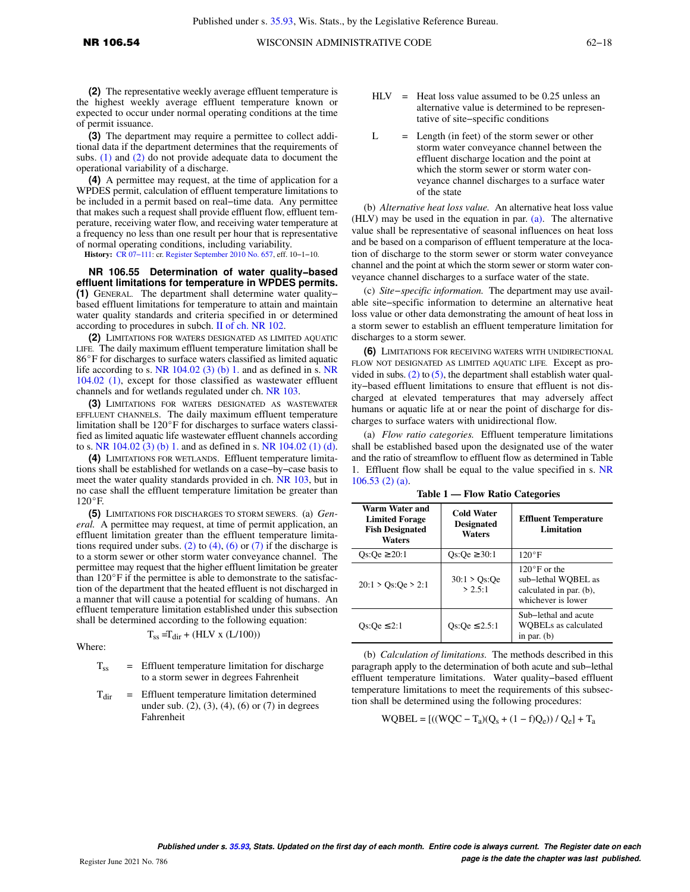**(2)** The representative weekly average effluent temperature is the highest weekly average effluent temperature known or expected to occur under normal operating conditions at the time of permit issuance.

**(3)** The department may require a permittee to collect additional data if the department determines that the requirements of subs. (1) and (2) do not provide adequate data to document the operational variability of a discharge.

**(4)** A permittee may request, at the time of application for a WPDES permit, calculation of effluent temperature limitations to be included in a permit based on real−time data. Any permittee that makes such a request shall provide effluent flow, effluent temperature, receiving water flow, and receiving water temperature at a frequency no less than one result per hour that is representative of normal operating conditions, including variability.

**History:** CR 07−111: cr. Register September 2010 No. 657, eff. 10−1−10.

**NR 106.55 Determination of water quality−based effluent limitations for temperature in WPDES permits.** **(1)** GENERAL. The department shall determine water quality−based effluent limitations for temperature to attain and maintain water quality standards and criteria specified in or determined according to procedures in subch. II of ch. NR 102.

**(2)** LIMITATIONS FOR WATERS DESIGNATED AS LIMITED AQUATIC LIFE. The daily maximum effluent temperature limitation shall be 86°F for discharges to surface waters classified as limited aquatic life according to s. NR 104.02 (3) (b) 1. and as defined in s. NR 104.02 (1), except for those classified as wastewater effluent channels and for wetlands regulated under ch. NR 103.

**(3)** LIMITATIONS FOR WATERS DESIGNATED AS WASTEWATER EFFLUENT CHANNELS. The daily maximum effluent temperature limitation shall be 120°F for discharges to surface waters classified as limited aquatic life wastewater effluent channels according to s. NR 104.02 (3) (b) 1. and as defined in s. NR 104.02 (1) (d).

**(4)** LIMITATIONS FOR WETLANDS. Effluent temperature limitations shall be established for wetlands on a case−by−case basis to meet the water quality standards provided in ch. NR 103, but in no case shall the effluent temperature limitation be greater than 120°F.

**(5)** LIMITATIONS FOR DISCHARGES TO STORM SEWERS. (a) *General.* A permittee may request, at time of permit application, an effluent limitation greater than the effluent temperature limitations required under subs. (2) to (4), (6) or (7) if the discharge is to a storm sewer or other storm water conveyance channel. The permittee may request that the higher effluent limitation be greater than 120°F if the permittee is able to demonstrate to the satisfaction of the department that the heated effluent is not discharged in a manner that will cause a potential for scalding of humans. An effluent temperature limitation established under this subsection shall be determined according to the following equation:

$$T_{ss} = T_{dir} + (HLV \times (L/100))$$

Where:

$T_{ss}$ = Effluent temperature limitation for discharge to a storm sewer in degrees Fahrenheit

$T_{dir}$ = Effluent temperature limitation determined under sub. (2), (3), (4), (6) or (7) in degrees Fahrenheit

HLV = Heat loss value assumed to be 0.25 unless an alternative value is determined to be representative of site−specific conditions

L = Length (in feet) of the storm sewer or other storm water conveyance channel between the effluent discharge location and the point at which the storm sewer or storm water conveyance channel discharges to a surface water of the state

(b) *Alternative heat loss value.* An alternative heat loss value (HLV) may be used in the equation in par. (a). The alternative value shall be representative of seasonal influences on heat loss and be based on a comparison of effluent temperature at the location of discharge to the storm sewer or storm water conveyance channel and the point at which the storm sewer or storm water conveyance channel discharges to a surface water of the state.

(c) *Site−specific information.* The department may use available site−specific information to determine an alternative heat loss value or other data demonstrating the amount of heat loss in a storm sewer to establish an effluent temperature limitation for discharges to a storm sewer.

**(6)** LIMITATIONS FOR RECEIVING WATERS WITH UNIDIRECTIONAL FLOW NOT DESIGNATED AS LIMITED AQUATIC LIFE. Except as provided in subs. (2) to (5), the department shall establish water quality−based effluent limitations to ensure that effluent is not discharged at elevated temperatures that may adversely affect humans or aquatic life at or near the point of discharge for discharges to surface waters with unidirectional flow.

(a) *Flow ratio categories.* Effluent temperature limitations shall be established based upon the designated use of the water and the ratio of streamflow to effluent flow as determined in Table 1. Effluent flow shall be equal to the value specified in s. NR 106.53 (2) (a).

**Table 1 — Flow Ratio Categories**

| Warm Water and Limited Forage Fish Designated Waters | Cold Water Designated Waters | Effluent Temperature Limitation |
|---|---|---|
| Qs:Qe ≥20:1 | Qs:Qe ≥30:1 | 120°F |
| 20:1 > Qs:Qe > 2:1 | 30:1 > Qs:Qe > 2.5:1 | 120°F or the sub−lethal WQBEL as calculated in par. (b), whichever is lower |
| Qs:Qe ≤2:1 | Qs:Qe ≤2.5:1 | Sub−lethal and acute WQBELs as calculated in par. (b) |

(b) *Calculation of limitations.* The methods described in this paragraph apply to the determination of both acute and sub−lethal effluent temperature limitations. Water quality−based effluent temperature limitations to meet the requirements of this subsection shall be determined using the following procedures:

$$WQBEL = [((WQC - T_a)(Q_s + (1 - f)Q_e)) / Q_e] + T_a$$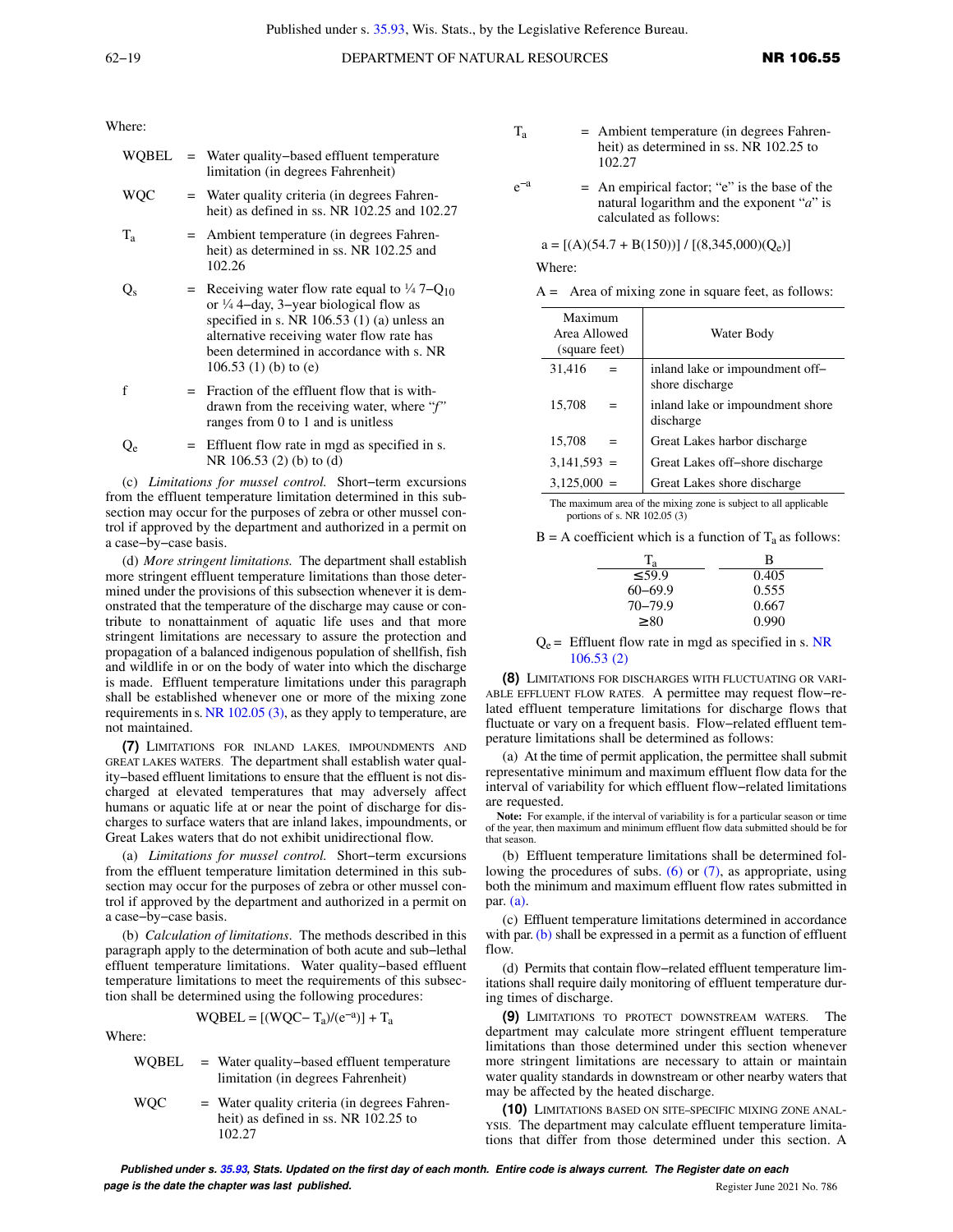Where:

| | | |
|---|---|---|
| WQBEL | = | Water quality–based effluent temperature limitation (in degrees Fahrenheit) |
| WQC | = | Water quality criteria (in degrees Fahrenheit) as defined in ss. NR 102.25 and 102.27 |
| $T_a$ | = | Ambient temperature (in degrees Fahrenheit) as determined in ss. NR 102.25 and 102.26 |
| $Q_s$ | = | Receiving water flow rate equal to ¼ 7–$Q_{10}$ or ¼ 4–day, 3–year biological flow as specified in s. NR 106.53 (1) (a) unless an alternative receiving water flow rate has been determined in accordance with s. NR 106.53 (1) (b) to (e) |
| f | = | Fraction of the effluent flow that is withdrawn from the receiving water, where "*f*" ranges from 0 to 1 and is unitless |
| $Q_e$ | = | Effluent flow rate in mgd as specified in s. NR 106.53 (2) (b) to (d) |

(c) *Limitations for mussel control.* Short–term excursions from the effluent temperature limitation determined in this subsection may occur for the purposes of zebra or other mussel control if approved by the department and authorized in a permit on a case–by–case basis.

(d) *More stringent limitations.* The department shall establish more stringent effluent temperature limitations than those determined under the provisions of this subsection whenever it is demonstrated that the temperature of the discharge may cause or contribute to nonattainment of aquatic life uses and that more stringent limitations are necessary to assure the protection and propagation of a balanced indigenous population of shellfish, fish and wildlife in or on the body of water into which the discharge is made. Effluent temperature limitations under this paragraph shall be established whenever one or more of the mixing zone requirements in s. NR 102.05 (3), as they apply to temperature, are not maintained.

**(7)** Limitations for inland lakes, impoundments and Great Lakes waters. The department shall establish water quality–based effluent limitations to ensure that the effluent is not discharged at elevated temperatures that may adversely affect humans or aquatic life at or near the point of discharge for discharges to surface waters that are inland lakes, impoundments, or Great Lakes waters that do not exhibit unidirectional flow.

(a) *Limitations for mussel control.* Short–term excursions from the effluent temperature limitation determined in this subsection may occur for the purposes of zebra or other mussel control if approved by the department and authorized in a permit on a case–by–case basis.

(b) *Calculation of limitations*. The methods described in this paragraph apply to the determination of both acute and sub–lethal effluent temperature limitations. Water quality–based effluent temperature limitations to meet the requirements of this subsection shall be determined using the following procedures:

$$WQBEL = [(WQC - T_a)/(e^{-a})] + T_a$$

Where:

| | | |
|---|---|---|
| WQBEL | = | Water quality–based effluent temperature limitation (in degrees Fahrenheit) |
| WQC | = | Water quality criteria (in degrees Fahrenheit) as defined in ss. NR 102.25 to 102.27 |
| $T_a$ | = | Ambient temperature (in degrees Fahrenheit) as determined in ss. NR 102.25 to 102.27 |
| $e^{-a}$ | = | An empirical factor; "e" is the base of the natural logarithm and the exponent "*a*" is calculated as follows: |

$$a = [(A)(54.7 + B(150))] / [(8,345,000)(Q_e)]$$

Where:

A = Area of mixing zone in square feet, as follows:

| Maximum Area Allowed (square feet) | | Water Body |
|---|---|---|
| 31,416 | = | inland lake or impoundment off–shore discharge |
| 15,708 | = | inland lake or impoundment shore discharge |
| 15,708 | = | Great Lakes harbor discharge |
| 3,141,593 | = | Great Lakes off–shore discharge |
| 3,125,000 | = | Great Lakes shore discharge |

The maximum area of the mixing zone is subject to all applicable portions of s. NR 102.05 (3)

B = A coefficient which is a function of $T_a$ as follows:

| $T_a$ | B |
|---|---|
| ≤59.9 | 0.405 |
| 60–69.9 | 0.555 |
| 70–79.9 | 0.667 |
| ≥80 | 0.990 |

$Q_e$ = Effluent flow rate in mgd as specified in s. NR 106.53 (2)

**(8)** Limitations for discharges with fluctuating or variable effluent flow rates. A permittee may request flow–related effluent temperature limitations for discharge flows that fluctuate or vary on a frequent basis. Flow–related effluent temperature limitations shall be determined as follows:

(a) At the time of permit application, the permittee shall submit representative minimum and maximum effluent flow data for the interval of variability for which effluent flow–related limitations are requested.

**Note:** For example, if the interval of variability is for a particular season or time of the year, then maximum and minimum effluent flow data submitted should be for that season.

(b) Effluent temperature limitations shall be determined following the procedures of subs. (6) or (7), as appropriate, using both the minimum and maximum effluent flow rates submitted in par. (a).

(c) Effluent temperature limitations determined in accordance with par. (b) shall be expressed in a permit as a function of effluent flow.

(d) Permits that contain flow–related effluent temperature limitations shall require daily monitoring of effluent temperature during times of discharge.

**(9)** Limitations to protect downstream waters. The department may calculate more stringent effluent temperature limitations than those determined under this section whenever more stringent limitations are necessary to attain or maintain water quality standards in downstream or other nearby waters that may be affected by the heated discharge.

**(10)** Limitations based on site–specific mixing zone analysis. The department may calculate effluent temperature limitations that differ from those determined under this section. A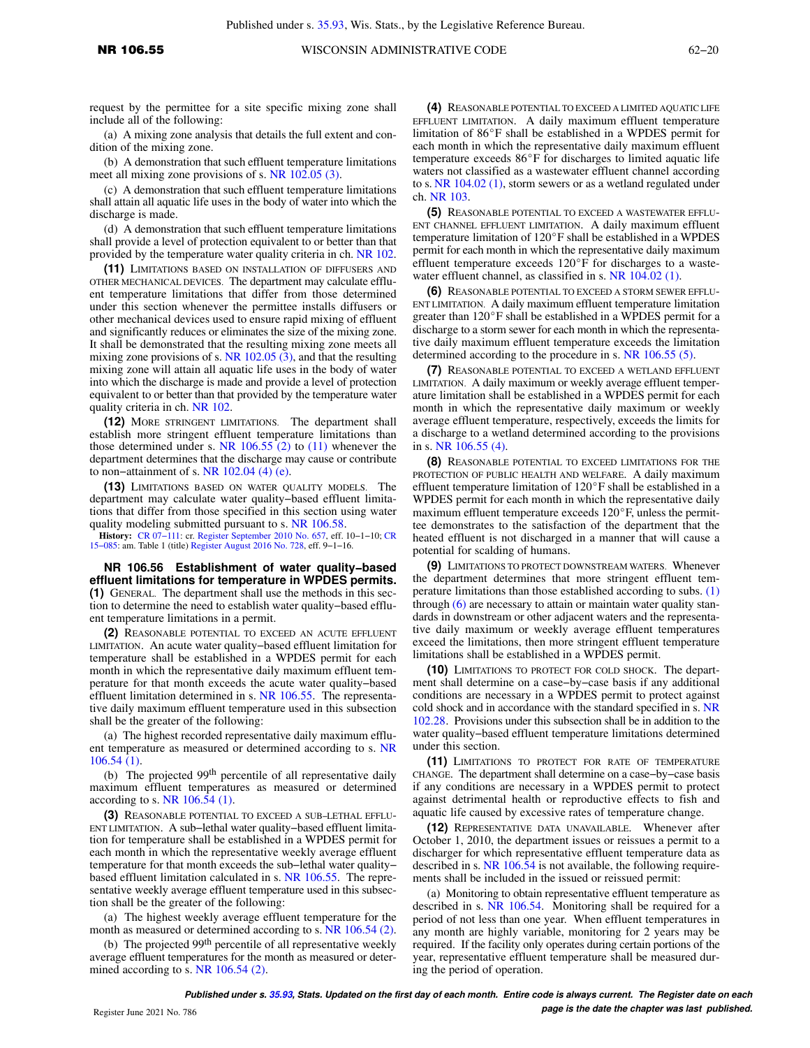request by the permittee for a site specific mixing zone shall include all of the following:

(a) A mixing zone analysis that details the full extent and condition of the mixing zone.

(b) A demonstration that such effluent temperature limitations meet all mixing zone provisions of s. NR 102.05 (3).

(c) A demonstration that such effluent temperature limitations shall attain all aquatic life uses in the body of water into which the discharge is made.

(d) A demonstration that such effluent temperature limitations shall provide a level of protection equivalent to or better than that provided by the temperature water quality criteria in ch. NR 102.

**(11)** LIMITATIONS BASED ON INSTALLATION OF DIFFUSERS AND OTHER MECHANICAL DEVICES. The department may calculate effluent temperature limitations that differ from those determined under this section whenever the permittee installs diffusers or other mechanical devices used to ensure rapid mixing of effluent and significantly reduces or eliminates the size of the mixing zone. It shall be demonstrated that the resulting mixing zone meets all mixing zone provisions of s. NR 102.05 (3), and that the resulting mixing zone will attain all aquatic life uses in the body of water into which the discharge is made and provide a level of protection equivalent to or better than that provided by the temperature water quality criteria in ch. NR 102.

**(12)** MORE STRINGENT LIMITATIONS. The department shall establish more stringent effluent temperature limitations than those determined under s. NR 106.55 (2) to (11) whenever the department determines that the discharge may cause or contribute to non−attainment of s. NR 102.04 (4) (e).

**(13)** LIMITATIONS BASED ON WATER QUALITY MODELS. The department may calculate water quality−based effluent limitations that differ from those specified in this section using water quality modeling submitted pursuant to s. NR 106.58.

**History:** CR 07−111: cr. Register September 2010 No. 657, eff. 10−1−10; CR 15−085: am. Table 1 (title) Register August 2016 No. 728, eff. 9−1−16.

**NR 106.56 Establishment of water quality−based effluent limitations for temperature in WPDES permits.**
**(1)** GENERAL. The department shall use the methods in this section to determine the need to establish water quality−based effluent temperature limitations in a permit.

**(2)** REASONABLE POTENTIAL TO EXCEED AN ACUTE EFFLUENT LIMITATION. An acute water quality−based effluent limitation for temperature shall be established in a WPDES permit for each month in which the representative daily maximum effluent temperature for that month exceeds the acute water quality−based effluent limitation determined in s. NR 106.55. The representative daily maximum effluent temperature used in this subsection shall be the greater of the following:

(a) The highest recorded representative daily maximum effluent temperature as measured or determined according to s. NR 106.54 (1).

(b) The projected 99th percentile of all representative daily maximum effluent temperatures as measured or determined according to s. NR 106.54 (1).

**(3)** REASONABLE POTENTIAL TO EXCEED A SUB−LETHAL EFFLUENT LIMITATION. A sub−lethal water quality−based effluent limitation for temperature shall be established in a WPDES permit for each month in which the representative weekly average effluent temperature for that month exceeds the sub−lethal water quality−based effluent limitation calculated in s. NR 106.55. The representative weekly average effluent temperature used in this subsection shall be the greater of the following:

(a) The highest weekly average effluent temperature for the month as measured or determined according to s. NR 106.54 (2).

(b) The projected 99th percentile of all representative weekly average effluent temperatures for the month as measured or determined according to s. NR 106.54 (2).

**(4)** REASONABLE POTENTIAL TO EXCEED A LIMITED AQUATIC LIFE EFFLUENT LIMITATION. A daily maximum effluent temperature limitation of 86°F shall be established in a WPDES permit for each month in which the representative daily maximum effluent temperature exceeds 86°F for discharges to limited aquatic life waters not classified as a wastewater effluent channel according to s. NR 104.02 (1), storm sewers or as a wetland regulated under ch. NR 103.

**(5)** REASONABLE POTENTIAL TO EXCEED A WASTEWATER EFFLUENT CHANNEL EFFLUENT LIMITATION. A daily maximum effluent temperature limitation of 120°F shall be established in a WPDES permit for each month in which the representative daily maximum effluent temperature exceeds 120°F for discharges to a wastewater effluent channel, as classified in s. NR 104.02 (1).

**(6)** REASONABLE POTENTIAL TO EXCEED A STORM SEWER EFFLUENT LIMITATION. A daily maximum effluent temperature limitation greater than 120°F shall be established in a WPDES permit for a discharge to a storm sewer for each month in which the representative daily maximum effluent temperature exceeds the limitation determined according to the procedure in s. NR 106.55 (5).

**(7)** REASONABLE POTENTIAL TO EXCEED A WETLAND EFFLUENT LIMITATION. A daily maximum or weekly average effluent temperature limitation shall be established in a WPDES permit for each month in which the representative daily maximum or weekly average effluent temperature, respectively, exceeds the limits for a discharge to a wetland determined according to the provisions in s. NR 106.55 (4).

**(8)** REASONABLE POTENTIAL TO EXCEED LIMITATIONS FOR THE PROTECTION OF PUBLIC HEALTH AND WELFARE. A daily maximum effluent temperature limitation of 120°F shall be established in a WPDES permit for each month in which the representative daily maximum effluent temperature exceeds 120°F, unless the permittee demonstrates to the satisfaction of the department that the heated effluent is not discharged in a manner that will cause a potential for scalding of humans.

**(9)** LIMITATIONS TO PROTECT DOWNSTREAM WATERS. Whenever the department determines that more stringent effluent temperature limitations than those established according to subs. (1) through (6) are necessary to attain or maintain water quality standards in downstream or other adjacent waters and the representative daily maximum or weekly average effluent temperatures exceed the limitations, then more stringent effluent temperature limitations shall be established in a WPDES permit.

**(10)** LIMITATIONS TO PROTECT FOR COLD SHOCK. The department shall determine on a case−by−case basis if any additional conditions are necessary in a WPDES permit to protect against cold shock and in accordance with the standard specified in s. NR 102.28. Provisions under this subsection shall be in addition to the water quality−based effluent temperature limitations determined under this section.

**(11)** LIMITATIONS TO PROTECT FOR RATE OF TEMPERATURE CHANGE. The department shall determine on a case−by−case basis if any conditions are necessary in a WPDES permit to protect against detrimental health or reproductive effects to fish and aquatic life caused by excessive rates of temperature change.

**(12)** REPRESENTATIVE DATA UNAVAILABLE. Whenever after October 1, 2010, the department issues or reissues a permit to a discharger for which representative effluent temperature data as described in s. NR 106.54 is not available, the following requirements shall be included in the issued or reissued permit:

(a) Monitoring to obtain representative effluent temperature as described in s. NR 106.54. Monitoring shall be required for a period of not less than one year. When effluent temperatures in any month are highly variable, monitoring for 2 years may be required. If the facility only operates during certain portions of the year, representative effluent temperature shall be measured during the period of operation.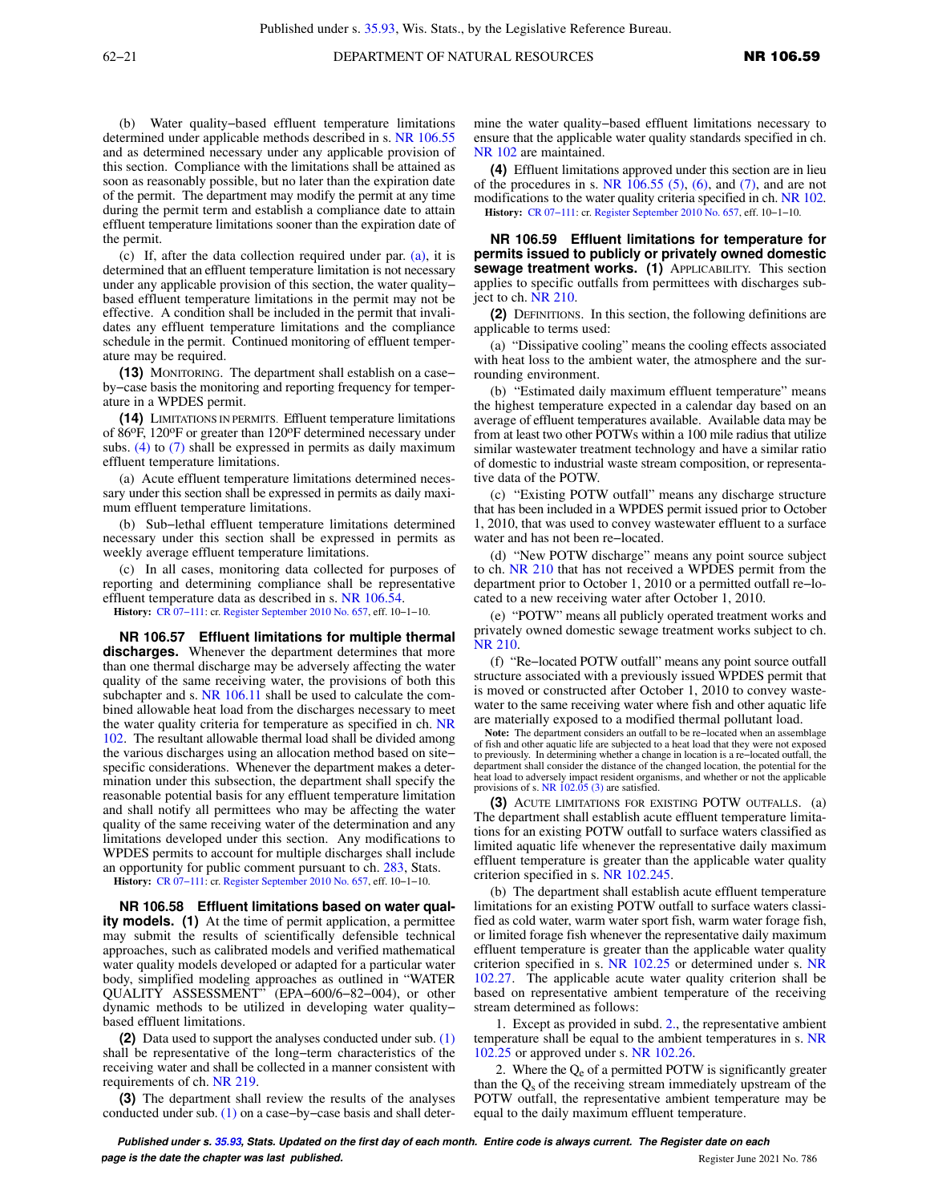(b) Water quality−based effluent temperature limitations determined under applicable methods described in s. NR 106.55 and as determined necessary under any applicable provision of this section. Compliance with the limitations shall be attained as soon as reasonably possible, but no later than the expiration date of the permit. The department may modify the permit at any time during the permit term and establish a compliance date to attain effluent temperature limitations sooner than the expiration date of the permit.

(c) If, after the data collection required under par. (a), it is determined that an effluent temperature limitation is not necessary under any applicable provision of this section, the water quality−based effluent temperature limitations in the permit may not be effective. A condition shall be included in the permit that invalidates any effluent temperature limitations and the compliance schedule in the permit. Continued monitoring of effluent temperature may be required.

**(13)** MONITORING. The department shall establish on a case−by−case basis the monitoring and reporting frequency for temperature in a WPDES permit.

**(14)** LIMITATIONS IN PERMITS. Effluent temperature limitations of 86ºF, 120ºF or greater than 120ºF determined necessary under subs. (4) to (7) shall be expressed in permits as daily maximum effluent temperature limitations.

(a) Acute effluent temperature limitations determined necessary under this section shall be expressed in permits as daily maximum effluent temperature limitations.

(b) Sub−lethal effluent temperature limitations determined necessary under this section shall be expressed in permits as weekly average effluent temperature limitations.

(c) In all cases, monitoring data collected for purposes of reporting and determining compliance shall be representative effluent temperature data as described in s. NR 106.54.

**History:** CR 07−111: cr. Register September 2010 No. 657, eff. 10−1−10.

**NR 106.57 Effluent limitations for multiple thermal discharges.** Whenever the department determines that more than one thermal discharge may be adversely affecting the water quality of the same receiving water, the provisions of both this subchapter and s. NR 106.11 shall be used to calculate the combined allowable heat load from the discharges necessary to meet the water quality criteria for temperature as specified in ch. NR 102. The resultant allowable thermal load shall be divided among the various discharges using an allocation method based on site−specific considerations. Whenever the department makes a determination under this subsection, the department shall specify the reasonable potential basis for any effluent temperature limitation and shall notify all permittees who may be affecting the water quality of the same receiving water of the determination and any limitations developed under this section. Any modifications to WPDES permits to account for multiple discharges shall include an opportunity for public comment pursuant to ch. 283, Stats.

**History:** CR 07−111: cr. Register September 2010 No. 657, eff. 10−1−10.

**NR 106.58 Effluent limitations based on water quality models. (1)** At the time of permit application, a permittee may submit the results of scientifically defensible technical approaches, such as calibrated models and verified mathematical water quality models developed or adapted for a particular water body, simplified modeling approaches as outlined in "WATER QUALITY ASSESSMENT" (EPA−600/6−82−004), or other dynamic methods to be utilized in developing water quality−based effluent limitations.

**(2)** Data used to support the analyses conducted under sub. (1) shall be representative of the long−term characteristics of the receiving water and shall be collected in a manner consistent with requirements of ch. NR 219.

**(3)** The department shall review the results of the analyses conducted under sub. (1) on a case−by−case basis and shall determine the water quality−based effluent limitations necessary to ensure that the applicable water quality standards specified in ch. NR 102 are maintained.

**(4)** Effluent limitations approved under this section are in lieu of the procedures in s. NR 106.55 (5), (6), and (7), and are not modifications to the water quality criteria specified in ch. NR 102.

**History:** CR 07−111: cr. Register September 2010 No. 657, eff. 10−1−10.

**NR 106.59 Effluent limitations for temperature for permits issued to publicly or privately owned domestic sewage treatment works. (1)** APPLICABILITY. This section applies to specific outfalls from permittees with discharges subject to ch. NR 210.

**(2)** DEFINITIONS. In this section, the following definitions are applicable to terms used:

(a) "Dissipative cooling" means the cooling effects associated with heat loss to the ambient water, the atmosphere and the surrounding environment.

(b) "Estimated daily maximum effluent temperature" means the highest temperature expected in a calendar day based on an average of effluent temperatures available. Available data may be from at least two other POTWs within a 100 mile radius that utilize similar wastewater treatment technology and have a similar ratio of domestic to industrial waste stream composition, or representative data of the POTW.

(c) "Existing POTW outfall" means any discharge structure that has been included in a WPDES permit issued prior to October 1, 2010, that was used to convey wastewater effluent to a surface water and has not been re−located.

(d) "New POTW discharge" means any point source subject to ch. NR 210 that has not received a WPDES permit from the department prior to October 1, 2010 or a permitted outfall re−located to a new receiving water after October 1, 2010.

(e) "POTW" means all publicly operated treatment works and privately owned domestic sewage treatment works subject to ch. NR 210.

(f) "Re−located POTW outfall" means any point source outfall structure associated with a previously issued WPDES permit that is moved or constructed after October 1, 2010 to convey wastewater to the same receiving water where fish and other aquatic life are materially exposed to a modified thermal pollutant load.

**Note:** The department considers an outfall to be re−located when an assemblage of fish and other aquatic life are subjected to a heat load that they were not exposed to previously. In determining whether a change in location is a re−located outfall, the department shall consider the distance of the changed location, the potential for the heat load to adversely impact resident organisms, and whether or not the applicable provisions of s. NR 102.05 (3) are satisfied.

**(3)** ACUTE LIMITATIONS FOR EXISTING POTW OUTFALLS. (a) The department shall establish acute effluent temperature limitations for an existing POTW outfall to surface waters classified as limited aquatic life whenever the representative daily maximum effluent temperature is greater than the applicable water quality criterion specified in s. NR 102.245.

(b) The department shall establish acute effluent temperature limitations for an existing POTW outfall to surface waters classified as cold water, warm water sport fish, warm water forage fish, or limited forage fish whenever the representative daily maximum effluent temperature is greater than the applicable water quality criterion specified in s. NR 102.25 or determined under s. NR 102.27. The applicable acute water quality criterion shall be based on representative ambient temperature of the receiving stream determined as follows:

1. Except as provided in subd. 2., the representative ambient temperature shall be equal to the ambient temperatures in s. NR 102.25 or approved under s. NR 102.26.

2. Where the $Q_e$ of a permitted POTW is significantly greater than the $Q_s$ of the receiving stream immediately upstream of the POTW outfall, the representative ambient temperature may be equal to the daily maximum effluent temperature.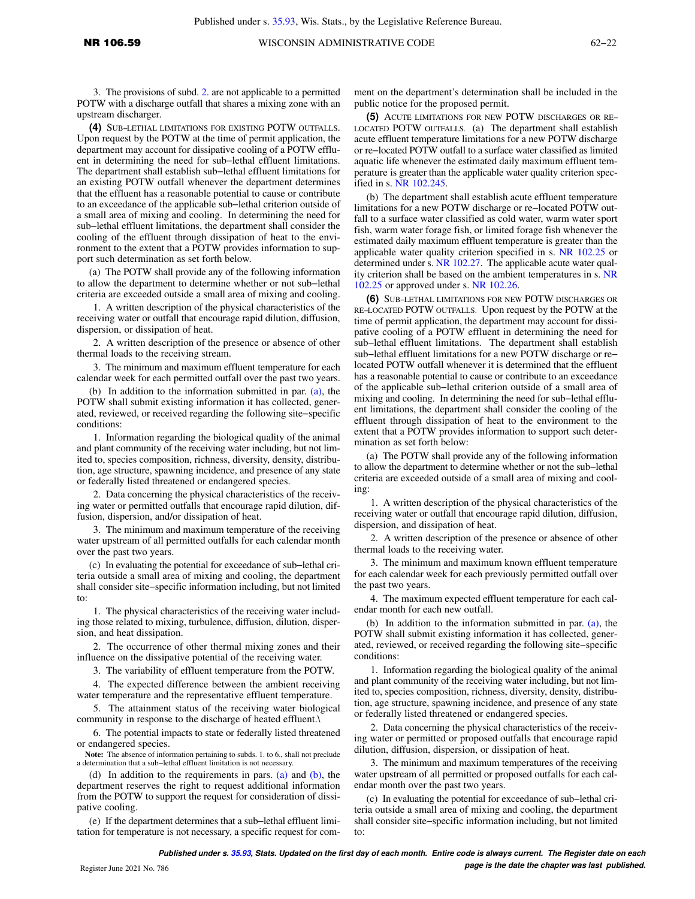3. The provisions of subd. 2. are not applicable to a permitted POTW with a discharge outfall that shares a mixing zone with an upstream discharger.

**(4)** SUB–LETHAL LIMITATIONS FOR EXISTING POTW OUTFALLS. Upon request by the POTW at the time of permit application, the department may account for dissipative cooling of a POTW effluent in determining the need for sub−lethal effluent limitations. The department shall establish sub−lethal effluent limitations for an existing POTW outfall whenever the department determines that the effluent has a reasonable potential to cause or contribute to an exceedance of the applicable sub−lethal criterion outside of a small area of mixing and cooling. In determining the need for sub−lethal effluent limitations, the department shall consider the cooling of the effluent through dissipation of heat to the environment to the extent that a POTW provides information to support such determination as set forth below.

(a) The POTW shall provide any of the following information to allow the department to determine whether or not sub−lethal criteria are exceeded outside a small area of mixing and cooling.

1. A written description of the physical characteristics of the receiving water or outfall that encourage rapid dilution, diffusion, dispersion, or dissipation of heat.

2. A written description of the presence or absence of other thermal loads to the receiving stream.

3. The minimum and maximum effluent temperature for each calendar week for each permitted outfall over the past two years.

(b) In addition to the information submitted in par. (a), the POTW shall submit existing information it has collected, generated, reviewed, or received regarding the following site−specific conditions:

1. Information regarding the biological quality of the animal and plant community of the receiving water including, but not limited to, species composition, richness, diversity, density, distribution, age structure, spawning incidence, and presence of any state or federally listed threatened or endangered species.

2. Data concerning the physical characteristics of the receiving water or permitted outfalls that encourage rapid dilution, diffusion, dispersion, and/or dissipation of heat.

3. The minimum and maximum temperature of the receiving water upstream of all permitted outfalls for each calendar month over the past two years.

(c) In evaluating the potential for exceedance of sub−lethal criteria outside a small area of mixing and cooling, the department shall consider site−specific information including, but not limited to:

1. The physical characteristics of the receiving water including those related to mixing, turbulence, diffusion, dilution, dispersion, and heat dissipation.

2. The occurrence of other thermal mixing zones and their influence on the dissipative potential of the receiving water.

3. The variability of effluent temperature from the POTW.

4. The expected difference between the ambient receiving water temperature and the representative effluent temperature.

5. The attainment status of the receiving water biological community in response to the discharge of heated effluent.\

6. The potential impacts to state or federally listed threatened or endangered species.

**Note:** The absence of information pertaining to subds. 1. to 6., shall not preclude a determination that a sub−lethal effluent limitation is not necessary.

(d) In addition to the requirements in pars. (a) and (b), the department reserves the right to request additional information from the POTW to support the request for consideration of dissipative cooling.

(e) If the department determines that a sub−lethal effluent limitation for temperature is not necessary, a specific request for comment on the department's determination shall be included in the public notice for the proposed permit.

**(5)** ACUTE LIMITATIONS FOR NEW POTW DISCHARGES OR RE–LOCATED POTW OUTFALLS. (a) The department shall establish acute effluent temperature limitations for a new POTW discharge or re−located POTW outfall to a surface water classified as limited aquatic life whenever the estimated daily maximum effluent temperature is greater than the applicable water quality criterion specified in s. NR 102.245.

(b) The department shall establish acute effluent temperature limitations for a new POTW discharge or re−located POTW outfall to a surface water classified as cold water, warm water sport fish, warm water forage fish, or limited forage fish whenever the estimated daily maximum effluent temperature is greater than the applicable water quality criterion specified in s. NR 102.25 or determined under s. NR 102.27. The applicable acute water quality criterion shall be based on the ambient temperatures in s. NR 102.25 or approved under s. NR 102.26.

**(6)** SUB–LETHAL LIMITATIONS FOR NEW POTW DISCHARGES OR RE–LOCATED POTW OUTFALLS. Upon request by the POTW at the time of permit application, the department may account for dissipative cooling of a POTW effluent in determining the need for sub−lethal effluent limitations. The department shall establish sub−lethal effluent limitations for a new POTW discharge or re−located POTW outfall whenever it is determined that the effluent has a reasonable potential to cause or contribute to an exceedance of the applicable sub−lethal criterion outside of a small area of mixing and cooling. In determining the need for sub−lethal effluent limitations, the department shall consider the cooling of the effluent through dissipation of heat to the environment to the extent that a POTW provides information to support such determination as set forth below:

(a) The POTW shall provide any of the following information to allow the department to determine whether or not the sub−lethal criteria are exceeded outside of a small area of mixing and cooling:

1. A written description of the physical characteristics of the receiving water or outfall that encourage rapid dilution, diffusion, dispersion, and dissipation of heat.

2. A written description of the presence or absence of other thermal loads to the receiving water.

3. The minimum and maximum known effluent temperature for each calendar week for each previously permitted outfall over the past two years.

4. The maximum expected effluent temperature for each calendar month for each new outfall.

(b) In addition to the information submitted in par. (a), the POTW shall submit existing information it has collected, generated, reviewed, or received regarding the following site−specific conditions:

1. Information regarding the biological quality of the animal and plant community of the receiving water including, but not limited to, species composition, richness, diversity, density, distribution, age structure, spawning incidence, and presence of any state or federally listed threatened or endangered species.

2. Data concerning the physical characteristics of the receiving water or permitted or proposed outfalls that encourage rapid dilution, diffusion, dispersion, or dissipation of heat.

3. The minimum and maximum temperatures of the receiving water upstream of all permitted or proposed outfalls for each calendar month over the past two years.

(c) In evaluating the potential for exceedance of sub−lethal criteria outside a small area of mixing and cooling, the department shall consider site−specific information including, but not limited to: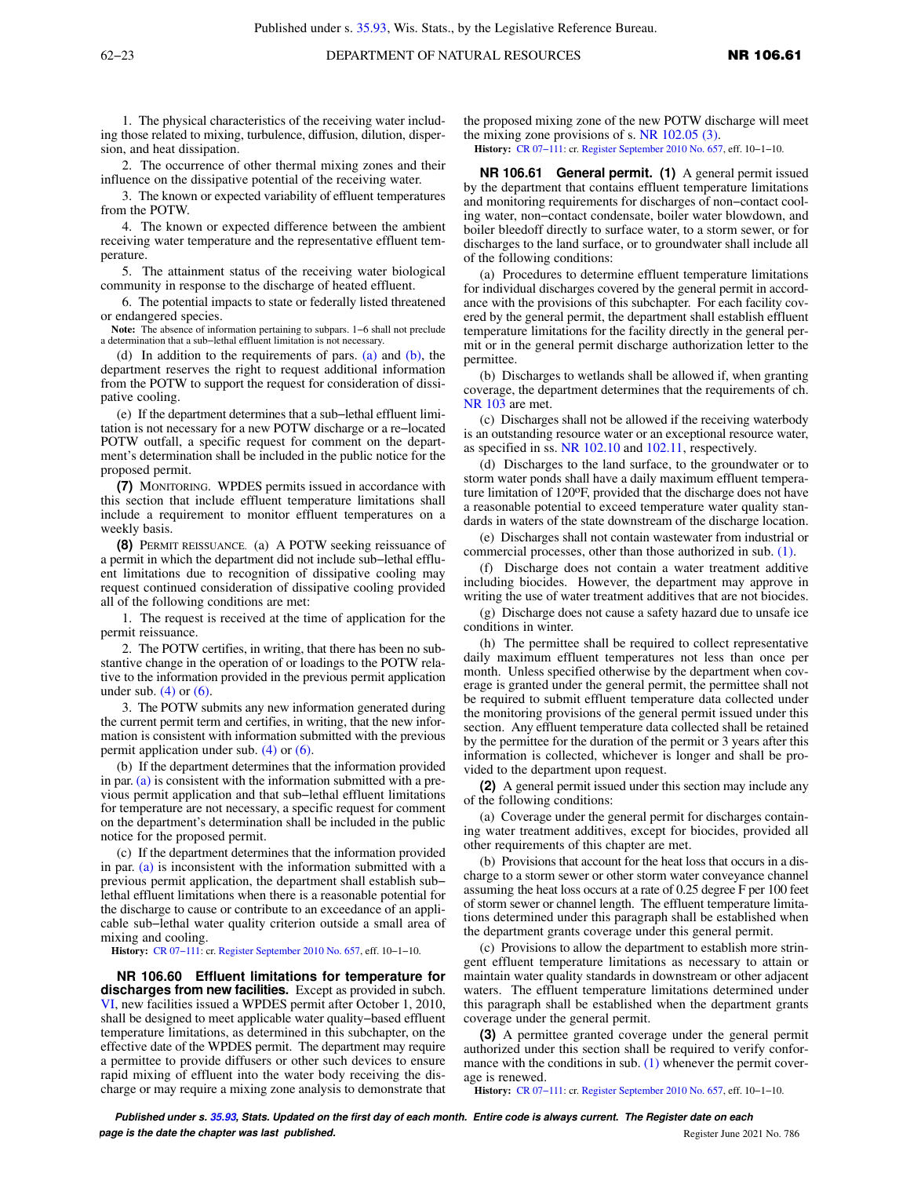1. The physical characteristics of the receiving water including those related to mixing, turbulence, diffusion, dilution, dispersion, and heat dissipation.

2. The occurrence of other thermal mixing zones and their influence on the dissipative potential of the receiving water.

3. The known or expected variability of effluent temperatures from the POTW.

4. The known or expected difference between the ambient receiving water temperature and the representative effluent temperature.

5. The attainment status of the receiving water biological community in response to the discharge of heated effluent.

6. The potential impacts to state or federally listed threatened or endangered species.

**Note:** The absence of information pertaining to subpars. 1−6 shall not preclude a determination that a sub−lethal effluent limitation is not necessary.

(d) In addition to the requirements of pars. (a) and (b), the department reserves the right to request additional information from the POTW to support the request for consideration of dissipative cooling.

(e) If the department determines that a sub−lethal effluent limitation is not necessary for a new POTW discharge or a re−located POTW outfall, a specific request for comment on the department's determination shall be included in the public notice for the proposed permit.

**(7)** MONITORING. WPDES permits issued in accordance with this section that include effluent temperature limitations shall include a requirement to monitor effluent temperatures on a weekly basis.

**(8)** PERMIT REISSUANCE. (a) A POTW seeking reissuance of a permit in which the department did not include sub−lethal effluent limitations due to recognition of dissipative cooling may request continued consideration of dissipative cooling provided all of the following conditions are met:

1. The request is received at the time of application for the permit reissuance.

2. The POTW certifies, in writing, that there has been no substantive change in the operation of or loadings to the POTW relative to the information provided in the previous permit application under sub. (4) or (6).

3. The POTW submits any new information generated during the current permit term and certifies, in writing, that the new information is consistent with information submitted with the previous permit application under sub. (4) or (6).

(b) If the department determines that the information provided in par. (a) is consistent with the information submitted with a previous permit application and that sub−lethal effluent limitations for temperature are not necessary, a specific request for comment on the department's determination shall be included in the public notice for the proposed permit.

(c) If the department determines that the information provided in par. (a) is inconsistent with the information submitted with a previous permit application, the department shall establish sub−lethal effluent limitations when there is a reasonable potential for the discharge to cause or contribute to an exceedance of an applicable sub−lethal water quality criterion outside a small area of mixing and cooling.

**History:** CR 07−111: cr. Register September 2010 No. 657, eff. 10−1−10.

**NR 106.60 Effluent limitations for temperature for discharges from new facilities.** Except as provided in subch. VI, new facilities issued a WPDES permit after October 1, 2010, shall be designed to meet applicable water quality−based effluent temperature limitations, as determined in this subchapter, on the effective date of the WPDES permit. The department may require a permittee to provide diffusers or other such devices to ensure rapid mixing of effluent into the water body receiving the discharge or may require a mixing zone analysis to demonstrate that the proposed mixing zone of the new POTW discharge will meet the mixing zone provisions of s. NR 102.05 (3).

**History:** CR 07−111: cr. Register September 2010 No. 657, eff. 10−1−10.

**NR 106.61 General permit. (1)** A general permit issued by the department that contains effluent temperature limitations and monitoring requirements for discharges of non−contact cooling water, non−contact condensate, boiler water blowdown, and boiler bleedoff directly to surface water, to a storm sewer, or for discharges to the land surface, or to groundwater shall include all of the following conditions:

(a) Procedures to determine effluent temperature limitations for individual discharges covered by the general permit in accordance with the provisions of this subchapter. For each facility covered by the general permit, the department shall establish effluent temperature limitations for the facility directly in the general permit or in the general permit discharge authorization letter to the permittee.

(b) Discharges to wetlands shall be allowed if, when granting coverage, the department determines that the requirements of ch. NR 103 are met.

(c) Discharges shall not be allowed if the receiving waterbody is an outstanding resource water or an exceptional resource water, as specified in ss. NR 102.10 and 102.11, respectively.

(d) Discharges to the land surface, to the groundwater or to storm water ponds shall have a daily maximum effluent temperature limitation of 120ºF, provided that the discharge does not have a reasonable potential to exceed temperature water quality standards in waters of the state downstream of the discharge location.

(e) Discharges shall not contain wastewater from industrial or commercial processes, other than those authorized in sub. (1).

(f) Discharge does not contain a water treatment additive including biocides. However, the department may approve in writing the use of water treatment additives that are not biocides.

(g) Discharge does not cause a safety hazard due to unsafe ice conditions in winter.

(h) The permittee shall be required to collect representative daily maximum effluent temperatures not less than once per month. Unless specified otherwise by the department when coverage is granted under the general permit, the permittee shall not be required to submit effluent temperature data collected under the monitoring provisions of the general permit issued under this section. Any effluent temperature data collected shall be retained by the permittee for the duration of the permit or 3 years after this information is collected, whichever is longer and shall be provided to the department upon request.

**(2)** A general permit issued under this section may include any of the following conditions:

(a) Coverage under the general permit for discharges containing water treatment additives, except for biocides, provided all other requirements of this chapter are met.

(b) Provisions that account for the heat loss that occurs in a discharge to a storm sewer or other storm water conveyance channel assuming the heat loss occurs at a rate of 0.25 degree F per 100 feet of storm sewer or channel length. The effluent temperature limitations determined under this paragraph shall be established when the department grants coverage under this general permit.

(c) Provisions to allow the department to establish more stringent effluent temperature limitations as necessary to attain or maintain water quality standards in downstream or other adjacent waters. The effluent temperature limitations determined under this paragraph shall be established when the department grants coverage under the general permit.

**(3)** A permittee granted coverage under the general permit authorized under this section shall be required to verify conformance with the conditions in sub. (1) whenever the permit coverage is renewed.

**History:** CR 07−111: cr. Register September 2010 No. 657, eff. 10−1−10.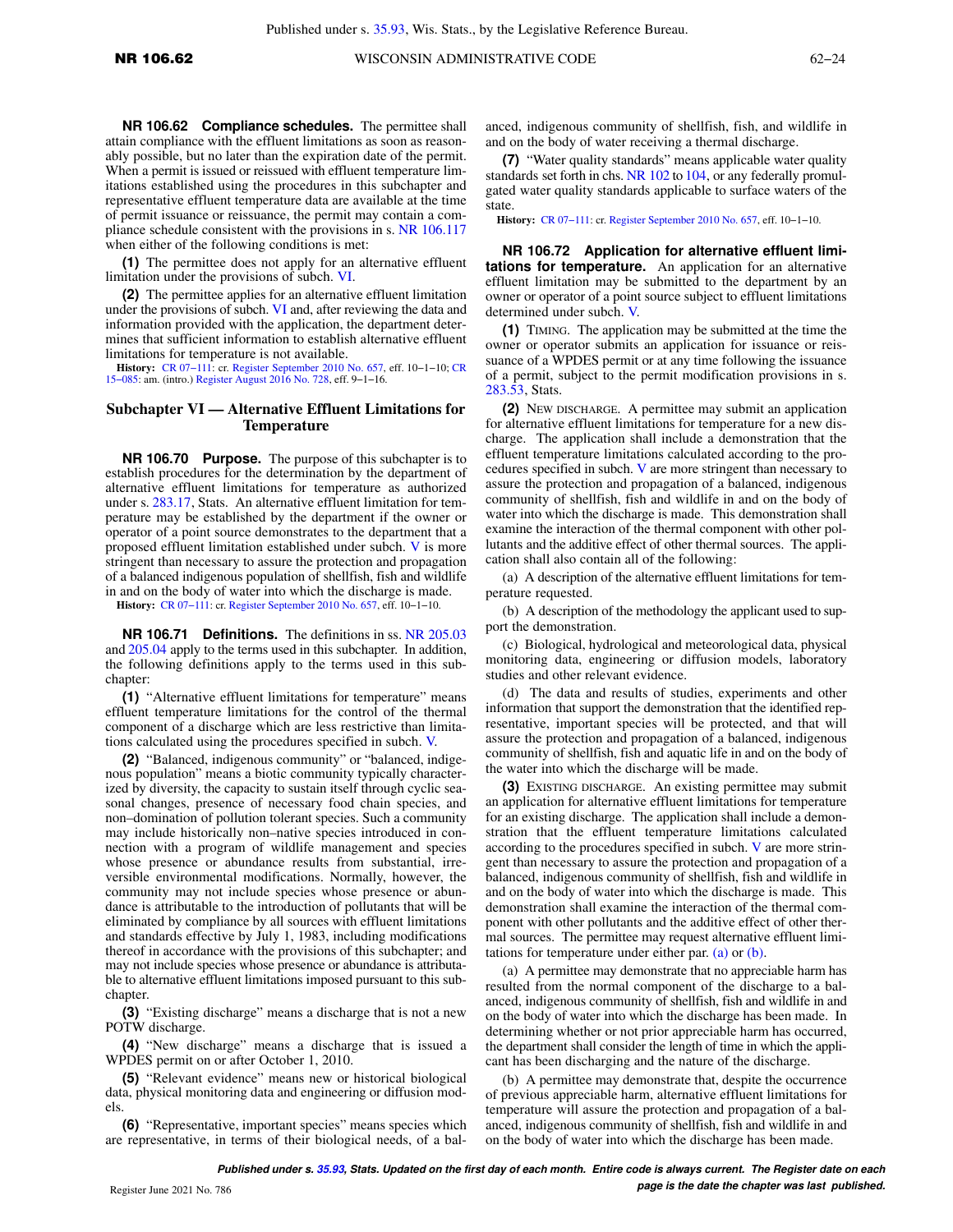**NR 106.62 Compliance schedules.** The permittee shall attain compliance with the effluent limitations as soon as reasonably possible, but no later than the expiration date of the permit. When a permit is issued or reissued with effluent temperature limitations established using the procedures in this subchapter and representative effluent temperature data are available at the time of permit issuance or reissuance, the permit may contain a compliance schedule consistent with the provisions in s. NR 106.117 when either of the following conditions is met:

**(1)** The permittee does not apply for an alternative effluent limitation under the provisions of subch. VI.

**(2)** The permittee applies for an alternative effluent limitation under the provisions of subch. VI and, after reviewing the data and information provided with the application, the department determines that sufficient information to establish alternative effluent limitations for temperature is not available.

**History:** CR 07–111: cr. Register September 2010 No. 657, eff. 10–1–10; CR 15–085: am. (intro.) Register August 2016 No. 728, eff. 9–1–16.

## Subchapter VI — Alternative Effluent Limitations for Temperature

**NR 106.70 Purpose.** The purpose of this subchapter is to establish procedures for the determination by the department of alternative effluent limitations for temperature as authorized under s. 283.17, Stats. An alternative effluent limitation for temperature may be established by the department if the owner or operator of a point source demonstrates to the department that a proposed effluent limitation established under subch. V is more stringent than necessary to assure the protection and propagation of a balanced indigenous population of shellfish, fish and wildlife in and on the body of water into which the discharge is made.

**History:** CR 07–111: cr. Register September 2010 No. 657, eff. 10–1–10.

**NR 106.71 Definitions.** The definitions in ss. NR 205.03 and 205.04 apply to the terms used in this subchapter. In addition, the following definitions apply to the terms used in this subchapter:

**(1)** "Alternative effluent limitations for temperature" means effluent temperature limitations for the control of the thermal component of a discharge which are less restrictive than limitations calculated using the procedures specified in subch. V.

**(2)** "Balanced, indigenous community" or "balanced, indigenous population" means a biotic community typically characterized by diversity, the capacity to sustain itself through cyclic seasonal changes, presence of necessary food chain species, and non–domination of pollution tolerant species. Such a community may include historically non–native species introduced in connection with a program of wildlife management and species whose presence or abundance results from substantial, irreversible environmental modifications. Normally, however, the community may not include species whose presence or abundance is attributable to the introduction of pollutants that will be eliminated by compliance by all sources with effluent limitations and standards effective by July 1, 1983, including modifications thereof in accordance with the provisions of this subchapter; and may not include species whose presence or abundance is attributable to alternative effluent limitations imposed pursuant to this subchapter.

**(3)** "Existing discharge" means a discharge that is not a new POTW discharge.

**(4)** "New discharge" means a discharge that is issued a WPDES permit on or after October 1, 2010.

**(5)** "Relevant evidence" means new or historical biological data, physical monitoring data and engineering or diffusion models.

**(6)** "Representative, important species" means species which are representative, in terms of their biological needs, of a balanced, indigenous community of shellfish, fish, and wildlife in and on the body of water receiving a thermal discharge.

**(7)** "Water quality standards" means applicable water quality standards set forth in chs. NR 102 to 104, or any federally promulgated water quality standards applicable to surface waters of the state.

**History:** CR 07–111: cr. Register September 2010 No. 657, eff. 10–1–10.

**NR 106.72 Application for alternative effluent limitations for temperature.** An application for an alternative effluent limitation may be submitted to the department by an owner or operator of a point source subject to effluent limitations determined under subch. V.

**(1)** TIMING. The application may be submitted at the time the owner or operator submits an application for issuance or reissuance of a WPDES permit or at any time following the issuance of a permit, subject to the permit modification provisions in s. 283.53, Stats.

**(2)** NEW DISCHARGE. A permittee may submit an application for alternative effluent limitations for temperature for a new discharge. The application shall include a demonstration that the effluent temperature limitations calculated according to the procedures specified in subch. V are more stringent than necessary to assure the protection and propagation of a balanced, indigenous community of shellfish, fish and wildlife in and on the body of water into which the discharge is made. This demonstration shall examine the interaction of the thermal component with other pollutants and the additive effect of other thermal sources. The application shall also contain all of the following:

(a) A description of the alternative effluent limitations for temperature requested.

(b) A description of the methodology the applicant used to support the demonstration.

(c) Biological, hydrological and meteorological data, physical monitoring data, engineering or diffusion models, laboratory studies and other relevant evidence.

(d) The data and results of studies, experiments and other information that support the demonstration that the identified representative, important species will be protected, and that will assure the protection and propagation of a balanced, indigenous community of shellfish, fish and aquatic life in and on the body of the water into which the discharge will be made.

**(3)** EXISTING DISCHARGE. An existing permittee may submit an application for alternative effluent limitations for temperature for an existing discharge. The application shall include a demonstration that the effluent temperature limitations calculated according to the procedures specified in subch. V are more stringent than necessary to assure the protection and propagation of a balanced, indigenous community of shellfish, fish and wildlife in and on the body of water into which the discharge is made. This demonstration shall examine the interaction of the thermal component with other pollutants and the additive effect of other thermal sources. The permittee may request alternative effluent limitations for temperature under either par. (a) or (b).

(a) A permittee may demonstrate that no appreciable harm has resulted from the normal component of the discharge to a balanced, indigenous community of shellfish, fish and wildlife in and on the body of water into which the discharge has been made. In determining whether or not prior appreciable harm has occurred, the department shall consider the length of time in which the applicant has been discharging and the nature of the discharge.

(b) A permittee may demonstrate that, despite the occurrence of previous appreciable harm, alternative effluent limitations for temperature will assure the protection and propagation of a balanced, indigenous community of shellfish, fish and wildlife in and on the body of water into which the discharge has been made.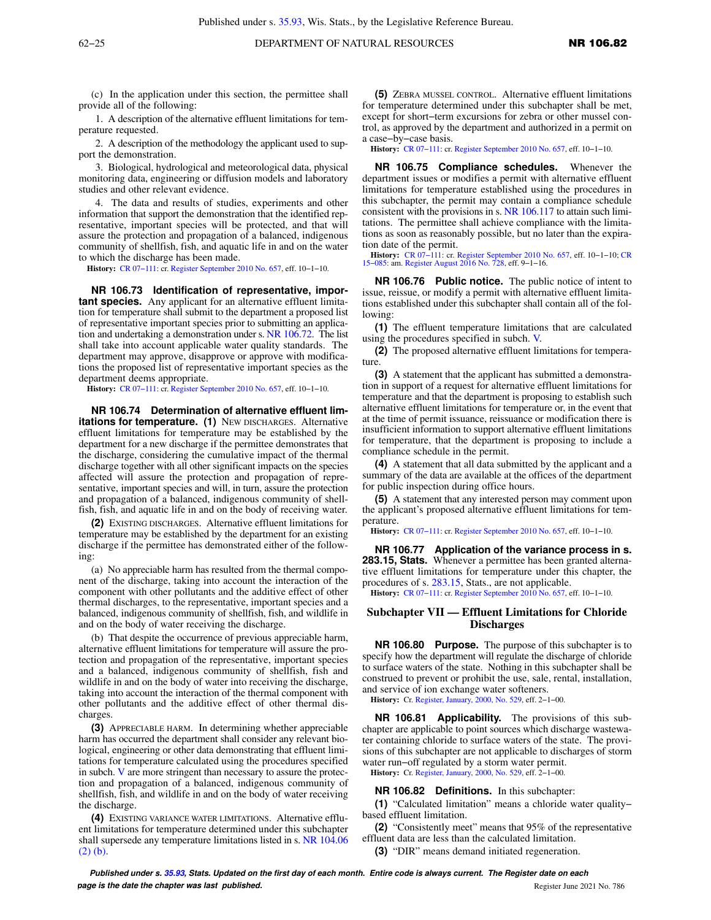(c) In the application under this section, the permittee shall provide all of the following:

1. A description of the alternative effluent limitations for temperature requested.

2. A description of the methodology the applicant used to support the demonstration.

3. Biological, hydrological and meteorological data, physical monitoring data, engineering or diffusion models and laboratory studies and other relevant evidence.

4. The data and results of studies, experiments and other information that support the demonstration that the identified representative, important species will be protected, and that will assure the protection and propagation of a balanced, indigenous community of shellfish, fish, and aquatic life in and on the water to which the discharge has been made.

**History:** CR 07−111: cr. Register September 2010 No. 657, eff. 10−1−10.

**NR 106.73 Identification of representative, important species.** Any applicant for an alternative effluent limitation for temperature shall submit to the department a proposed list of representative important species prior to submitting an application and undertaking a demonstration under s. NR 106.72. The list shall take into account applicable water quality standards. The department may approve, disapprove or approve with modifications the proposed list of representative important species as the department deems appropriate.

**History:** CR 07−111: cr. Register September 2010 No. 657, eff. 10−1−10.

**NR 106.74 Determination of alternative effluent limitations for temperature. (1)** NEW DISCHARGES. Alternative effluent limitations for temperature may be established by the department for a new discharge if the permittee demonstrates that the discharge, considering the cumulative impact of the thermal discharge together with all other significant impacts on the species affected will assure the protection and propagation of representative, important species and will, in turn, assure the protection and propagation of a balanced, indigenous community of shellfish, fish, and aquatic life in and on the body of receiving water.

**(2)** EXISTING DISCHARGES. Alternative effluent limitations for temperature may be established by the department for an existing discharge if the permittee has demonstrated either of the following:

(a) No appreciable harm has resulted from the thermal component of the discharge, taking into account the interaction of the component with other pollutants and the additive effect of other thermal discharges, to the representative, important species and a balanced, indigenous community of shellfish, fish, and wildlife in and on the body of water receiving the discharge.

(b) That despite the occurrence of previous appreciable harm, alternative effluent limitations for temperature will assure the protection and propagation of the representative, important species and a balanced, indigenous community of shellfish, fish and wildlife in and on the body of water into receiving the discharge, taking into account the interaction of the thermal component with other pollutants and the additive effect of other thermal discharges.

**(3)** APPRECIABLE HARM. In determining whether appreciable harm has occurred the department shall consider any relevant biological, engineering or other data demonstrating that effluent limitations for temperature calculated using the procedures specified in subch. V are more stringent than necessary to assure the protection and propagation of a balanced, indigenous community of shellfish, fish, and wildlife in and on the body of water receiving the discharge.

**(4)** EXISTING VARIANCE WATER LIMITATIONS. Alternative effluent limitations for temperature determined under this subchapter shall supersede any temperature limitations listed in s. NR 104.06 (2) (b).

**(5)** ZEBRA MUSSEL CONTROL. Alternative effluent limitations for temperature determined under this subchapter shall be met, except for short−term excursions for zebra or other mussel control, as approved by the department and authorized in a permit on a case−by−case basis.

**History:** CR 07−111: cr. Register September 2010 No. 657, eff. 10−1−10.

**NR 106.75 Compliance schedules.** Whenever the department issues or modifies a permit with alternative effluent limitations for temperature established using the procedures in this subchapter, the permit may contain a compliance schedule consistent with the provisions in s. NR 106.117 to attain such limitations. The permittee shall achieve compliance with the limitations as soon as reasonably possible, but no later than the expiration date of the permit.

**History:** CR 07−111: cr. Register September 2010 No. 657, eff. 10−1−10; CR 15−085: am. Register August 2016 No. 728, eff. 9−1−16.

**NR 106.76 Public notice.** The public notice of intent to issue, reissue, or modify a permit with alternative effluent limitations established under this subchapter shall contain all of the following:

**(1)** The effluent temperature limitations that are calculated using the procedures specified in subch. V.

**(2)** The proposed alternative effluent limitations for temperature.

**(3)** A statement that the applicant has submitted a demonstration in support of a request for alternative effluent limitations for temperature and that the department is proposing to establish such alternative effluent limitations for temperature or, in the event that at the time of permit issuance, reissuance or modification there is insufficient information to support alternative effluent limitations for temperature, that the department is proposing to include a compliance schedule in the permit.

**(4)** A statement that all data submitted by the applicant and a summary of the data are available at the offices of the department for public inspection during office hours.

**(5)** A statement that any interested person may comment upon the applicant's proposed alternative effluent limitations for temperature.

**History:** CR 07−111: cr. Register September 2010 No. 657, eff. 10−1−10.

**NR 106.77 Application of the variance process in s. 283.15, Stats.** Whenever a permittee has been granted alternative effluent limitations for temperature under this chapter, the procedures of s. 283.15, Stats., are not applicable.

**History:** CR 07−111: cr. Register September 2010 No. 657, eff. 10−1−10.

## Subchapter VII — Effluent Limitations for Chloride Discharges

**NR 106.80 Purpose.** The purpose of this subchapter is to specify how the department will regulate the discharge of chloride to surface waters of the state. Nothing in this subchapter shall be construed to prevent or prohibit the use, sale, rental, installation, and service of ion exchange water softeners.

**History:** Cr. Register, January, 2000, No. 529, eff. 2−1−00.

**NR 106.81 Applicability.** The provisions of this subchapter are applicable to point sources which discharge wastewater containing chloride to surface waters of the state. The provisions of this subchapter are not applicable to discharges of storm water run−off regulated by a storm water permit.

**History:** Cr. Register, January, 2000, No. 529, eff. 2−1−00.

**NR 106.82 Definitions.** In this subchapter:

**(1)** "Calculated limitation" means a chloride water quality−based effluent limitation.

**(2)** "Consistently meet" means that 95% of the representative effluent data are less than the calculated limitation.

**(3)** "DIR" means demand initiated regeneration.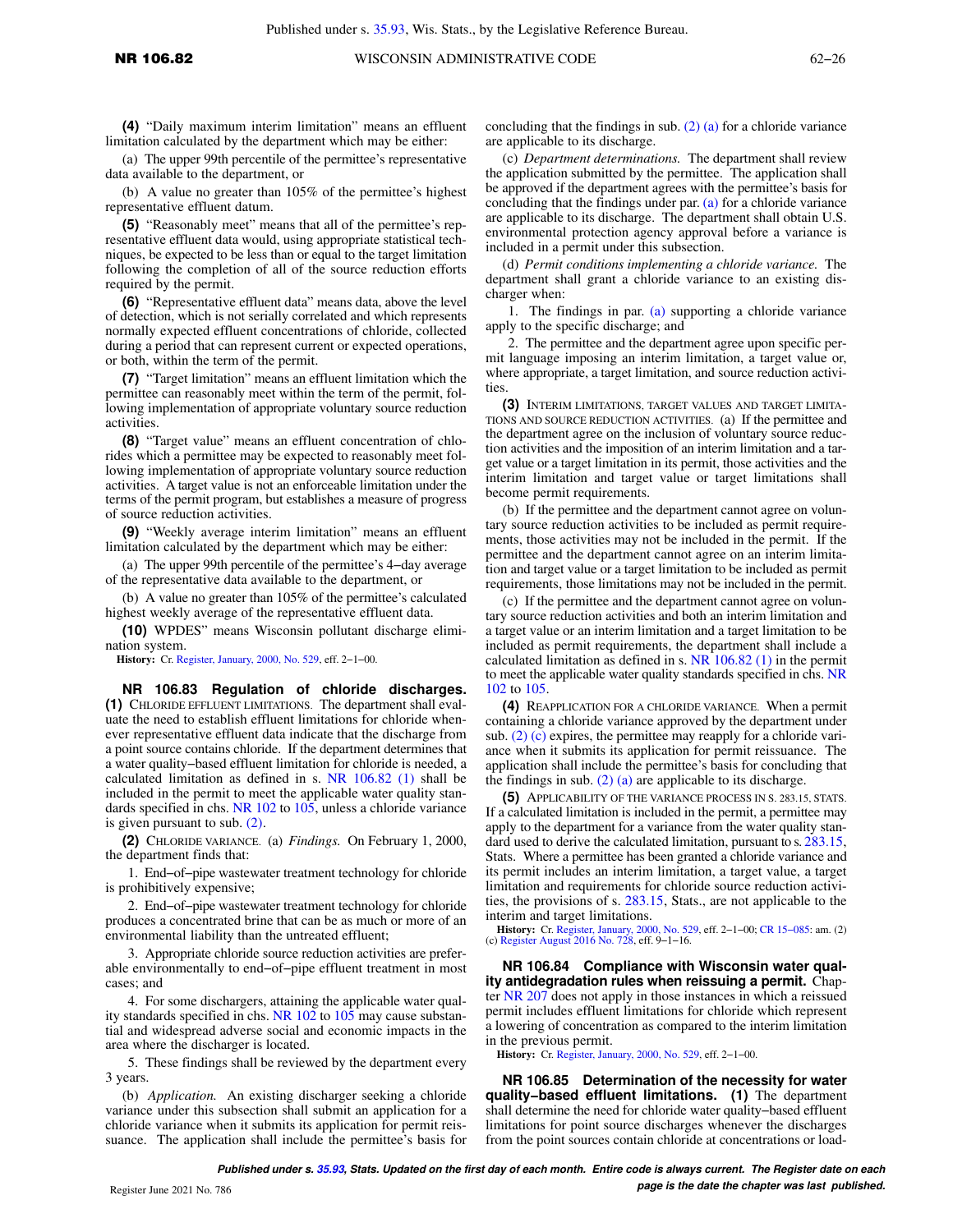**(4)** "Daily maximum interim limitation" means an effluent limitation calculated by the department which may be either:

(a) The upper 99th percentile of the permittee's representative data available to the department, or

(b) A value no greater than 105% of the permittee's highest representative effluent datum.

**(5)** "Reasonably meet" means that all of the permittee's representative effluent data would, using appropriate statistical techniques, be expected to be less than or equal to the target limitation following the completion of all of the source reduction efforts required by the permit.

**(6)** "Representative effluent data" means data, above the level of detection, which is not serially correlated and which represents normally expected effluent concentrations of chloride, collected during a period that can represent current or expected operations, or both, within the term of the permit.

**(7)** "Target limitation" means an effluent limitation which the permittee can reasonably meet within the term of the permit, following implementation of appropriate voluntary source reduction activities.

**(8)** "Target value" means an effluent concentration of chlorides which a permittee may be expected to reasonably meet following implementation of appropriate voluntary source reduction activities. A target value is not an enforceable limitation under the terms of the permit program, but establishes a measure of progress of source reduction activities.

**(9)** "Weekly average interim limitation" means an effluent limitation calculated by the department which may be either:

(a) The upper 99th percentile of the permittee's 4–day average of the representative data available to the department, or

(b) A value no greater than 105% of the permittee's calculated highest weekly average of the representative effluent data.

**(10)** WPDES" means Wisconsin pollutant discharge elimination system.

**History:** Cr. Register, January, 2000, No. 529, eff. 2–1–00.

**NR 106.83 Regulation of chloride discharges.** **(1)** CHLORIDE EFFLUENT LIMITATIONS. The department shall evaluate the need to establish effluent limitations for chloride whenever representative effluent data indicate that the discharge from a point source contains chloride. If the department determines that a water quality–based effluent limitation for chloride is needed, a calculated limitation as defined in s. NR 106.82 (1) shall be included in the permit to meet the applicable water quality standards specified in chs. NR 102 to 105, unless a chloride variance is given pursuant to sub. (2).

**(2)** CHLORIDE VARIANCE. (a) *Findings.* On February 1, 2000, the department finds that:

1. End–of–pipe wastewater treatment technology for chloride is prohibitively expensive;

2. End–of–pipe wastewater treatment technology for chloride produces a concentrated brine that can be as much or more of an environmental liability than the untreated effluent;

3. Appropriate chloride source reduction activities are preferable environmentally to end–of–pipe effluent treatment in most cases; and

4. For some dischargers, attaining the applicable water quality standards specified in chs. NR 102 to 105 may cause substantial and widespread adverse social and economic impacts in the area where the discharger is located.

5. These findings shall be reviewed by the department every 3 years.

(b) *Application.* An existing discharger seeking a chloride variance under this subsection shall submit an application for a chloride variance when it submits its application for permit reissuance. The application shall include the permittee's basis for concluding that the findings in sub. (2) (a) for a chloride variance are applicable to its discharge.

(c) *Department determinations.* The department shall review the application submitted by the permittee. The application shall be approved if the department agrees with the permittee's basis for concluding that the findings under par. (a) for a chloride variance are applicable to its discharge. The department shall obtain U.S. environmental protection agency approval before a variance is included in a permit under this subsection.

(d) *Permit conditions implementing a chloride variance.* The department shall grant a chloride variance to an existing discharger when:

1. The findings in par. (a) supporting a chloride variance apply to the specific discharge; and

2. The permittee and the department agree upon specific permit language imposing an interim limitation, a target value or, where appropriate, a target limitation, and source reduction activities.

**(3)** INTERIM LIMITATIONS, TARGET VALUES AND TARGET LIMITATIONS AND SOURCE REDUCTION ACTIVITIES. (a) If the permittee and the department agree on the inclusion of voluntary source reduction activities and the imposition of an interim limitation and a target value or a target limitation in its permit, those activities and the interim limitation and target value or target limitations shall become permit requirements.

(b) If the permittee and the department cannot agree on voluntary source reduction activities to be included as permit requirements, those activities may not be included in the permit. If the permittee and the department cannot agree on an interim limitation and target value or a target limitation to be included as permit requirements, those limitations may not be included in the permit.

(c) If the permittee and the department cannot agree on voluntary source reduction activities and both an interim limitation and a target value or an interim limitation and a target limitation to be included as permit requirements, the department shall include a calculated limitation as defined in s. NR 106.82 (1) in the permit to meet the applicable water quality standards specified in chs. NR 102 to 105.

**(4)** REAPPLICATION FOR A CHLORIDE VARIANCE. When a permit containing a chloride variance approved by the department under sub. (2) (c) expires, the permittee may reapply for a chloride variance when it submits its application for permit reissuance. The application shall include the permittee's basis for concluding that the findings in sub. (2) (a) are applicable to its discharge.

**(5)** APPLICABILITY OF THE VARIANCE PROCESS IN S. 283.15, STATS. If a calculated limitation is included in the permit, a permittee may apply to the department for a variance from the water quality standard used to derive the calculated limitation, pursuant to s. 283.15, Stats. Where a permittee has been granted a chloride variance and its permit includes an interim limitation, a target value, a target limitation and requirements for chloride source reduction activities, the provisions of s. 283.15, Stats., are not applicable to the interim and target limitations.

**History:** Cr. Register, January, 2000, No. 529, eff. 2–1–00; CR 15–085: am. (2) (c) Register August 2016 No. 728, eff. 9–1–16.

**NR 106.84 Compliance with Wisconsin water quality antidegradation rules when reissuing a permit.** Chapter NR 207 does not apply in those instances in which a reissued permit includes effluent limitations for chloride which represent a lowering of concentration as compared to the interim limitation in the previous permit.

**History:** Cr. Register, January, 2000, No. 529, eff. 2–1–00.

**NR 106.85 Determination of the necessity for water quality–based effluent limitations.** **(1)** The department shall determine the need for chloride water quality–based effluent limitations for point source discharges whenever the discharges from the point sources contain chloride at concentrations or load-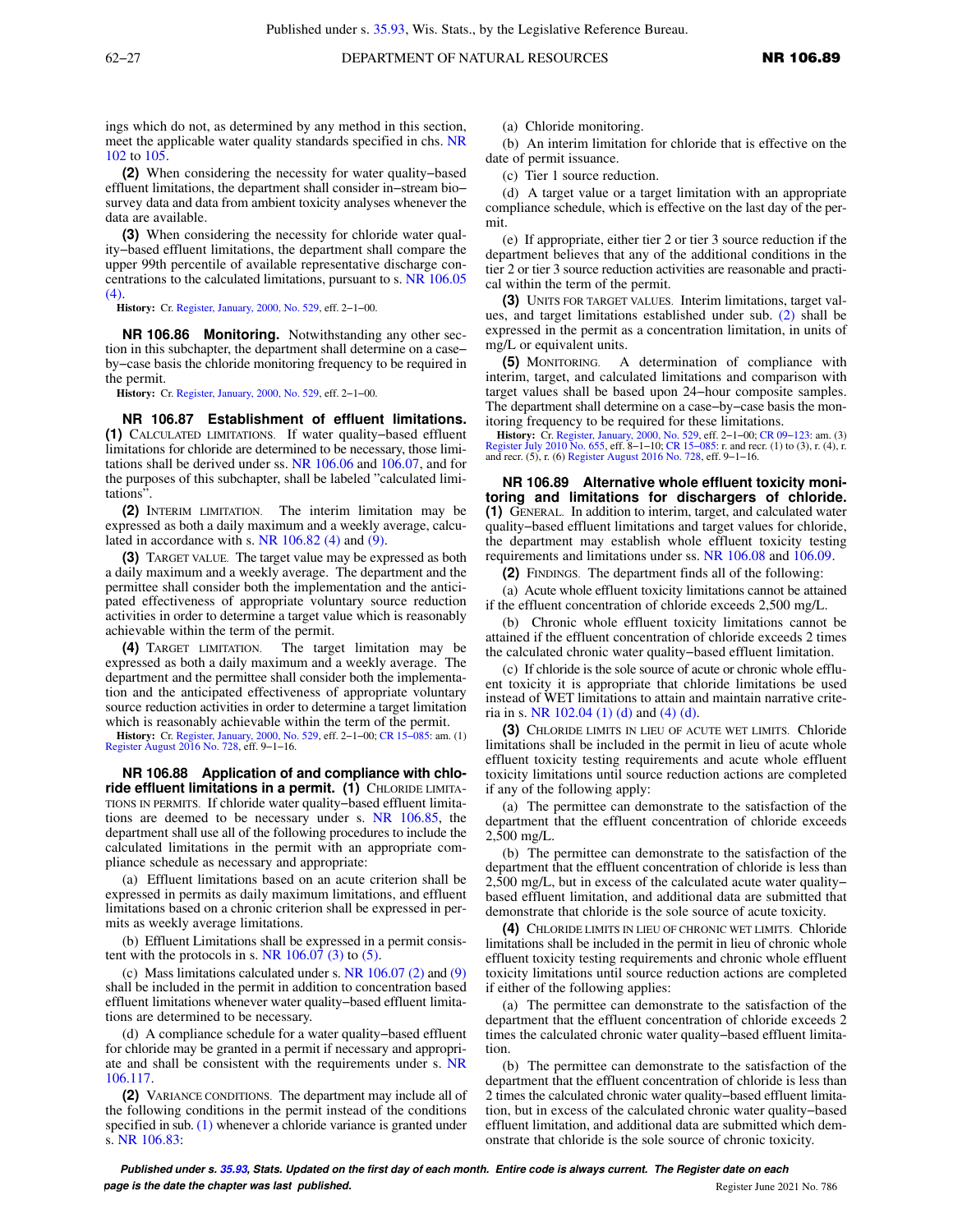ings which do not, as determined by any method in this section, meet the applicable water quality standards specified in chs. NR 102 to 105.

**(2)** When considering the necessity for water quality−based effluent limitations, the department shall consider in−stream bio−survey data and data from ambient toxicity analyses whenever the data are available.

**(3)** When considering the necessity for chloride water quality−based effluent limitations, the department shall compare the upper 99th percentile of available representative discharge concentrations to the calculated limitations, pursuant to s. NR 106.05 (4).

**History:** Cr. Register, January, 2000, No. 529, eff. 2−1−00.

**NR 106.86 Monitoring.** Notwithstanding any other section in this subchapter, the department shall determine on a case−by−case basis the chloride monitoring frequency to be required in the permit.

**History:** Cr. Register, January, 2000, No. 529, eff. 2−1−00.

**NR 106.87 Establishment of effluent limitations.** **(1)** CALCULATED LIMITATIONS. If water quality−based effluent limitations for chloride are determined to be necessary, those limitations shall be derived under ss. NR 106.06 and 106.07, and for the purposes of this subchapter, shall be labeled "calculated limitations".

**(2)** INTERIM LIMITATION. The interim limitation may be expressed as both a daily maximum and a weekly average, calculated in accordance with s. NR 106.82 (4) and (9).

**(3)** TARGET VALUE. The target value may be expressed as both a daily maximum and a weekly average. The department and the permittee shall consider both the implementation and the anticipated effectiveness of appropriate voluntary source reduction activities in order to determine a target value which is reasonably achievable within the term of the permit.

**(4)** TARGET LIMITATION. The target limitation may be expressed as both a daily maximum and a weekly average. The department and the permittee shall consider both the implementation and the anticipated effectiveness of appropriate voluntary source reduction activities in order to determine a target limitation which is reasonably achievable within the term of the permit.

**History:** Cr. Register, January, 2000, No. 529, eff. 2−1−00; CR 15−085: am. (1) Register August 2016 No. 728, eff. 9−1−16.

**NR 106.88 Application of and compliance with chloride effluent limitations in a permit.** **(1)** CHLORIDE LIMITATIONS IN PERMITS. If chloride water quality−based effluent limitations are deemed to be necessary under s. NR 106.85, the department shall use all of the following procedures to include the calculated limitations in the permit with an appropriate compliance schedule as necessary and appropriate:

(a) Effluent limitations based on an acute criterion shall be expressed in permits as daily maximum limitations, and effluent limitations based on a chronic criterion shall be expressed in permits as weekly average limitations.

(b) Effluent Limitations shall be expressed in a permit consistent with the protocols in s. NR 106.07 (3) to (5).

(c) Mass limitations calculated under s. NR 106.07 (2) and (9) shall be included in the permit in addition to concentration based effluent limitations whenever water quality−based effluent limitations are determined to be necessary.

(d) A compliance schedule for a water quality−based effluent for chloride may be granted in a permit if necessary and appropriate and shall be consistent with the requirements under s. NR 106.117.

**(2)** VARIANCE CONDITIONS. The department may include all of the following conditions in the permit instead of the conditions specified in sub. (1) whenever a chloride variance is granted under s. NR 106.83:

(a) Chloride monitoring.

(b) An interim limitation for chloride that is effective on the date of permit issuance.

(c) Tier 1 source reduction.

(d) A target value or a target limitation with an appropriate compliance schedule, which is effective on the last day of the permit.

(e) If appropriate, either tier 2 or tier 3 source reduction if the department believes that any of the additional conditions in the tier 2 or tier 3 source reduction activities are reasonable and practical within the term of the permit.

**(3)** UNITS FOR TARGET VALUES. Interim limitations, target values, and target limitations established under sub. (2) shall be expressed in the permit as a concentration limitation, in units of mg/L or equivalent units.

**(5)** MONITORING. A determination of compliance with interim, target, and calculated limitations and comparison with target values shall be based upon 24−hour composite samples. The department shall determine on a case−by−case basis the monitoring frequency to be required for these limitations.

**History:** Cr. Register, January, 2000, No. 529, eff. 2−1−00; CR 09−123: am. (3) Register July 2010 No. 655, eff. 8−1−10; CR 15−085: r. and recr. (1) to (3), r. (4), r. and recr. (5), r. (6) Register August 2016 No. 728, eff. 9−1−16.

**NR 106.89 Alternative whole effluent toxicity monitoring and limitations for dischargers of chloride.** **(1)** GENERAL. In addition to interim, target, and calculated water quality−based effluent limitations and target values for chloride, the department may establish whole effluent toxicity testing requirements and limitations under ss. NR 106.08 and 106.09.

**(2)** FINDINGS. The department finds all of the following:

(a) Acute whole effluent toxicity limitations cannot be attained if the effluent concentration of chloride exceeds 2,500 mg/L.

(b) Chronic whole effluent toxicity limitations cannot be attained if the effluent concentration of chloride exceeds 2 times the calculated chronic water quality−based effluent limitation.

(c) If chloride is the sole source of acute or chronic whole effluent toxicity it is appropriate that chloride limitations be used instead of WET limitations to attain and maintain narrative criteria in s. NR 102.04 (1) (d) and (4) (d).

**(3)** CHLORIDE LIMITS IN LIEU OF ACUTE WET LIMITS. Chloride limitations shall be included in the permit in lieu of acute whole effluent toxicity testing requirements and acute whole effluent toxicity limitations until source reduction actions are completed if any of the following apply:

(a) The permittee can demonstrate to the satisfaction of the department that the effluent concentration of chloride exceeds 2,500 mg/L.

(b) The permittee can demonstrate to the satisfaction of the department that the effluent concentration of chloride is less than 2,500 mg/L, but in excess of the calculated acute water quality−based effluent limitation, and additional data are submitted that demonstrate that chloride is the sole source of acute toxicity.

**(4)** CHLORIDE LIMITS IN LIEU OF CHRONIC WET LIMITS. Chloride limitations shall be included in the permit in lieu of chronic whole effluent toxicity testing requirements and chronic whole effluent toxicity limitations until source reduction actions are completed if either of the following applies:

(a) The permittee can demonstrate to the satisfaction of the department that the effluent concentration of chloride exceeds 2 times the calculated chronic water quality−based effluent limitation.

(b) The permittee can demonstrate to the satisfaction of the department that the effluent concentration of chloride is less than 2 times the calculated chronic water quality−based effluent limitation, but in excess of the calculated chronic water quality−based effluent limitation, and additional data are submitted which demonstrate that chloride is the sole source of chronic toxicity.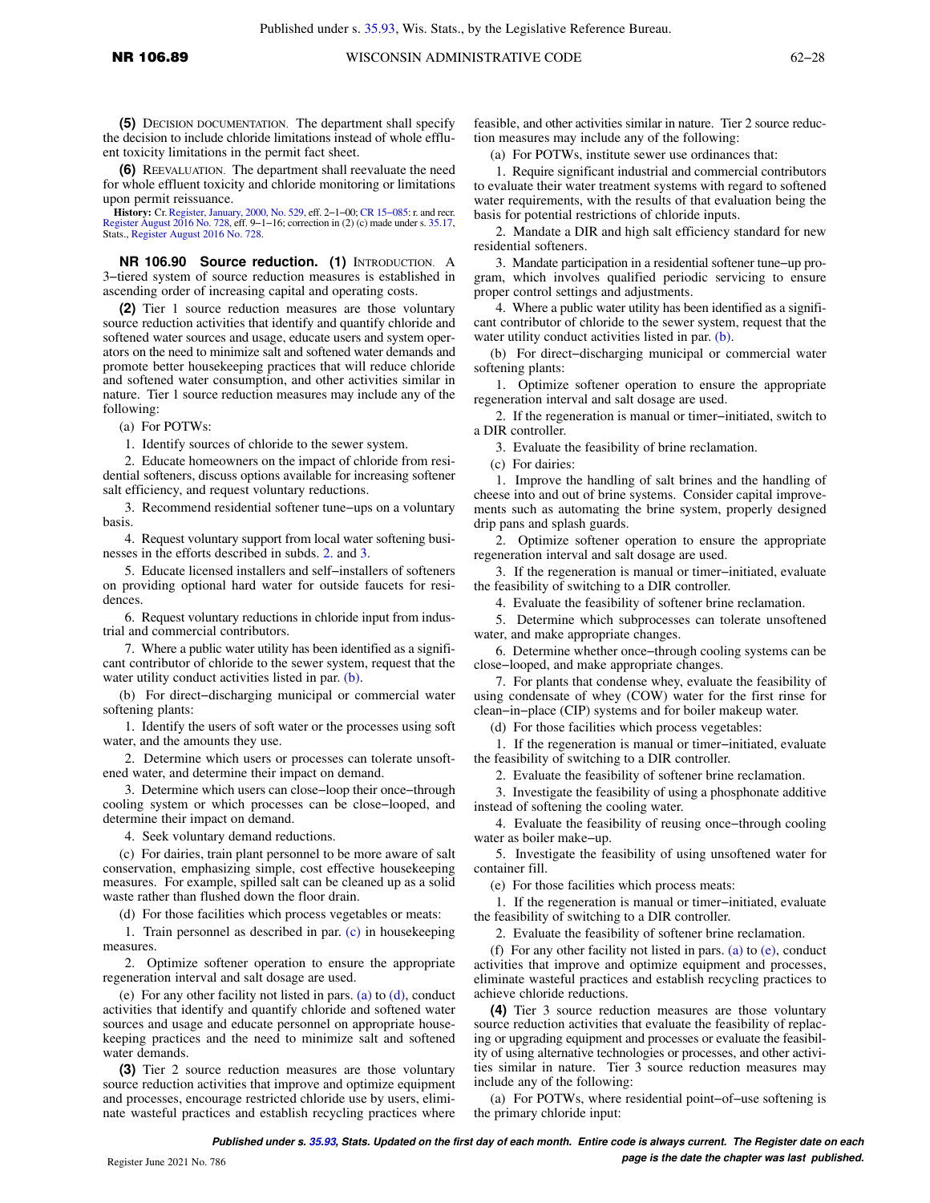**(5)** DECISION DOCUMENTATION. The department shall specify the decision to include chloride limitations instead of whole effluent toxicity limitations in the permit fact sheet.

**(6)** REEVALUATION. The department shall reevaluate the need for whole effluent toxicity and chloride monitoring or limitations upon permit reissuance.

**History:** Cr. Register, January, 2000, No. 529, eff. 2−1−00; CR 15−085: r. and recr. Register August 2016 No. 728, eff. 9−1−16; correction in (2) (c) made under s. 35.17, Stats., Register August 2016 No. 728.

**NR 106.90 Source reduction.** **(1)** INTRODUCTION. A 3−tiered system of source reduction measures is established in ascending order of increasing capital and operating costs.

**(2)** Tier 1 source reduction measures are those voluntary source reduction activities that identify and quantify chloride and softened water sources and usage, educate users and system operators on the need to minimize salt and softened water demands and promote better housekeeping practices that will reduce chloride and softened water consumption, and other activities similar in nature. Tier 1 source reduction measures may include any of the following:

(a) For POTWs:

1. Identify sources of chloride to the sewer system.

2. Educate homeowners on the impact of chloride from residential softeners, discuss options available for increasing softener salt efficiency, and request voluntary reductions.

3. Recommend residential softener tune−ups on a voluntary basis.

4. Request voluntary support from local water softening businesses in the efforts described in subds. 2. and 3.

5. Educate licensed installers and self−installers of softeners on providing optional hard water for outside faucets for residences.

6. Request voluntary reductions in chloride input from industrial and commercial contributors.

7. Where a public water utility has been identified as a significant contributor of chloride to the sewer system, request that the water utility conduct activities listed in par. (b).

(b) For direct−discharging municipal or commercial water softening plants:

1. Identify the users of soft water or the processes using soft water, and the amounts they use.

2. Determine which users or processes can tolerate unsoftened water, and determine their impact on demand.

3. Determine which users can close−loop their once−through cooling system or which processes can be close−looped, and determine their impact on demand.

4. Seek voluntary demand reductions.

(c) For dairies, train plant personnel to be more aware of salt conservation, emphasizing simple, cost effective housekeeping measures. For example, spilled salt can be cleaned up as a solid waste rather than flushed down the floor drain.

(d) For those facilities which process vegetables or meats:

1. Train personnel as described in par. (c) in housekeeping measures.

2. Optimize softener operation to ensure the appropriate regeneration interval and salt dosage are used.

(e) For any other facility not listed in pars. (a) to (d), conduct activities that identify and quantify chloride and softened water sources and usage and educate personnel on appropriate housekeeping practices and the need to minimize salt and softened water demands.

**(3)** Tier 2 source reduction measures are those voluntary source reduction activities that improve and optimize equipment and processes, encourage restricted chloride use by users, eliminate wasteful practices and establish recycling practices where feasible, and other activities similar in nature. Tier 2 source reduction measures may include any of the following:

(a) For POTWs, institute sewer use ordinances that:

1. Require significant industrial and commercial contributors to evaluate their water treatment systems with regard to softened water requirements, with the results of that evaluation being the basis for potential restrictions of chloride inputs.

2. Mandate a DIR and high salt efficiency standard for new residential softeners.

3. Mandate participation in a residential softener tune−up program, which involves qualified periodic servicing to ensure proper control settings and adjustments.

4. Where a public water utility has been identified as a significant contributor of chloride to the sewer system, request that the water utility conduct activities listed in par. (b).

(b) For direct−discharging municipal or commercial water softening plants:

1. Optimize softener operation to ensure the appropriate regeneration interval and salt dosage are used.

2. If the regeneration is manual or timer−initiated, switch to a DIR controller.

3. Evaluate the feasibility of brine reclamation.

(c) For dairies:

1. Improve the handling of salt brines and the handling of cheese into and out of brine systems. Consider capital improvements such as automating the brine system, properly designed drip pans and splash guards.

2. Optimize softener operation to ensure the appropriate regeneration interval and salt dosage are used.

3. If the regeneration is manual or timer−initiated, evaluate the feasibility of switching to a DIR controller.

4. Evaluate the feasibility of softener brine reclamation.

5. Determine which subprocesses can tolerate unsoftened water, and make appropriate changes.

6. Determine whether once−through cooling systems can be close−looped, and make appropriate changes.

7. For plants that condense whey, evaluate the feasibility of using condensate of whey (COW) water for the first rinse for clean−in−place (CIP) systems and for boiler makeup water.

(d) For those facilities which process vegetables:

1. If the regeneration is manual or timer−initiated, evaluate the feasibility of switching to a DIR controller.

2. Evaluate the feasibility of softener brine reclamation.

3. Investigate the feasibility of using a phosphonate additive instead of softening the cooling water.

4. Evaluate the feasibility of reusing once−through cooling water as boiler make−up.

5. Investigate the feasibility of using unsoftened water for container fill.

(e) For those facilities which process meats:

1. If the regeneration is manual or timer−initiated, evaluate the feasibility of switching to a DIR controller.

2. Evaluate the feasibility of softener brine reclamation.

(f) For any other facility not listed in pars. (a) to (e), conduct activities that improve and optimize equipment and processes, eliminate wasteful practices and establish recycling practices to achieve chloride reductions.

**(4)** Tier 3 source reduction measures are those voluntary source reduction activities that evaluate the feasibility of replacing or upgrading equipment and processes or evaluate the feasibility of using alternative technologies or processes, and other activities similar in nature. Tier 3 source reduction measures may include any of the following:

(a) For POTWs, where residential point−of−use softening is the primary chloride input: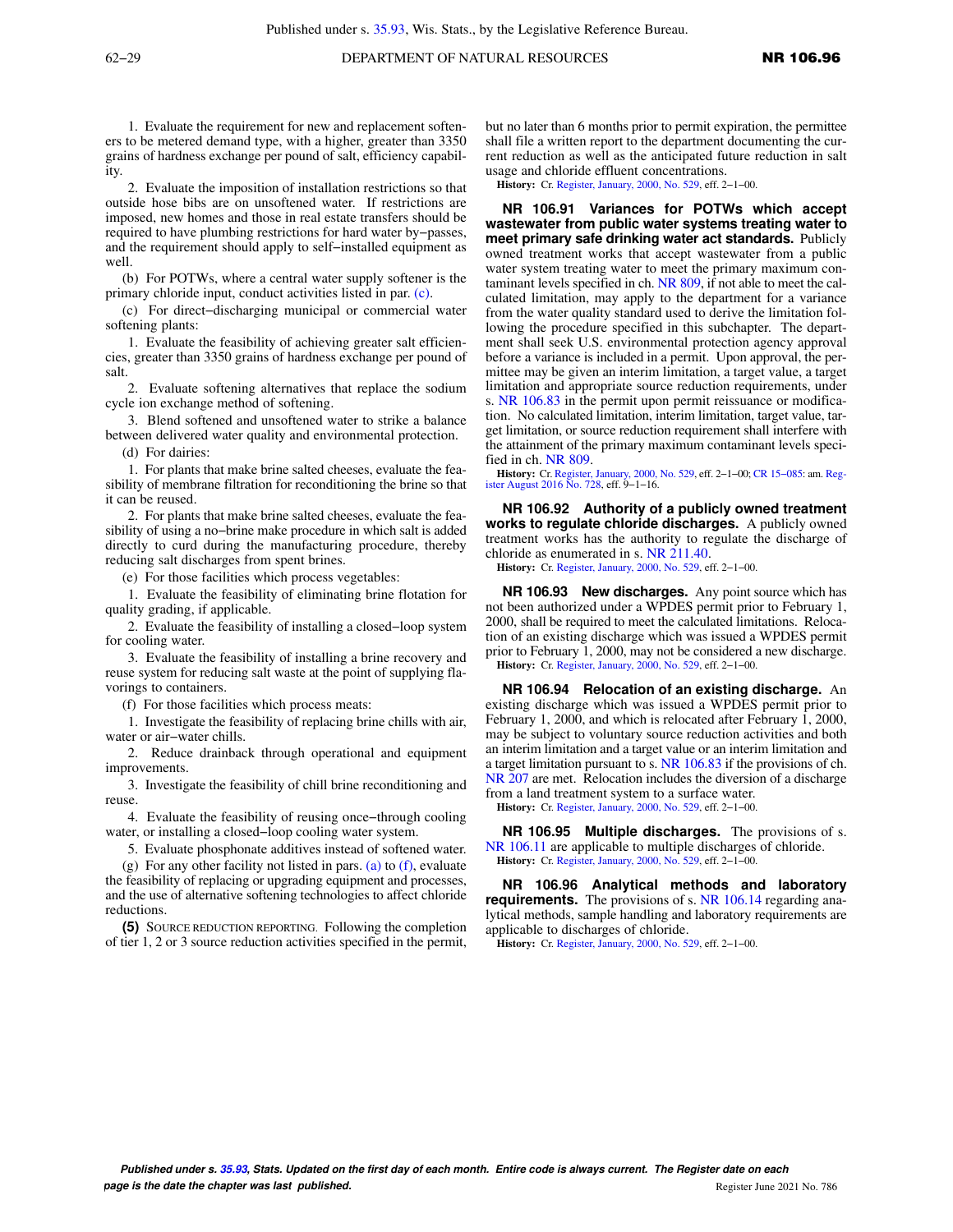1. Evaluate the requirement for new and replacement softeners to be metered demand type, with a higher, greater than 3350 grains of hardness exchange per pound of salt, efficiency capability.

2. Evaluate the imposition of installation restrictions so that outside hose bibs are on unsoftened water. If restrictions are imposed, new homes and those in real estate transfers should be required to have plumbing restrictions for hard water by−passes, and the requirement should apply to self−installed equipment as well.

(b) For POTWs, where a central water supply softener is the primary chloride input, conduct activities listed in par. (c).

(c) For direct−discharging municipal or commercial water softening plants:

1. Evaluate the feasibility of achieving greater salt efficiencies, greater than 3350 grains of hardness exchange per pound of salt.

2. Evaluate softening alternatives that replace the sodium cycle ion exchange method of softening.

3. Blend softened and unsoftened water to strike a balance between delivered water quality and environmental protection.

(d) For dairies:

1. For plants that make brine salted cheeses, evaluate the feasibility of membrane filtration for reconditioning the brine so that it can be reused.

2. For plants that make brine salted cheeses, evaluate the feasibility of using a no−brine make procedure in which salt is added directly to curd during the manufacturing procedure, thereby reducing salt discharges from spent brines.

(e) For those facilities which process vegetables:

1. Evaluate the feasibility of eliminating brine flotation for quality grading, if applicable.

2. Evaluate the feasibility of installing a closed−loop system for cooling water.

3. Evaluate the feasibility of installing a brine recovery and reuse system for reducing salt waste at the point of supplying flavorings to containers.

(f) For those facilities which process meats:

1. Investigate the feasibility of replacing brine chills with air, water or air−water chills.

2. Reduce drainback through operational and equipment improvements.

3. Investigate the feasibility of chill brine reconditioning and reuse.

4. Evaluate the feasibility of reusing once−through cooling water, or installing a closed−loop cooling water system.

5. Evaluate phosphonate additives instead of softened water.

(g) For any other facility not listed in pars. (a) to (f), evaluate the feasibility of replacing or upgrading equipment and processes, and the use of alternative softening technologies to affect chloride reductions.

**(5)** SOURCE REDUCTION REPORTING. Following the completion of tier 1, 2 or 3 source reduction activities specified in the permit, but no later than 6 months prior to permit expiration, the permittee shall file a written report to the department documenting the current reduction as well as the anticipated future reduction in salt usage and chloride effluent concentrations.

**History:** Cr. Register, January, 2000, No. 529, eff. 2−1−00.

**NR 106.91 Variances for POTWs which accept wastewater from public water systems treating water to meet primary safe drinking water act standards.** Publicly owned treatment works that accept wastewater from a public water system treating water to meet the primary maximum contaminant levels specified in ch. NR 809, if not able to meet the calculated limitation, may apply to the department for a variance from the water quality standard used to derive the limitation following the procedure specified in this subchapter. The department shall seek U.S. environmental protection agency approval before a variance is included in a permit. Upon approval, the permittee may be given an interim limitation, a target value, a target limitation and appropriate source reduction requirements, under s. NR 106.83 in the permit upon permit reissuance or modification. No calculated limitation, interim limitation, target value, target limitation, or source reduction requirement shall interfere with the attainment of the primary maximum contaminant levels specified in ch. NR 809.

**History:** Cr. Register, January, 2000, No. 529, eff. 2−1−00; CR 15−085: am. Register August 2016 No. 728, eff. 9−1−16.

**NR 106.92 Authority of a publicly owned treatment works to regulate chloride discharges.** A publicly owned treatment works has the authority to regulate the discharge of chloride as enumerated in s. NR 211.40.

**History:** Cr. Register, January, 2000, No. 529, eff. 2−1−00.

**NR 106.93 New discharges.** Any point source which has not been authorized under a WPDES permit prior to February 1, 2000, shall be required to meet the calculated limitations. Relocation of an existing discharge which was issued a WPDES permit prior to February 1, 2000, may not be considered a new discharge.

**History:** Cr. Register, January, 2000, No. 529, eff. 2−1−00.

**NR 106.94 Relocation of an existing discharge.** An existing discharge which was issued a WPDES permit prior to February 1, 2000, and which is relocated after February 1, 2000, may be subject to voluntary source reduction activities and both an interim limitation and a target value or an interim limitation and a target limitation pursuant to s. NR 106.83 if the provisions of ch. NR 207 are met. Relocation includes the diversion of a discharge from a land treatment system to a surface water.

**History:** Cr. Register, January, 2000, No. 529, eff. 2−1−00.

**NR 106.95 Multiple discharges.** The provisions of s. NR 106.11 are applicable to multiple discharges of chloride.

**History:** Cr. Register, January, 2000, No. 529, eff. 2−1−00.

**NR 106.96 Analytical methods and laboratory requirements.** The provisions of s. NR 106.14 regarding analytical methods, sample handling and laboratory requirements are applicable to discharges of chloride.

**History:** Cr. Register, January, 2000, No. 529, eff. 2−1−00.